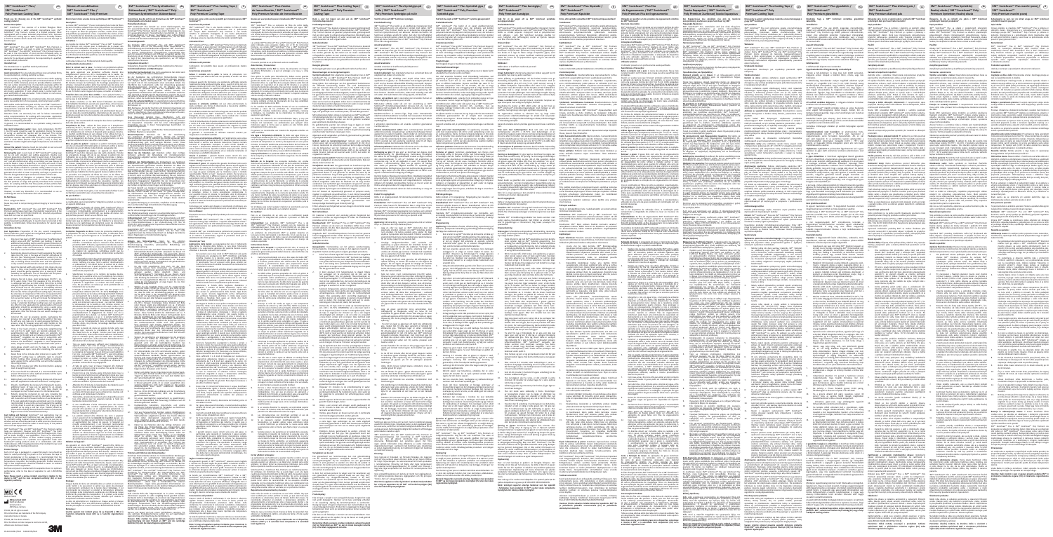#### **Poly Premium mavčni povoj Zahvaljujemo se vam, ker ste izbrali enega od 3M™ Scot**

**3M™ Scotchcast™**

**3M™ Scotchcast™ Plus Syntetický fixačný obväz / 3M™ Scotchcast™ Poly Premium Syntetický fixačný obväz**

**3M™ Scotchcast™ Plus dlahový pás /** 

**3M™ Scotchcast™ Poly Premium dlahový pás**

**3M™ Scotchcast™ Plus Fita**

**de Engessamento / 3M™ Scotchcast™ Poly Premium Fita de Engessamento**

**3M™ Scotchcast™ Plus Synthetischer Stützverband / 3M™ Scotchcast™ Poly Premium Synthetischer Stützverband** fr) 3M™ Scotchcast™ Plus Synthetischer (de

**3M™ Scotchcast™ Plus Kipsiside / 3M™ Scotchcast™ Poly Premium Kipsiside**

## **3M™ Scotchcast™ Plus kunstgips / 3M™ Scotchcast™**

**3M™ Scotchcast™ Plus Syntetgips på rulle / 3M™ Scotchcast™ Poly Premium Syntetgips på rulle**

**Casting Tape**

**3M™ Scotchcast™ Plus Vendas**

**de Inmovilización / 3M™ Scotchcast™ Poly Premium Vendas de Inmovilización**

**3M™ Scotchcast™ Plus Casting Tape /** 

**3M™ Scotchcast™ Poly Premium Casting Tape**

#### r application is the responsibility of a qualifie on-site medical professional. **Intended User:**

**Résines d'immobilisation 3M™ Scotchcast™ Plus / 3M™ Scotchcast™ Poly Premium**

### **3M™ Scotchcast™ Plus / 3M™ Scotchcast™**

# **Poly Premium Casting Tape**

#### **Thank you for choosing one of the 3M™ Scotchcast™ synthetic casting products!**

**Product Description:** M™ Scotchcast™ Plus consists of a knitted fiberglass fabr impregnated with a water activated polyurethane resin. 3M™ Scotchcast™ Poly Premium consists of a knitted polyester fabric impregnated with a water activated polyurethane resin. Exposure of Scotchcast™ casting tape to water, moisture or humidity initiates a chemical reaction which causes the resin to cure and the tape to

significant exposure. etection limits are extremely low and far below international safety recommendations for working with isocyanates. Application specialists following proper application practices as described in this aflet are adequately protected.

become rigid. **Intended Use:**  3M™ Scotchcast™ Plus and 3M™ Scotchcast™ Poly Premium is intended to construct rigid casts in order to immobilize fractures. 3M™ Scotchcast™ Plus and 3M™ Scotchcast™ Poly Premium tape can be used in the construction of most common orthopedic casts, as well as specialized prosthetics and orthotic devices. Suitability of the

general, it is recommended to use synthetic casting material ventilated rooms. **Use room temperature water:** Clean, room temperature (70-75°F / 21-24°C) water should be used for application. During the course of curing, an exothermic reaction will be observed. This normal temperature increase will disappear after a few minutes. This exothermic reaction stays within safe limits when room temperature water is used. When warmer water (>75°F / 24°C) is used, the exothermic reaction might lead to higher temperatures and undesired effects.

The intended user is a qualified medical professional. **Warnings and Precautions:**

**Avoid skin contact:** The uncured polyurethane resin will adhere firmly to unprotected skin, clothing and other surfaces. es providing sufficient protection must be worn while applyi the casting tape, e.g. nitrile gloves with a minimum thickness of 0.127<br>mm (5 mil, 0.005 inch) have proven to provide effective protection.<br>The cast surface should be free of unreacted isocyanates within 30 minutes when proper wetting techniques are used. Care should be exercised to avoid contact with unprotected areas of the patient's skin during application. If resin should come in contact with skin, wash with plenty of soap and water. If skin irritation or rash occurs, get medical advice/attention.

**Cast Application:** Preparation of the site, wound management fracture reduction, post surgical care and general patient supervision should follow established practices.

**Work in a ventilated room:** In its unhardened state, the resin contains a very low volatile form of di-isocyanate, commonly known as MDI. MDI studies conducted during wet and dry use of 3M™ Scotchcast™ immobilization products including air, surface, skin and biological measurements revealed that the measured results did not show

**Instruct the patient:** Patients should be instructed on cast care and observing blood circulation. See details under 13. **Removing the cast:** A cast made of 3M™ Scotchcast™ casting tape can be cut with standard cast cutting equipment. Routine cast

removal precautions should be taken to avoid injury of the patient while cutting equipment is being used. Use the recommended "in and out" cast saw method when using an oscillating cast saw. Always be sure the blade is sharp. A blade that is not sharp will result in heat build-up and possible patient discomfort or injury. It is recommended to use saw blades suitable for synthetic casting material as per the manufacturer's advice. Cast removal with an oscillating type cast saw

generates dust which is lower in quantity and larger in particle size than the dust generated upon removal of a Plaster of Paris cast. The dust consists of fiberglass or polyester fibers respectively, embedded in cured polyurethane resin. In a minor amount of dust, the dust particles are large and typically considered to be nuisance dusts. Air sampling indicates that the quantity of dust particles falls

well below the permissible occupational exposure limits for nuisance dust. ever, to avoid any discomfort, it is recommended to use an oscillating cast saw in combination with a dust extractor. **Do Not Reuse.**

## This is a single use device

Reuse may result in compromising product integrity or lead to devid failure. **Flammability:** 3M™ Scotchcast™ Plus and 3M™ Scotchcast™ Poly Premium casting tapes meet Class I flammability requirements of the US regulation Title 16 CFR 1610 (CS191-53). Uncured polyurethane tapes will burn over an open flame.  $H$ ardened 3M™ immobilisation products can be disposed of as

normal hospital/household waste. In case the resin is not cured or the padding is contaminated, follow local procedures for special waste handling. **Instructions for Use**

La résine 3M<sup>ns</sup> Scotchcast<sup>une</sup> Plus est composée d'une trame de fibres<br>de verre tricotées, enduite d'une résine polyuréthane qui polymérise<br>à l'eau. La résine 3M<sup>ns</sup> Scotchcast<sup>un</sup> Poly Premium est constituée<br>d'un suppor polymérisation des bandes de résine, qui deviennent rigides. **Indications :**

**en**

**Merci d'avoir choisi une des résines synthétiques 3M™ Scotchcast™!**

**Description :**

Les bandes de résines 3M™ Scotchcast™ Plus et 3M™ Scotchcast™ Poly Premium sont conçues pour la réalisation de la plupart des<br>appareils d'immobilisation courants en orthopédie/traumatologie,<br>ainsi que pour la confection de prothèses ou d'orthèses. L'indication et la mise en place d'un appareil spécifique sont sous la responsabilité d'un Professionnel de Santé qualifié au sein de l'établissement.

**Utilisateur prévu du produit :** L'utilisateur prévu est un Professionnel de Santé qualifié.

- 3M™ Scotchcast™ Plus besteht aus einem Glasfasergewirk, das<br>mit wasseraktivierbarem Polyurethanharz beschichtet ist. 3M™<br>Scotchcast™ Poly Premium besteht aus einem Polyestergewirk, das<br>mit wasseraktivierbarem Polyurethanh Scotchcast-Material mit Wasser, Feuchtigkeit oder Luftfeuchtigkeit in Verbindung, setzt eine chemische Reaktion ein, die das Harz aushärtet und den Stützverband rigide werden lässt.
- **Verwendungszweck:** Die Produkte 3M™ Scotchcast™ Plus und 3M™ Scotchca Poly Premium sind für die Herstellung fester Castverbände zur Immobilisierung von Knochenbrüchen vorgesehen. 3M™ Scotchcast™ Plus und 3M™ Scotchcast™ Poly Premium können zum Herstellen der meisten herkömmlichen orthopädischen Castverbände aber auch für spezielle Prothesen und Orthesen verwendet werden. Die Beurteilung, ob ein Produkt für eine bestimmte Behandlung geeignet ist, liegt in der Verantwortung des qualifizierten, vor Ort tätigen
- medizinischen Personals. **Vorgesehene Anwender:**
- Vorgesehene Anwender sind qualifiziertes medizinisches Personal. **Vorsichtsmaßnahmen und Warnhinweise:**
- Vermeiden Sie Hautkontakt: Das nicht ausgehärtete Harz klebt stark<br>an Haut, Kleidung und anderen Materialien.
- Bei der Applikation des synthetischen Stützverbandes müssen Handschuhe mit ausreichender Schutzwirkung getragen werden.<br>Zum Beispiel bieten Nitrilhandschuhe mit einer Mindestdicke von 0,127 mm (5 mil) nachweislich einen wirksamen Schutz. Die Oberfläche des Castverbands sollte bei Verwendung geeigneter Befeuchtungstechniken innerhalb von 30 Minuten frei von<br>unumgesetztem Isocyanat sein. Bei der Applikation sollte mit<br>besonderer Sorgfalt darauf geachtet werden, Kontakt mit
- ungeschützten Hautbereichen des Patienten zu vermeiden. Sollte das Harz dennoch in Kontakt mit der Haut kommen, waschen Sie es mit viel Seife und Wasser ab. Sollte es zu Hautreizungen oder -ausschlägen kommen, ziehen Sie medizinische Beratung oder Hilfe hinzu.
- **Achten Sie auf gute Belüftung:** Im ungehärteten Zustand enthält das Harz ein Diisocyanat von sehr geringer Flüchtigkeit, das allgemein als MDI bekannt ist. MDI-Nachweise, die bei der feuchten un 3M™ Scotchcast™ Immobilisationsprodukten durchgeführt wurden und Luft-, Oberflächen-, Haut- und biologische Messungen umfassten,
- wiesen auf keine signifikante Exposition hin. Diese Messungen betrafen Haut-, Oberflächen-, Luft und Urinuntersuchungen. Die Nachweisgrenzen sind sehr niedrig und weit unterhalb internationaler Sicherheitsempfehlungen für das Arbeiten mit Isocyanaten. Anwender sind bei einer ordnungsgemäßen Anwendung, wie sie in dieser Packungsbeilage beschrieben ist, ausreichend geschützt.
- Allgemein wird angeraten, synthetisches Stützverbandsmaterial in belüfteten Räumen zu verwenden. **Wassertemperatur:** Benutzen Sie bei der Verarbeitung von Scotchcast Produkten sauberes Wasser
- Raumtemperatur (21-24°C). Während des Aushärteprozesses kann eine gewisse Wärmeentwicklung beobachtet werden. Dieser normale Temperaturanstieg geht nach wenigen Minuten zurück. Diese thermische Reaktion bleibt innerhalb sicherer Grenzen, wenn Wasser
- in Raumtemperatur benutzt wird. Wird wärmeres Wasser benutzt (>24°C) kann diese thermische Reaktion zu höheren Temperaturen und ungewollten Nebeneffekten führen. **Klären Sie die Patienten auf:** Patienten sollten über richtiges<br>Verhalten während der Behandlung mit immobilisierenden
- Stützverbänden aufgeklärt werden. Detaillierte Hinweise finden Sie unter Punkt 13. Entfernen des Stützverbandes: Ein Stützverband aus Scotchc
- von Gipsverbänden geschnitten werden. Beachten Sie dabei die üblichen Vorsichtsmaßnahmen, um den Patienten vor möglichen Verletzungen zu schützen. Beim Schneiden mit einer oszillierenden Säge wird empfohlen, die sog. "Tauch-Technik" (Rein & Raus Technik) anzuwenden. Achten Sie stets darauf, dass das Sägeblatt scharf ist. Es kommt sonst zu erhöhter Wärmeentwicklung, die von Patienten als unangenehm empfunden wird oder zu Verletzungen führen kann. Wir empfehlen die Nutzung spezieller, vom Hersteller für synthetische
- Materialien freigegebener Sägeblätter. Bei der Verwendung einer<br>oszillierenden Säge entsteht Staub. Die Staubmenge ist geringer und<br>die Partikel sind größer als beim Sägen von Mineralgips. Der Staub besteht aus Glasfaser beziehungsweise Polyesterfasern, die von gehärtetem Polyurethanharz umschlossen sind. Zu einem handelt es sich dabei um große
- La réutilisation peut compromettre l'intégrité du produit ou mener à wan jegliche Belästigung zu vermeiden, empfehlen wir die Benutzung<br>un appareil défectueux. die üblicherweise als belästigend wahrgenommen werden. Die Luftprobenahme zeigt, dass die Menge der Staubpartikel die maximale Arbeitsplatzkonzentration für lästigen Staub deutlich unterschreitet. **Nicht zur Wiederverwendung:**
	- Nur für den einmaligen Gebrauch.
	- Eine Wiederverwendung sowie der unsachgemäße Gebrauch führen zu fehlerhaften Veränderungen der Produkteigenschaften. **Enfflammbarkeit:** 3M™ Scotchcast™ Plus Stützverbände und 3M™<br>Scotchcast™ Poly Premium Stützverbände erfüllen die Anforderungen<br>der Entflammbarkeitsklasse 1 der US-Bestimmung CFR Title 16<br>(CS191-S3). Nicht ausgehärte
	- Ausgehärtete 3M™ Immobilisationsprodukte können als normaler Krankenhaus-/Hausmüll entsorgt werden. Falls das Harz nicht ausgehärtet oder das Polster kontaminiert ist, befolgen Sie bitte die lokalen Regelungen zur Sondermüllentsorgung.
	- **Gebrauchsanweisung Anlegen des Stützverbandes:** Folgen Sie den üblichen<br>Vorgehensweisen bei der Vorbereitung des Arbeitsplatzes,<br>Wundversorgung, Reposition, postoperative Behandlung und Patientenüberwachung.
	- 1. Ziehen Sie einen oder zwei 3M™ Trikotschläuche über den zu behandelnden Bereich und/oder umwickeln Sie diesen mit 3M™ synthetischer Polsterwatte. Falls gewünscht, können besonders druckgefährdete Stellen und Knochenprominenzen mit zusätzlichem Polstermaterial geschützt werden. Es wird empfohlen, synthetisches Polstermaterial zu benutzen. Dieses speichert weniger Feuchtigkeit als die gebräuchlichen Polstermaterialien aus Baumwolle.
	- 2. Da das nicht ausgehärtete Harz stark mit der Haut verklebt, müssen beim Verarbeiten von synthetischen Stützverbandmaterialien geeignete Nitril-Einmalhandschuhe getragen werden. (Siehe Abschnitt "Warn- und Sicherheitshinweise"!). Vermeiden Sie aus diesem Grund auch den Kontakt des nicht ausgehärteten Harzes mit Haut
	- oder Kleidung des Patienten. Um sicher zu stellen, dass Sie nicht mit unausgehärtetem Material in Kontakt kommen, sollten Sie die Handschuhe so lange tragen, bis das Harz vollständig ausgehärtet ist. 3. Wählen Sie die benötigte Breite und die entsprechende Anzahl der Rollen. Öffnen Sie immer nur eine Rolle, da der Aushärteprozess durch Luftfeuchtigkeit initiiert wird. Prüfen Sie, dass die Rolle zur Verarbeitung geeignet ist. Drücken

olle leicht in der Verpackung. Das sich weich und geschmeidig anfühlen. Verwenden Sie kein Material, dass ganz oder teilweise ausgehärtet ist.

(21-24°C). Hinweis: Dreimaliges festes Drücken der Rolle unter Wasser ergibt eine Abbindezeit von ca. 4 Minuten (Zeit, in der das Material verarbeitet werden kann). Um die Abbindezeit zu verlängern, tauchen Sie die Rolle nur kurz unter Wasser und nehmen Sie sie ohne zu drücken wieder heraus. Diese Technik erhöht die Abbindezeit auf ca. 5 Minuten. Wird die Rolle unter Wasser nicht gedrückt, kann dies die Gleitfähigkeit des Scotchcast Materials verringern. Kälteres Wasser verlängert die Abbindezeit. Benutzen Sie kein wärmeres Wasser weil dadurch die Temperatur während des Aushärteprozesses erhöht wird. Falls gewünscht, kann Scotchcast auch trocken angewickelt werden. Der Aushärteprozess sollte anschließend durch aufsprühen von Wasser aus einer Sprühflasche oder anwickeln einer nassen elastischen Binde über den Stützverband beschleunigt werden. Die nasse elastische Binde kann nach fünf Minuten wieder entfernt werden. 5. Wickeln Sie spiralförmig und überlappen Sie die einzelnen itzverband ist darauf zu achten, dass nicht zu str Stützverband ist darauf zu achten, dass nicht zu stramm<br>gewickelt wird. Um die bestmögliche Passform des<br>Stützverbandes zuerhalten, wickeln Siemit leichtem Zug. Die<br>bei Mineralgips übliche abrollende Technik sollte deshalb

uchen Sie die Rolle in sauberes Wasse

13. Klären Sie die Patienten über das richtige Verhalten und die Pflege des Stützverbandes auf, insbesondere über<br>die Notwendigkeit, den Stützverband trocken zu halten.<br>Ein nasser Stützverband kann zu Hautmazerationen und<br>erhöhtem Risiko einen Beschädigung führen. Sollte der<br>Stützve

darauf zu achten, dass der Stützverband sorgfältig<br>und vollständig getrocknet wird. Hierbei ist besondere<br>Aufmerksamkeit auf die Polsterung zu legen, um das Risiko<br>einer Hautmazeration zu vermeiden. Das Trocknen des<br>Stützv

**Scotchcast™!** Descrizione dei prodott

- **Avertissements et précautions : Eviter le contact avec la peau :** la résine non polymérisée adhère
- fortement à la peau non protégée, aux vêtements et autres surfaces. Des gants apportant une protection suffisante doivent être obligatoirement portés lors de la manipulation de la bande. Par exemple, des gants en nitrile d'une épaisseur minimale de 0,127 mm ont démontré offrir une protection efficace. La surface de la résine doit être dépourvue d'isocyanates n'ayant pas réagi dans les 30 minutes lorsque les techniques de mouillage appropriées sont utilisées. Il convient de veiller à éviter tout contact avec des zones non protégées de la peau du patient lors de l'application. En cas de contact de la résine avec la peau, laver abondamment à l'eau et au savon. En cas d'irritation ou de rougeurs de la peau, consulter un médecin.
- **Travailler dans une pièce bien ventilée :** avant polymérisation, la résine contient une forme de di-isocyanate très faiblement volatile, connu sous le nom de MDI. s études conduites sur les MDI durant l'utilisation des résines
- d'immobilation Scotchcast, avec et sans apport d'eau, et les mesures biologiques prises au niveau de l'air, de la peau et des surfaces, montrent qu'il n'y a pas d'exposition significative. Les limites de détection des isocyanates sont extrêmement basses et bien en deçà des recommandations internationales de sécurité. Les
- praticiens suivant les instructions décrites dans cette notice travaillent en toute sécurité. En général, il est recommandé de manipuler des résines synthétiques dans des pièces aérées.
- **Température de l'eau :** utiliser de l'eau propre et à température ambiante (70-75°F / 21-24°C) pour l'application. La polymérisation s'accompagne d'une réaction exothermique. Cette augmentation de la température est normale et disparaît après quelques minutes. La réaction exothermique est sans danger si l'on utilise de l'eau à température ambiante ; si l'on utilise de l'eau plus chaude (>75°F /
- 24°C), le dégagement de chaleur, lors de la polymérisation, est plus important et peut entraîner des effets indésirables. **Mise en garde du patient :** expliquer au patient comment prendre soin de son dispositif d'immobilisation et comment vérifier la bonne circulation du sang (cf détails mode d'emploi, paragraphe 13).
- **Ablation de l'appareil en résine :** un appareil en résine 3M™ Scotchcast™ peut être découpé avec des outils standards. Prendre les précautions d'usage afin de ne pas blesser le patient lors de l'utilisation de ces outils. Utiliser la méthode préconisée « dedansdehors » lorsque l'on utilise la scie oscillante. Toujours s'assurer que la lame est affûtée. Une lame mal affûtée peut induire une accumulation de chaleur désagréable et une possible lésion du patient. Il est recommandé d'utiliser les lames qui conviennent pour la découpe de résine synthétique et de suivre les conseils du fabricant. L'ablation d'un appareil en résine, avec une scie oscillante, génère moins de poussière que l'ablation du même appareil réalisé en plâtre de Paris.
- La poussière est composée de fibres de verre ou de fibres de polyester incorporées à la résine polyuréthane durcie. Une petite quantité de cette poussière contient des particules de grande taille habituellement considérées comme des poussières nuisibles. Les analyses de l'air indiquent que la quantité de poussière détectée reste bien en-dessous des limites autorisées en milieu professionnel, pour
- ce qui est des poussières nuisibles. Toutefois, pour éviter toute gêne, il est recommandé d'utiliser la scie oscillante en association avec un aspirateur de poussières. **Ne pas réutiliser :**
- Cet appareil est à usage unique.
- **Inflammabilité :** Les bandes de résines 3M™ Scotchcast™ Plus et I concernant l'inflammabilité conformément à la réglementation aux US [titre 16 CFR 1610 (CS191-53)]. Les bandes de résines non polymérisées peuvent brûler sur une flamme nue.
- Les produits d'immobilisation 3M™ durcis peuvent être traités de la même façon que les déchets normaux de l'hôpital. Si la résine n'est pas dure ou si le capitonnage est contaminé, suivre les procédures locales concernant la manipulation des déchets spéciaux. **Mode d'emploi Confection d'appareils en résine :** Suivre les protocoles établis pour
- la préparation du site, le traitement de la plaie, la réduction de la fracture, les soins post-chirurgicaux et la surveillance générale du patient. 1. Appliquer une ou deux épaisseurs de jersey 3M™ sur le
- membre à immobiliser et/ou le recouvrir d'une bande de protection 3M™. Si besoin, augmenter le nombre de couches de bande de protection au niveau des points de pression et<br>des proéminences osseuses. Il est recommandé d'utiliser<br>du matériel de capitonnage synthétique plutôt que du<br>matériel de capitonnage en coton, afin de limiter la r d'humidité.
- 2. Il est impératif de porter des gants appropriés en nitrile, lors de la manipulation des bandes de résine afin d'éviter que la résine n'adhère à la peau. (Voir la section "Avertissements et précautions"!). De même, éviter le contact de la résine non polymérisée avec la peau du patient ou ses vêtements. Les gants doivent être portés jusqu'à ce que la résine soit entièrement polymérisée.
- 3. Sélectionner la largeur et le nombre de bandes désirés. N'ouvrir qu'un sachet à la fois, car l'humidité de l'air ambiant déclenche le processus de polymérisation. Chaque sache doit être légèrement pressé avant son ouverture pour vérifier l'aptitude à l'application. Le rouleau doit être souple et mou. Ne pas utiliser un rouleau qui serait partiellement ou totalement dur au toucher.
- Immerger la bande de résine dans une eau propre et à<br>température ambiante (70-75°F / 21-24°C). Remarque : trois température ambiante (70-75°F / 21-24°C). **Remarque :** trois<br>pressions fermes sur le rouleau immergé permettent d'obtenir<br>un durcissement de la bande au bout de quatre minutes environ (temps de polymérisation initiale). Pour augmenter<br>le temps de prise, ressortez le rouleau immédiatement<br>après son immersion sans le presser ; ceci permet d'obtenir<br>le durcissement de la bande en cinq minutes envir pas pressée lors de l'immersion. Une eau froide allonge le temps de prise. **Ne pas utiliser d'eau chaude** qui augmente considérablement le dégagement de chaleur lors de la polymérisation de la bande. Les bandes 3M™ Scotchcast™ peuvent être appliquées « à sec » : la polymérisation de la résine est alors accélérée par l'utilisation d'un vaporisateur d'eau, ou par l'enveloppement dans un bandage élastique humide. Après cinq minutes, le bandage élastique humide
- peut être retiré. 5. Dérouler la bande de résine en spirale de telle sorte que chaque spire recouvre la précédente de la moitié ou des deux tiers de sa largeur. Comme pour tout produit d'immobilisation, éviter toute tension excessive. Néanmoins, pour un maintien ajusté, poser la bande avec une tension légèrement supérieure à celle nécessaire habituellement au léroulement d'une bande de plâtre.
- 6. Trois ou quatre épaisseurs suffisent pour l'obtention d'un appareil solide « sans mise en charge » et habituellement cinq à huit couches, pour un appareil avec mise en charge. Un nombre supérieur de couches n'augmente pas, en général, la résistance de l'appareil, mais en diminue la perméabilité à l'air. Une « Longuette 3M‴ Scotchcast™ » peut être utilisée<br>conjointement avec des bandes de résines Scotchcast<br>lorsque l'on désire un renfort; immerger la longuette 3M™<br>Scotchcast™ dans de l'eau à température ambiante et<br> 7. A l'aide de gants, lisser et masser l'appareil afin d'obtenir
- une bonne cohésion entre les couches. Peu après le lissage, l'appareil peut être modelé. 8. Environ trois à cinq minutes après immersion dans l'eau, la bande de résine Scotchcast est suffisamment rigide pour que
- le modelage ne soit plus possible. Une fois la mise en place et le modelage de l'appareil terminés, l'eau appliquée en surface va accélérer le processus de durcissement. 9. Attendre 20 à 30 minutes (à l'appréciation du médecin) avant d'autoriser la mise en charge éventuelle.
- 10. Si l'appareil doit être fenêtré, il est recommandé d'attendre au moins 30 minutes pour que la cohésion des couches soit optimale avant de découper la fenêtre.
- 11. Talonnettes, semelles de marche et autres dispositifs peuvent tous être utilisés avec les appareils réalisés à l'aide des bandes de résines Scotchcast. 12. Si une modification s'avère nécessaire pour des raisons
- thérapeutiques, des couches supplémentaires de résine peuvent être ajoutées sur un appareil déjà polymérisé. La nouvelle bande doit se chevaucher elle-même afin de bien se iouvelle bande doit se chevauch<br>ixer sur l'appareil à renforcer. Les patients doivent être informés des soins à apporter<br>à leur appareil et de la nécessité de le garder au sec. Les
- à leur appareil et de la **nécessité de le garder au sec**. Les<br>appareils mouillés peuvent entraîner macération de la peau<br>et augmentation des risques de cassure. Si l'appareil est<br>mouillé accidentellement, il est fortement de faire en sorte que cet appareil et particulièrement son capitonnage soient parfaitement secs, afin d'éviter tout risque de macération. Le séchage peut être accéléré en utilisant un sèche-cheveux réglé sur air froid. Les patients doivent apprendre à observer soigneusement les extrémités découvertes des membres immobilisés, doigts ou orteils, afin de vérifier la bonne circulation du sang.
- **Ablation de l'appareil :** Les appareils en résine 3M™ Scotchcast™ peuvent être retirés ou retaillés avec une scie oscillante traditionnelle, équipée d'une lame appropriée pour la découpe de la résine synthétique. Les bords d'un<br>appareil fraîchement découpé peuvent être abrasifs : attention de ne<br>pas érafler la peau du patient lors du retrait de l'appareil. Prendre
- les précautions d'usage lors de la découpe de l'appareil pour ne pas blesser le patient avec la lame de la scie. Les de l'enserté de résines de l'accentes de l'aligne de la M™ Scotchcast™ Poly<br>25 bandes de résines 3M™ Scotchcast™ Plus et 3M™ Scotchcast™ Poly<br>remium sont radio transnarentes. Néanmoins, il peut y avoir avec la Premium sont radio transparentes. Néanmoins, il peut y avoir avec la<br>résine 3M™ Scotchcast™ Plus, un léger voile visible à la radiographie,<br>dû à la trame tricotée en fibres de verre. La radiographie peut être<br>faite avec l' Scotchcast Stützverbände können mit handelsüblichen Werkzeugen<br>zum Bearbeiten von synthetischen Stützverbänden angepasst<br>und aufgeschnitten werden. Frei liegende Schnittkanten des<br>Stützverbandes können scharkantig sein. Ar
- concernant les effets d'autres procédures d'imagerie médicale sur ces<br>résines, seules ou en combinaison avec d'autres dispositifs médicaux.<br>Les procédures d'imagerie autres que les radiographies standards es par le médecin. **Stockage :** Chaque bande de résine est emballée dans un sachet en aluminium scellé. Veiller à ne pas percer le sachet sous peine de provoquer
- le durcissement prématuré de la bande dans l'emballage. Il est liegen im l<br>recommandé de conserver le produit à température ambiante.<br>Son stockage à des températures supérieures ou inférieures risque d'affecter les propriétés de manipulation. Si le produit a été stocké à des températures élevées ou basses, attendre qu'il revienne à température ambiante avant de l'utiliser. La date de péremption est imprimée sur chaque sachet et chaque
- boite d'emballage. Pour une performance optimale, se référer à la date de péremption et assurer une bonne ROTATION DES STOCKS. **Remarque :**
- **Veuillez signaler tout incident grave, lié au dispositif, à 3M et à l'autorité compétente locale (UE) ou à l'autorité règlementaire locale.**

**Evitare il contatto con la pelle:** la resina di poliuretano non zzata può aderire alla cute non protetta, ai vestiti e ad altre

**Rimuovere il gesso:** Un apparecchio gessato Scotchcast può essere<br>tagliato con strumenti standard appropriati. Devono essere seguite le<br>precauzioni di routine per la rimozione del gesso, al fine di evitare<br>di causare info raccomandato "dentro e fuori". Assicurarsi sempre che la lama sia affilata. Se la lama non è affilata si causa un accumulo di calore e aumentano i rischi di infortuni al paziente. Si raccomanda di utilizzare seghe da gesso adatte al gesso sintetico, secondo le raccomandazioni dei produttori. La rimozione del gesso sintetico Scotchcast con una sega oscillante genera una quantità minore di polvere rispetto alla rimozione di un gesso di Parigi, con particelle di dimensione maggiore.

Dispositivo monouso l'integrità del prodotto può essere compromessa dopo l'uso. **Infiammabilità:** 3M™ Scotchcast™ Plus e 3M™ Scotchcast™ Poly Premium Casting Tape soddisfano i requisiti infiammabilità Classe I del regolamento Titolo 16 CFR 1610 (CS191-53) degli Stati Uniti. Le boliuretano non polimerizzate bruciano a contatto diret

Mentre si applica la benda sintetica devono essere indossa appositi guanti in nitrile, per evitare che la resina si trasferisca dalla benda alla cute, aderendo ad essa (consultare la sezione "Avvertenze e precauzioni"!). Per la stessa ragione evitare il contatto della resina non polimerizzata con la cute e gli indumenti del paziente. I guanti devono essere indossati finchè la benda non è completamente polimerizzata. 3. Selezionare la benda della larghezza desiderata e preparare il numero di bende necessario. Aprire solo una benda per volta, in quanto l'umidità ambientale può avviare la polimerizzazione della benda. Ogni busta deve essere strizzata leggermente prima dell'apertura per verificare l'idoneità all'utilizzo. Il rotolo deve essere morbido e flessibile. Non usare un rotolo che risulti parzialmente o totalmente rigido. 4. Immergere la benda in acqua pulita a temperatura ambiente (21-24°C). Nota: Se la benda viene strizzata con forza tre volte durante l'immersione in acqua, il tempo necessario per l'indurimento iniziale sarà di circa 4 minuti. Per rallentare il tempo di indurimento, immergere il rotolo e toglierlo immediatamente senza strizzarlo. Con questa tecnica si ottiene un tempo di indurimento di circa 5 minuti. Se il rotolo non viene strizzato durante l'immersione, si potrebbe verificare una riduzione della facilità di srotolamento. L'indurimento della benda richiederà più tempo se viene usata acqua fredda. Non usare acqua calda, per evitare un aumento della temperatura dell'apparecchio durante la reazione esotermica che si verifica in fase di polimerizzazione. Se si preferisce, le bende per immobilizzazione possono essere applicate asciutte: in questo caso, la polimerizzazione dell'apparecchio può essere accelerata spruzzandovi sopra dell'acqua o avvolgendola in una benda elastica bagnata. Dopo cinque minuti la benda bagnata può essere rimossa. 5. Costruire l'apparecchio avvolgendo la benda a spirale e facendo in modo che ciascuno strato copra quello sottostante da metà ai due terzi della sua larghezza. Come per le normali ingessature, evitare di stringere eccessivamente la benda durante l'avvolgimento. Per assicurare una tenuta ottimale, applicare la benda esercitando una leggera tensione. ono sufficienti 3 o 4 strati di materiale per realizzare u apparecchio abbastanza robusto in assenza di carico, e solitamente da 5 a 8 strati per apparecchi da carico. Un numero di strati superiore generalmente non aumenta la resistenza dell'apparecchio e porta a una riduzione della permeabilità all'aria. 3M™ Scotchcast™ Longuette può essere usata insieme alle bende per immobilizzazione Scotchcast in caso sia necessario un ulteriore rinforzo. Immergere Scotchcast Longuette in acqua a temperatura ambiente, usando la stessa procedura descritta al punto 4. 7. Indossando i guanti, lisciare e sistemare la benda per ottenere un adeguato contatto tra gli strati. Poco dopo la lisciatura è

La polvere è composta rispettivamente da vetroresina o fibre e El polvo se compone de fibra de vidrio o fibras de poliéster<br>di poliestere, incluse in resina poliuretanica polimerizzata. In erespectivamente integradas en la

Scotchcast™ Poly Premium sono radiotrasparenti. Tuttavia con 3M™<br>Scotchcast™ Plus si può osservare una leggera griglia formata dalla<br>trama della fibra di vetro. Si possono effettuare radiografie. Non ci sono informazioni circa gli effetti di altre procedure di diagnostica per<br>immagini sulla performance di un apparecchio sintetico realizzato con<br>i prodotti Scotchcast usati da soli o in combinazione con altri dispositivi<br>i dai raggi X, devono comunque essere valutate dal medico.

#### **Vielen Dank, dass Sie sich für ein Produkt aus der 3M™ Scotchcast™ Produktpalette entschieden haben! Produktbeschreibung:**

Ciascun rotolo di benda è confezionato in una busta in alluminio<br>sigillata. Prestare attenzione a non forare la busta, poiché ciò<br>comporterebbe l'indurimento prematuro della benda nella confezione. Si raccomanda di conservare il prodotto a temperatura ambiente. La conservazione a temperature superiori o inferiori può incidere sulle proprietà di gestione. Il prodotto conservato a temperature alte o basse deve essere riportato alla temperatura ambiente prima dell'applicazione. La data di scadenza è riportata su ciascuna scatola e su ciascuna busta.<br>Per una performance ottimale, fare riferimento alla data di scadenza<br>per un'ottimale rotazione dello stock. **Nota: Si prega di segnalare qualsiasi incidente grave riscontrato in** 

12. Se fosse necessaria una modifica per ragioni terapeutiche,<br>strati aggiuntivi di benda possono essere applicati ad strati aggiunti di personali strati aggiunti di benda p<br>un'ingessatura in Scotchcast già indurita. In qu

Le bende per immobilizzazione 3M™ Scotchcast™ Plus e 3M™ suadrícula proveniente del tejido de fibra de vidrio. Se pueden realizar<br>Le bende per immobilizzazione 3M™ Scotchcast™ Plus e 3M™ radiografias a través de la escavo

reud: או פון או האטרי האטרי הייטול הייטול וייטול אינטיאל informe a 3M<sup>m</sup> y a la autoridate grave relacionado con el dispositivo,<br>relazione al dispositivo a 3M™ e all'autorità locale competente in local regulatoria.<br>coall'

**Usuario previsto:** El usuario previsto es un pro

En los estudios de MDI realizados durante el uso en condiciones húmedas y secas de los productos de inmovilización 3M™<br>Scotchcast™, incluidas mediciones aéreas, superficiales, cutáneas<br>y biológicas, los resultados de las mediciones no indicaron una

respectivamente, integradas en la resina de poliuretano curada. En una menor cantidad de polvo, las partículas de polvo no se suelen considerar más que polvo molesto. El análisis de muestras en el aire indica que la cantidad de partículas de polvo se encuentra muy por ebajo de los límites de exposición ocupacional permitidos para el

5. Construya la escayola aplicando las primeras vueltas de la<br>venda en forma de espiral, superponiendo la mitad o las<br>dos terceras partes de las vueltas anteriores. Al igual que<br>con cualquier otro vendaje, evite la tensión embargo, para asegurar un resultado ceñido use una ligera tensión al enrollar la venda en vez de hacerlo como con la

Con la ayuda de unos guantes, alise y aplique la venda para conseguir un buen contacto entre las capas. Una vez alisada, al poco tiempo la escayola se podrá moldear. 8. De tres a cinco minutos después de sacarlas del agua, las vendas estarán lo suficientemente rígidas para evitar seguir mais estatan lo sancientemente rigidas para evitar seguida moldeado ha terminado, se puede aplicar agua a la superficie de la venda para acelerar el proceso de fraguado. 9. Deje que transcurran cerca de 20 minutos (según criterio del médico) antes de cargar peso en los vendajes destinados a

Las aplicaciones con Scotchcast se pueden recortar o retirar con una sierra para escayola sintética tradicional. Los bordes cortados de la escayola pueden ser abrasivos y se debe tener cuidado para evitar<br>arañazos. Se deben tomar las precauciones habituales para evitar<br>daños al paciente cuando se usa una sierra para escayolas.

radiografías a través de la escayola sintética. No se ha recopilado<br>información relativa a los efectos que otras técnicas de imagen<br>pueda tener sobre las características de las escayolas sintéticas realizadas con los productos Scotchcast sólos o en combinación con otros dispositivos médicos. Cualquier otra técnica que no sea una radiografía estandar debe ser valorada por un profesional médico. **3M™ Scotchcast™ Plus Casting Tape / 3M™ Scotchcast™ Poly Premium nl**

ongewenste reacties. **Instructies voor de patiënt: Patiënt** 

6. Für Stützverbände, die nicht stark belastet werden, geben in der Regel drei bis vier Lagen ausreichende Stabilität.

7. Reiben und glätten Sie das Trägermaterial des Stützverbands, um einen guten Kontakt zwischen den Lagen sicherzustellen. Tragen Sie dabei Handschuhe. Kurz nach dem Glätten kann der Castverband geformt werden. Rund drei bis fünf Minuten nachdem das Scotchcast Materi n Wasser getaucht wurde, ist es soweit ausgehärtet, dass<br>veiteres Modellieren nicht mehr möglich ist. Der weitere weiteres Modellieren nicht mehr möglich ist. Der weitere Aushärteprozess kann durch zusätzliches Befeuchten beschleunigt werden. 9. Nach ca. 20 bis 30 Minuten (abhängig von der Einschätzung der medizinischen Fachkraft) kann der Stützverband Selecteer het gewenste aantal en maten gipsverband en het overige materiaal. Open slechts één zakje tegelijk omdat het uithardingsproces onmiddellijk door de luchtvochtigheid egint. Elke verpakking dient voorzichtig ingeknepen worden alvorens de verpakking te openen om geschiktheid vast te stellen. Het materiaal dient zacht aan te voelen. Gebruik geen materiaal dat (deels) hard aanvoelt.

ater wordt ondergedompeld. Koeler water zorgt voor ee langere uithardingtijd. Gebruik geen warmer water, ALS de rol wordt ondergedompeld in water van meer dan 27°C (80°F), komt er meer warmte vrij tijdens het uitharden. Indien gewenst kan Scotchcast droog gebruikt worden. Na het aanleggen dient de polymerisatie van het verband versneld te worden door water te sprayen of een nat verband er omheen aan te brengen. Dit kan na 5 minuten verwijderd worden. Leg de applicatie aan door circulair, spiraalsgewijs te draaien ns met een overlap van circa de helft tot tweederde v de breedte van de tape. Leg het verband niet te strak aan. Om de juiste pasvorm te creëren wel met de nodige spanning aanleggen in tegenstelling tot een 'traditioneel' gipsverband. Drie of vier lagen zorgen al voor een sterk gipsverband dat gee gewicht hoeft te dragen, terwijl vijf tot acht lagen doorgaa voldoende zijn voor een gipsverband dat wel gewicht mo dragen. Bijkomende lagen zorgen over het algemeen ni r extra sterkte, maar verlagen wel de poreusheid. u de Scotchcastversterkingsstrip of Longuettes gebruikt combinatie met de Scotchcastgipsverbandtapes, dient u de strip onder te dompelen in water op kamertemperatuur en dezelfde procedure te gebruiken als in punt 4 hierboven. 7. Wrijf de tape, met handschoenen aan, glad om goed contact ussen de lagen te verkrijgen. Kort na het gladwrijven kan he

gewichtsbelastet werden.

Gewichtsbelastete Verbände werden typischerweise aus<br>Günf bis acht Lagen hergestellt. Zusätzliche Lagen sind für<br>die Stabilität normalerweise nicht notwendig, sie verringer<br>hingegen die Luftdurchlässigkeit des Stützverband

10. Um einen bestmöglichen Lagenverbund zu gewährleisten, sollte der Stützverband, falls notwendig, frühestens nach 30 Minuten gefenstert werden. 11. Handelsübliche Gehstollen, Gips-Schuhe und andere orthetische Produkte können mit Verbänden aus Scotchcast

Stützverbandmaterial kombiniert werden.<br>20. Sind aus therapeutischen Gründen spätere Modifikationen<br>notwendig, können weitere Lagen auf bereits ausgehärteten<br>Stützverbänden aufgebracht werden. Das frische Material<br>sollte d

n u een venster wilt uitzagen, wordt geadviseerd dit na 30 minuten te doen om van voldoende uitharding en

Fön unterstützt werden. Weisen Sie die Patienten auch darauf hin, die Durchblutung von Fingern und Zehen der behandelten Extremitäten zu beobachten.

3M<sup>w</sup> Scotchcast<sup>uw</sup> Plus und 3M<sup>w</sup> Scotchcast<sup>uw</sup> Poly Premium sind<br>durchlässig für Röntgenstrahlen. Bei Stützverbänden aus 3M<sup>w</sup><br>Scotchcast<sup>iw</sup> Plus kann jedoch eine leichte Güterstruktur des<br>Fiberglasmaterials sichtbar

Folienbeutel verpackt. Es sollte sorgfältig darauf geachtet werden,<br>die Beutel nicht zu beschädigen, da ansonsten das Trägermaterial in<br>der Verpackung vorzeitig aushärtet. Es wird empfohlen, das Produkt<br>bei Raumtemperatur

beeinträchtigen. Bei einem Produkt, das bei höheren oder niedrigeren<br>Temperaturen gelagert wurde, sollte vor der Applikation gewartet<br>werden, bis es wieder Raumtemperatur angenommen hat. Kartons und Beutel sind mit einem Verfalldatum versehen. Für<br>eine optimale Produktperformance achten Sie auf regelmäßigen<br>Lagerumschlag unter Beachtung des Verfalldatums. Hinweis: Bitte melden Sie einen schwerwiegenden Vorfall im<br>Zusammenhang mit dem Produkt an 3M™ und die zuständige<br>Behörde(EU) oder die lokale Regulierungsbehörde.

**Trimmen und Entfernen des Stützverbandes:**

Elke doos en elk foliezakje is voorzien van een expiratiedatum. Voor optimaal gebruik van de spalken; let op de datum en maak gebruik

3M™ Scotchcast™ Plus består av en glasfiberväv impregnerad med harts (polyuretanresin) som aktiveras i kontakt med vatten. 3M™ Scotchcast™ Poly Premium består av en polyesterväv impregnerad med harts (polyuretanresin) som aktiveras i kontakt med vatten. Då<br>Scotchcast syntetgips utsätts för vatten, fukt eller hög luftfuktighet<br>initieras en kemisk reaktion vilken får hartset att härda och därmed<br>gipset att stel

3M™ Scotchcast™ Plus och 3M™ Scotchcast™ Poly Premium är<br>avsedda att skapa fast gips för att immobilisera frakturer. Gipserna<br>3M™ Scotchcast™ Plus och 3M™ Scotchcast™ Poly Premium kan<br>användas vid tillverkningen av de fle för specialiserade proteser och ortoser. Artikelns lämplighet för den särskilda applikationen är kvalificerad sjukvårdspersonals ansvar.

**it**

**Grazie per avere scelto uno dei prodotti per immobilizzazione 3M™** 

skyddsåtgärder. ventilerade rum.

3M™ Scotchcast™ Plus è una benda sintetica in fibra di vetro impregnata di una resina poliuretanica che si polimerizza<br>con l'acqua. 3M™ Scotchcast™ Poly Premium è una benda<br>sintetica in poliestere impregnata di una resina poliuretanica che si polimerizza con l'acqua. L'esposizione all'umidità o all'acqua avvia una reazione chimica che rende i prodotti rigidi.

**Indicazioni d'uso:**

alla costruzione di gessi rigidi per l'immobilizzazione di arti fratturati. Le bende semirigide 3M™ Scotchcast™ Plus e 3M™ Scotchcast™ Poly Premium possono essere utilizzate per la costruzione dei gessi ortopedici più diffusi, oltre che per protesi specialistiche o dispositivi ortesici. La verifica dell'adeguatezza del dispositivo per la particolare applicazione è responsabilità di un professionista medico qualificato

e in loco. **Utilizzatore del prodotto:**

esperto. **Avvertenze e precauzioni:**

superfici.

1. Lägg en eller två lager av 3M™ Stockinette över det Hærdede 3M™ immobiliseringsprodukter kan bortskaffes som almindeligt hospitalsaffald. Hvis resinen ikke er hærdet eller polsteret er kontamineret, følges lokale procedurer for håndtering af særligt affald. **Brugsanvisning Applicering:** Forberedelse af stedet, sårbehandling, repositionering af<br>frakturen, postoperativ behandling og almindelig patientovervågning<br>bør følge den etablerede praksis.

Indossare guanti che forniscono una protezione sufficiente durante l'aella benda semirigida, ad es., guanti in nitrile con un<br>imo di 0.127 mm (5 mil. 0.005 poll.) hanno dimostrat spessore minimo di 0,127 mm (5 mil, 0,005 poll.) hanno dimostrato<br>una protezione efficace. La superficie del gesso deve essere priva di<br>isocianati non reagiti entro 30 minuti quando si adottano tecniche di umidificazione adeguate. Prestare attenzione per evitare il contatto con aree non protette della cute del paziente durante l'applicazione. In caso di contatto del composito con la cute, lavare con abbondante acqua e sapone. In caso di irritazione o rash cutaneo, rivolgersi a un

> påverkade området och/eller vira 3M™ Syntetiska polster<br>runt området. Vid behov används extra polster för ökat<br>skydd av tryckpunkter eller benutskott. Tillbehör avsedda för användning tillsammans med syntetiskt gips rekommenderas för att minska risken för kvarvarande fukt. 2. Lämpliga nitrilgummihandskar skall användas vid applicering av gipset eftersom det ohärdade hartset kan fästa vid huden vid kontakt. (Se sektionen "Varningar och försiktighetsåtgärder"!). Av samma anledning bör man undvika att ohärdat gips kommer i kontakt med oskyddade ytor av patientens hud eller kläder. Handskar bör användas

medico.

**Lavorare in ambiente ventilato:** nel suo stato polimerizzato la resina contiene una forma di diisocianato a bassissima volatilità, comunemente noto come MDI. Gli studi MDI condotti durante l'utilizzo bagnato e asciutto dei prodotti per immobilizzazione 3M™ Scotchcast™, inlcuse le misurazioni biologiche, di aria, superficie e della hanno rivelato che i risultati rati non mostrano una esposizione significativa. I limiti di individuazione di questa sostanza sono estremamente bassi e molto al di sotto delle raccomandazioni internazionali di sicurezza per chi lavora con isocianati. Gli operatori che seguono in modo corretto le istruzioni di applicazione descritte in questo foglietto

> Väli lämplig bredd och antal gipsrullar. Då luftfuktighet ka initiera härdning av hartset bör endast en rulle öppnas åt gången. För att avgöra att gipset är lämpligt att använda bör förpackningen försiktigt pressas ihop innan den öppnas. Rullen bör kännas mjuk och följsam. Använd inte rullar som helt eller delvis hårdnat. Sänk ner rullen i rent, rumstempererat (21-24°C) vatter servera: genom att krama ihop rullen ordentligt tre gån då denna är nedsänkt i vatten uppnås en initial härdningstid på ca fyra minuter. För att förlänga denna tid tas rullen upp direkt efter det att den doppats i vattnet, utan att kramas. Denna teknik ger en härdningstid på ca fem minuter. Man kan uppleva rullen som mindre hal då denna inte kramas i vattnet. Kallare vatten förlänger också härdningstiden. Använd inte varmare vatten, då detta ökar temperaturen i samband med härdningsreaktionen. Scotchcast kan appliceras utan att doppas i vatten om detta föredras. Efter en sådan "torr" applicering bör härdningen påskyndas genom att gipset sprayas med vatten eller genom att en våt elastisk linda läggs om gipset. Efter 5 minuter kan den våta elastiska lindan tas

illustrativo sono protetti adeguatamente.

uppnå god kontakt mellan lagren. Kort därefter kan gipset formas. Ca tre till fem minuter efter det att gipset doppats i v

In generale si raccomanda di utilizzare materiali sintetici per l'ingessatura in ambienti ventilati. **Usare acqua a temperatura ambiente:** per l'applicazione usare acqua pulita, a temperatura ambiente (21-24°C). Durante la polimerizzazione della benda si verifica una reazione esotermica. Questo normale aumento di temperatura scompare in pochi minuti. Quando si usa acqua a temperatura ambiente la reazione esotermica rimane miti di sicurezza. Quando si utilizza acqua più calda (>24°C la reazione esotermica può portare ad un notevole incremento di

> gipset. 13. Patienter bör instrueras kring hur de sköter sitt gips. De bör även upplysas kring kravet på att hålla gipset torrt. Våta gips kan resultera i maceration av huden och ökad risk för slitage av gipset. Om gipset av misstag blir vått rekommenderas att det säkerställs att gipset och särskilt polstret torkas ordentligt<br>för att förebygga maceration. Detta kan påskyndas med<br>hjälp av en kall hårtork. Patienter bör även informeras om<br>att noggrant observera blodcirkulationen i

temperatura e ad effetti indesiderati.

campionalmento della participanente di politica di politica di politica di politica di politica di politica di<br>Contra di politica di politica di politica di politica di politica di politica di politica di politica di poli

**Istruire il paziente:** i pazienti devono essere istruiti alla cura dell'apparecchio gessato e a controllare la circolazione sanguigna. Vedere i dettagli al punto 13.

# **Borttagning av gips:** Scotchcast gips kan formas och tas bort med en traditionell gipssåg<br>avsedd för syntetiskt gips. Oskyddade kanter av det uppsågade gipset<br>kan vara vassa, varför man bör iaktta försiktighet då detta tas av för att<br>undvika sk

3M" Scotchcast" Plus och 3M" Scotchcast" Poly Premium är<br>röntgengenomsläppliga. Vid användning av 3M" Scotchcast"<br>Plus kan dock ett diskret rutmönster från glasfiberväven<br>observeras. Röntgenstrålar kan penetrera gipset. De diagnostikutrustningar i samband med Scotchcast gips. Användning av annan diagnostikutrustning än traditionell röntgen bör bedömas av medicinskt ansvarig.

**Förvaring:** Varje teiprulle är förpackad i en försluten foliepåse. Var noggrann<br>Med att lige punktera påsen eftersom detta gör att teipen hårdnar<br>för tidigt i förpackningen. Du rekommenderas att förvara produkten<br>i rumstemperatur. För

Scotchcast Plus y Scotchcast Poly Premium son radiotransparentes.<br>Sin embargo, con Scotchcast Plus e puede llegar a ver una ligera<br>cuadrícula proveniente del tejido de fibra de vidrio. Se pueden realizar<br>cuadrícula proveni Een gipsverband van Scotchcast-tape kan met gebruikmaking<br>van de normale apparatuur verwijderd worden. De normale<br>voorzorgsmaatregelen bij het verwijderen van een gipsverband<br>dienen in acht genomen te worden om letsel bij raster van de glasvezeldrager. Foto's kunnen gemaakt worden door<br>de spalk heen. Er is geen informatie beschikbaar over de effecten op<br>de spalk bij gebruik van andere medische stralingsprocedures. Andere<br>stralingsprocedures Varje produktförpackning och kartong är märkt med utgångsdatum. För optimal prestanda observera utgångsdatum och följ principen "först in, först ut" vid lagerhållning. **Obs! Om du upplever en allvarlig incident i samband med produkten ber vi dig att rapportera det till 3M™ och berörd myndighet (EU) eller den lokala tillsynsmyndigheten.**

una quantità minore di polvere, le particelle sono di dimensioni maggiori e vengono generalmente considerate polveri irritanti. Il

è ben al di sotto dei limiti di esposizione professionale consentiti per

**3M™ Scotchcast™ Plus Syntetisk gips / 3M™ Scotchcast™ Poly Premium Syntetisk gips sv Tak fordi du valgte et 3M™ Scotchcast™ syntetisk gipseprodukt!**

le polveri irritanti.

Comunque, per evitare ogni disagio si raccomanda di utilizzare una sega oscillante da gesso in combinazione con un estrattore di polvere.

**Non riutilizzare:**

con le fiamme vive.

seconnia e concaminali **Istruzioni per l'uso Applicazione delle bende:** La pre

I prodotti 3M™ per immobilizzazione polimerizzati possono essere smaltiti nei rifiuti comuni. In caso la resina non sia polimerizzata o se la cotonina è contaminata, seguire le procedure locali per lo Scotchcast™ immobiliseringsprodukter inklusvie luft, yta, hud och immobiliseringsprodukter, herunder luft-, overflade-, hud- og biologiska mått avslöjade att de uppmätta resultaten inte visar på biologiske målinger fremkom det, at de målte resultater ikke viste væsentlig eksponering. De påviste værdier er ekstremt lave og langt under de internationale en Denregistrerbaren hivåenen er ekstremt laven og langt under i anbefalede grænseværdier for at arbejde med isocyanater. Såfremt anvisningerne i denne brochure følges, vil personalet være tilstrækkeligt beskyttet.

Jede einzelne Rolle des Trägermaterials ist in einem versiegelten **Conservazione del prodotto:**

De gedetecteerde waarden zijn extreem laag en liggen ver onder lallmänhet rekommenderas att använda syntetiskt gipsmaterial Genereltanbefales det, at syntetisk gipsmateriale brugesi ventilerede Generelt anbefales det at sy isocyanaten. Specialisten die werken conform de gebruiksaanwijzing - Anv**änd rumstempererat vatten:** Rent, rumstempererat (21-24°C) - Be**nyt vand med stuetemperatur:** Til applicering anvendes rent - B**ruk vann med romtempe** säkra nivåer då rumstempererat vatten används. Om varmare vatten er grænseværdier når vand med stuetemperatur benyttes. Såfremt<br>(>24°C) används kan den exoterma reaktionen leda till att högre evandet er varmere (>24°C) kan vand med stuetemperatur (21-24°C). Under ophærdning vil der ske en varmeudvikling. Denne normale temperaturstigning vil forsvinde efter få minutter. Den eksotermiske reaktion holder sig under sikre

højere temperaturer og uønsket effekt. **Informere patienten:** Patienterne skal instrueres i korrekt behandling<br>af gipsen og i at observere blodcirkulationen. Se detaljer under 13. Fjermelse af gipsen: Scotchast gipsbandager kan fjermelse af gipsenste and and<br>almindeligt udstyr til fjermelse af gips. Ved rutinenæssig fjermelse<br>af bandagen skal der træffes forholdsregler for at undgå skade på<br>patiente

della ferita, la riduzione della frattura, la cura dopo l'intervento chirurgico e la supervisione generale del paziente devono essere effettuate in base alle indicazioni del medico. 1. Far scivolare uno o due strati di 3M™ Stockinet sulla parte interessata e/o avvolgere con 3M™ imbottitura semirigida sintetica. Qualora lo si desideri, usare un'imbottitura più abbondante sui punti di pressione e sulle prominenze ossee. Si raccomanda l'uso di accessori sotto gesso sintetici per ridurre la ritenzione di umidità che avviene normalmente con

il materiale in cotone.

polyuretannarts. Vid en mindre mangd damm, ar dammpartiklarna polyurethannarpiks. I en mindre mængde støv er støvpartiklerne<br>stora och typiskt sett betraktade som olägenhetsdamm. Luftprover store og betragtes typisk som ge För att undvika besvärande damm är dock användning av utsug att kan For at undgå nogen form for gener, anbefales det dog at anvende en k Støvet består af henholdsvis fiberglas eller polyester, indlejret i hærdet<br>polyurethanharpiks. I en mindre mængde støv er støvpartiklerne<br>store og betragtes typisk som generende støv. Udtagning af luftprøver<br>indiker tilladte eksponeringsgrænser for gener af støv. oscillerende sav med udsug.

> af led og knogler. Det anbefales at anvende syntetisk materiale under gipsen for at reducere tilbageholdelse af fugt, som det kendes ved bomuldsmateriale. Der skal anvendes egnede nitril handsker, mens bandag anlægges for at undgå at resinen klæber til huden. (Se<br>afsnittet "Advarsler og forholdsregler"!). Undgå ligeledes<br>at uhærdet materiale kommer i kontakt med patientens<br>hud eller tøj. Handsker skal anvendes indtil bandagen e

L'utilizzatore del prodotto deve essere un professionista medico **Advertencias y Precauciones:**

3M™ Scotchcast™ Plus e 3M™ Scotchcast™ Poly Pre

Anlæg bandagen ved at vikle produktet om som en spiral, id en forudgående bane overlappes med mellem halvdelen og to tredjedele af gipsens bredde. Som ved alle bandager skal man være opmærksom på, at bandagen ikke bliver for stram. or at sikre, at bandagen sidder rigtigt, bør den syntetiske gip anlægges uden for meget stræk.

Blot 3 eller fire lag giver en solid bandage, hvis denne ik kal understøtte nogen vægt, og fem til otte lag er typis tilstrækkeligt til en vægtbærende bandage. Yderligere lag er normalt ikke nødvendige og vil reducere åndbarheden. 3M™ Scotchcast™ Longuette kan benyttes sammen med Scotchcast syntetisk gips når en øget styrke ønskes. Dyp Scotchcast Longuette i vand med stuetemperatur, og følg den samme procedure som beskrevet under punkt 4.

7. Udglat og gnub tapen med handsker på for at opnå god kontakt mellem lagene. Så snart forbindingen er glattet ud, kan den formes. Omkring 3-5 minutter efter at gipsen er dyppet i van

3M<sup>nw</sup> Scotchcast<sup>nw</sup> Plus og 3M<sup>nw</sup> Scotchcast<sup>nw</sup> Poly Premium er<br>prøngentransparente. Dog kan der ved Scotchcast Plus være et<br>svagt synligt mønster fra den vævede glasfiber. Der kan tages<br>røngenbilleder gennem gipsbanda **Opbevaring:**

Hver rulle tape er pakket i en forseglet foliepose. Vær omhyggelig med<br>at undgå, at posen punkterer, da det vil få tapen til at størkne i posen<br>før tid. Det anbefales at opbevare produktet ved stuetemperatur.<br>Opbevaring ve

possibile modellare il gesso.

8. Dopo circa 3-5 minuti dall'immersione in acqua, Scotchcast è completamente rigido e diventa impossibile rimodellare l'ingessatura. Quando l'applicazione e il modellamento sono finite, l'acqua applicata alla superficie dell'apparecchio aumenterà ulteriormente la velocità del processo di polimerizzazione. 9. Attendere 20-30 minuti (a discrezione del medico) prima di

concedere il carico.

10. Se il gesso deve essere fenestrato, si raccomanda di aspettare almeno 30 minuti, per consentire una laminazione ottimale degli strati. 11. Con tutti i prodotti della linea Scotchcast si possono utilizzare staffe, scarpe ortopediche o tutori.

**Poly Premium kunstgips Takk for at du velger ett av 3M™ Scotchcast syntetiske kunstgipsprodukter!**

3M™ Scotchcast™ Plus og 3M™ Scotchcast™ Poly Premium bruges til M™ Scotchcast™ Plus and 3M™ Scotchcast™ Poly Premium er M™ Scotchcast™ Plus ja 3M™ Scotchcast™ Poly Premium beregnet for laging av stive gipser til immobilisering av brudd. 3M™ Scotchcast™ Plus and 3M™ Scotchcast™ Poly Premium gipsbandasjer kan brukes til å lage de fleste vanlige ortopediske gipser, samt spesialisert proteser og ortoser. Kvalifisert medisinsk personell på stedet har ansvar for at hjelpemidlene egner seg for det aktuelle bruksområdet. **Målbruker:**

consiglia di sovrapporre su se stessa la benda che si intende aggiungere onde ottenere un migliore fissaggio al gesso preesistente. 13. I pazienti devono essere istruiti sulla cura del gesso, in particolare sulla necessità di mantenere il gesso asciutto. Gessi bagnati possono determinare macerazione cutanea e aumento della probabilità di rottura. Se l'apparecchio si bagna accidentalmente, si raccomanda fortemente di<br>assicurarsi che il gesso, ma soprattutto la cotonina, venga<br>asciugata accuratamente, per evitare macerazione della<br>cute. L'asciugatura può essere accelerata utilizzando asciugacapelli con aria fredda. I pazienti devono essere istruiti a controllare attentamente la circolazione sanguigna delle dita delle mani o dei piedi dell'estremità immobilizzata, che non siano coperte dal gesso.

**Taglio e rimozione del gesso:**

Gli apparecchi gessati in 3M™ Scotchcast™ possono essere tagliate o rimosse con normali seghe da gesso adatte a materiali sintetici. I bordi esposti dell'apparecchio tagliato possono essere abrasivi e bisogna fare attenzione ed evitare graffi. Precauzioni di routine per la rimozione del gesso devono essere prese per evitare di causare

infortuni al paziente durante il taglio.

i kombinasjon med en støvoppsamler. **Kun til engangsbruk** sprodukt. Gienbruk kan føre til kompromittering av

spesialavfall. **Brukerveiledning Bruk av gips:** Forberedelse av kroppsdelen, sårbehandling, reponering<br>av fraktur, postkirurgisk behandling og generell pasientkontroll skal<br>skje i følge etablert praksis.

> av trykkpunkter og beinfremspring. Det er anbefalt å bruke styntetisk gipstilbehør for å redusere rester av fuktighet som er vanlig ved bomullsmaterialer. 2. Nitrile hansker MÅ alltid brukes ved applikering av gipsen, siden resinet i gipsen ellers vil feste seg til huden. (Se delen Generelle advarsler og forholdsregler!). Av samme årsak bør man unngå å få resinet på pasientens hud eller kl Hansker børe brukes til kunstgiver brukes til kunstgiver brukes til kunstgen.<br>Hans er fullt herdet for å unng

**o all'autorità regolatoria locale.**

**es**

**Gracias por usar productos para inmovilización 3M™ Scotchcast™!**

**Descripción:**

3M™ Scotchcast™ Plus se compone de fibra de vidrio tejida, impregnada de resina de poliuretano activable por agua. 3M™ Scotchcast™ Poly Premium se compone de un tejido de poliéster, impregnado de resina de poliuretano activable por agua. Al exponer na venda Scotchcast al agua o a la humedad se des reacción química que provoca que la resina frague y se vuelva rígida.

**Indicaciones:**

Tre eller fire lag er tilstrekkelig for en gips som ikke ska bære noen vekt og fem til åtte lag er vanligvis tilstrekkelig for vektbærende gips. Flere lag utover dette er vanligvis endig for å øke styrken, og vil dessuten r luftpermeabiliteten. 3M™ Scotchcast™ Longuette kan brukes sammen med Scotchcast kunstgips hvis bedre styrke er ønsket. Legg Scotchcast Longuette i vann som holder romtemperatur, ved å bruke samme prosedyre som beskrevet under punkt 4.

Las vendas 3M™ Scotchcast™ Plus y 3M™ Scotchcast™ Poly Premium están indicadas para escayolas rígidas con el fin de inmovilizar fracturas. Las vendas 3M™ Scotchcast™ Plus y 3M™ Scotchcast™ Poly Premium se pueden utilizar para los enyesados ortopédicos más frecuentes y como dispositivos prostéticos y ortóticos especializados. La idoneidad del dispositivo para una aplicación concreta debe determinarla un profesional sanitario cualificado del centro.

> kunstgipsen bør overlappe seg selv, slik at den får best mulig feste til den herdede gipsen. 13. Pasienten bør få veiledning i hvordan gipsen skal behandles,<br>inkludert at det er viktig å holde gipsen tørr. Våt gips kan<br>fore til hudmaserasjon og økt nedbryting av gipsen. Hvis<br>gipsen uheldigvis skulle bli våt, er de

se adhiere firmemente a la piel sin proteger, a la ropa y a otras

superficies.

Para aplicar la venda para inn

hudmaserasjon. Tørkingen kan intensiveres ved å bruke en<br>hårtørrer med kaldluft. Pasienten bør også bli instruert til å<br>sjekke blodsirkulasjonen eller ødemer på utildekkede fingre<br>eller tær på den immobiliserte ekstremitet **Fjerning av gipsen:** Scotchcast kunstgipser kan trimmes eller<br>fjernes med vanlig utstyr til saging og som er tilpasset syntetisk kunstgipsmateriale. Avsagde kanter på gipsen kan være skarpe, og det er derfor viktig å være varsom for å unngå kutt og skraper når gipsen fjernes. Vanlige forhåndregler må tas ved fjerning av gipsen med sag for å unngå skader på pasienten.

3M" Soctchest" Plus og 3M" Soctchest" Poly Prennium kunstigips<br>er røntgengiennomtrengelig. Men med 3M" Scotchcast" Plus kan<br>det være en diskret nett fra glassfibermaterialet være synlig. Røntgen<br>kan tas gjennom kunstigipse

que ofrezcan suficiente protección; p. ej., se ha demostrado que los guantes de nitrilo con un grosor mínimo de 0,127 mm ofrecen una protección eficaz. La superficie de la escayola debería estar libre de isocianatos sin reaccionar en el plazo de 30 minutos si se aplican técnicas humectantes adecuadas. Hay que tener cuidado de evitar el contacto con las áreas desprotegidas de piel del paciente durante la aplicación. Si la resina entra en contacto con la piel, lave la zona con abundante agua y jabón. En caso de irritación o erupción cutáneas, solicite consejo o atención médicos. **Trabaje en una Habitación Bien Ventilada:** En su estado sin fraguar, la resina contiene un tipo de diisocianato de muy baja volatilidad,

> **Oppbevaring:** Hver rull med bandasje er pakket i en forseglet foliepose. Vær<br>forsiktig så det ikke går hull på posen, da dette vil føre til at gipsen<br>herder før den blir utpakket. Vi anbefaler at produktet oppbevares<br>i romtemperatur. Op

conocido comúnmente como MDI.

exposición significativa.

Los límites de detección son extremadamente bajos, y muy por debajo de las recomendaciones internacionales de seguridad para<br>trabajos con isocianatos. Los profesionales que apliquen estos trabajos con isocianatos. Los profesionales que apliquen estos materiales según la forma que se explica en este folleto están protegidos de forma adecuada. En general, se recomienda usar material de enyesado sintético en

salas ventiladas.

**Use Agua a Temperatura Ambiente:** Se debe usar agua limpia y a temperatura ambiente (70-75°F / 21-24°C) en la aplicación. Durante el curso del fraguado se observará una reacción exotérmica. Este ligero aumento de temperatura es normal y desaparecerá en unos pocos minutos. La reacción exotérmica permanece dentro de los limites de<br>seguridad cuando se ha usado agua a temperatura ambiente. Si se<br>utiliza agua más caliente (>75°F/24°C), la reacción exotérmica puede<br>llegar a temperaturas **Instruya al Paciente:** Los pacientes deben ser instruidos en el cuidado de la escayola y en observar la circulación sanguínea. Vea los detalles

en el punto 13.

**Retirada de la Escayola:** Las escayolas realizadas con vendas Scotchcast se pueden cortar con equipo de corte estándar. Se deben<br>tomar las precauciones habituales en este tipo de situaciones para<br>evitar daños al paciente mientras se usa el equipo de corte. Use la<br>recomendación "dentr afilada puede provocar un aumento de la temperatura, y por lo tanto molestias o daños para el paciente. Se recomienda usar sierras con cuchillas adecuadas para el material de inmovilización sintético según las instrucciones de uso del fabricante. La retirada de la escayola sintética con una sierra de cuchilla oscilante genera polvo en menor cantidad y partículas más grandes que el generado al retira la escayola tradicional.

> Trekk ett eller to lag med 3M™ gipsstrømpe over den berørte delen og/eller legg på 3M™ syntetisk gipspolstring. Hvis ønskelig, kan ekstra gipsforing brukes for bedre beskyttelse **Käyttöohjeet**

**Kipsin tekeminen:** Noudata sairaalan hoitokäytäntöjä kipsattavan raajanosan valmistelussa, haavanhoidossa, murtumien reponoinnissa, leikkauksen jälkeisessä hoidossa sekä potilaan valvonnassa. 1. Liu'uta yksi tai kaksi kerrosta 3M™ Kipsinalussukkaa kipsattavan kohdan päälle ja/tai kääri kipsattava kohta 3M™ Synteettiseen kipsipehmusteeseen. Tarvittaessa voit käyttää lisään mpapalmustessaan varinnassaa varinna, va<br>mustetta suojaamaan paineelle alttiit alueet ja lu

ulokkeet paremmin. On suositel

polvo molesto.

sierra oscilante en combinación a un extractor de polvo.

**No reutilizar:**

Este es un dispositivo de un solo uso. La reutilización puede comprometer la integridad del producto o provocar un fallo del dispositivo. **Inflamabilidad:** Los productos 3M™ Scotchcast™ Plus y de 3M™ Scotchcast™ Poly Premium cumplen con los requisitos de inflamabilidad Clase I, Título 16 CFR 1610 (CS191-53). Los rollos de poliuretano sin fraguar pueden arder si son expuestos a una llama. Los productos de inmovilización 3M™ se pueden desechar en la basura normal del hospital o del domicilio. En el caso de que la resina no haya fraguado del todo o que el almohadillamiento esté contaminado, siga los procedimientos locales para el manejo de

residuos especiales. **Instrucciones de Uso**

**Aplicación de la Escayola:** La preparación del sitio, el manejo de la herida, la reducción de la fractura, el cuidado posquirúrgico y la supervisión general del paciente deben llevarse a cabo conforme a las

prácticas establecidas.

1. Cubra la parte afectada con una o dos capas de media 3M™ o aplique el almohadillado sintético para el enyesado 3M™. Si lo desea, puede utilizar más relleno sobre los puntos de presión y prominencias óseas para proporcionar mayor protección. Es recomendable usar materiales sintéticos debajo de la escayola para que la retención de humedad sea

menor que con materiales de algodón.

10. Jos kipsiin tehdään hoitoaukko, on suositeltavaa antaa kipsin kuivua vähintään 30 minuuttia ennen aukon leikkaamista, eri kipsisidekerrokset ovat ehtineet laminoitua toisiins

2. Se DEBE utilizar guantes apropiados de nitrilo al aplicar la venda dado que la resina puede adherirse a la piel (consulte el apartado sobre advertencias y precauciones.!). Por la misma razón evite el contacto de resina sin fraguar con la piel o la ropa del paciente. Se debe tener puestos los guantes hasta que la escayola esté totalmente fraguada para evitar el contacto directo de la resina sin fraguar con la piel. eccione el ancho deseado de venda Scotchcast y el númer de rollos. Abra los rollos de uno en uno según los necesite, ya que la humedad del entorno podría iniciar el proceso de fraguado. Se debe comprobar cada bolsa suavemente antes de abrirla para comprobar que es adecuado para la

aplicación.

4. Sumerja el rollo de venda en agua a una temperatura ambiente de entre 21 y 24°C (70-75°F). NOTA: Si oprime el llo tres veces mientras está sumergido, obtendrá un tiemp manipulación de aproximadamente cuatro minutos aumentar el tiempo, sumerja el rollo y retírelo de inmediato, sin apretarlo. Eso le dará un tiempo de unos 5 minutos antes le endurecerse. Cuando utilice vendas de inmovilización Scotchcast, puede que note el rollo menos resbaladizo si no lo aprieta cuando está sumergido en agua. El agua a temperatura menor aumentará el tiempo de fraguado. No use agua más caliente, pues podría incrementar la temperatura de la escayola en el curso de una reacción exotérmica durante el fraguado. Si lo prefiere puede aplicar las vendas Scotchcast sin mojar. Se pueden utilizar Scotchcast Longuette con la venda Scotchcast si se necesita reforzar alguna zona. Sumerja la férula en agua a temperatura ambiente siguiendo el mismo

#### **Evite el Contacto con la Piel:** La resina de poliuretano sin fraguar De beoogde gebruiker is een gekwalificeerd medisch professional. **Waarschuwingen en voorzorgsmaatregelen: Vermijd huidcontact:** Niet uitgeharde polyurethaan Scotchcast™ Plus en 3M™ Scotchcast™ Poly Premium kleeft aan onbeschermde huid, kleding en andere oppervlakken.

Draag tijdens het aanbrengen van het gipsverband handschoer die afdoende bescherming bieden. Van nitril handschoenen met een minimale dikte van 0,127 mm (5 mil, 0,005 inch) is bijv. gebleken dat deze afdoende beschermen. Wanneer de juiste bevochtigingstechnieken worden toegepast, moet de oppervlakte van het gips binnen 30 minuten vrij zijn van isocyanaten in ongereageerde vorm. Tijdens het aanbrengen is zorgvuldigheid geboden om te vorkomen dat het materiaal in contact komt met onbes delen van de huid van de patiënt. Indien hars in contact komt met de huid, moet deze worden afgewassen met ruim water en zeep. Schake

procedimiento indicado en el paso 4.

3M™ Scotchcast™ Plus e composta por um material de fibra de vidro<br>tecido, impregnado com uma resina de poliuretano ativada por água.<br>3M™ Scotchcast™ Poly Premium é composta por um material de<br>poliéster tecido, impregnado por água. A exposição da fita de engessamento Scotchcast à água, humidade ou humidade do ar, provoca o início de uma reação química que faz com que a resina seque (cure) e a fita se torne rígida.

escayola tradicional.

6. Con sólo tres o cuatro capas se obtiene un vendaje fuerte para zonas no sujetas a cargas de peso. De cinco a ocho capas proporcionan una inmovilización para zonas sujetas a peso. Un mayor número de capas generalmente no proporcionan mayor resistencia y sí pueden reducir la permeabilidad al aire de la escayola. Se pueden utilizar Scotchcast Longuette o tiras de refuerzo con la venda Scotchcast si se necesita reforzar alguna zona. Sumerja la férula en agua a temperatura ambiente siguiendo el mismo procedimiento indicado en el

paso 4.

produtos de imobilização 3M™ Scotchcast™, incluindo medições de<br>ar, superfície, pele e biológicas, revelaram que os resultados medidos<br>não mostraram uma exposição significativa. Os limites de deteção são extremamente baixos e encontran muito abaixo das recomendações internacionais de segurança para o trabalho com isocianatos. Se os especialistas em aplicação seguirem os procedimentos de aplicação adequados, tal como descritos neste

soportar pesos.

10. Si se necesita fenestrar la escayola, se recomienda esperar al menos 30 minutos antes de realizar la fenestración para permitir una adecuada unión entre las capas. 11. Las inmovilizaciones con Scotchcast permiten el uso de tacones, zapatos de escayola y varillas de soporte. Remover o gesso: O gesso feito com uma fita de engess Scotchcast pode ser cortado com equipamento normal para corte de gesso. Devem ser tomadas as precauções habituais relativas à

Os estudos MDI realizados durante a utilização a se

superponerse sobre sí misma para fijarla mejor a la escayola

dura.

O pó é constituído por fibras de vidro ou poliéster, respetivamente,<br>incorporadas em resina de poliuretano polimerizada. As partículas<br>de pó contidas numa pequena quantidade de pó são grandes e<br>geralmente consideradas como indica que a quantidade de partículas de poeira cai bem abaixo dos limites de exposição ocupacional permitidos em termos de poeira

13. Se debe educar a los pacientes en el cuidado de la escayola, incluyendo el requisito de mantener la escayola seca. Una escayola mojada puede provocar maceración de la piel y una incidencia mayor de rotura de la escayola. Se la escayola e mojara de forma accidental, se recomienda asegurarse de que tanto la escayola como el material protector están secos para evitar la maceración de la piel. Se puede acelerar el secado usando un secador de aire frío. Se debe educar al paciente en detectar la circulación de la sangre en la parte no cubierta de los dedos de la extremidad escayolada.

**Cortar y Retirar la Escayola:**

**Inflamabilidade:** As fitas de engessamento 3M™ Scotchcast™ Plus<br>e 3M™ Scotchcast™ Poly Premium cumprem os requisitos sobre<br>inflamabilidade de Classe I do Capítulo 16 da regulamentação dos<br>EUA CFR 16 (1610-CS191). As fitas Os produtos de imobilização 3M™ endurecidos podem ser eliminados tal como os resíduos hospitalares/domésticos normais. No caso da resina não se encontrar curada ou de o material estar contaminado devem ser seguidos os procedimentos locais para manuseamento de

**Aplicação do Gesso:** A preparação do local, o tratamento da ferida,<br>a redução da fratura, os cuidados pós-cirúrgicos e a supervisão geral<br>do doente devem seguir as práticas estabelecidas. 1. Deslize uma ou duas camadas de malha 3M™ sobre a parte afetada e/ou envolva-a com revestimento em gesso sintético<br>3M™. Se necessário, podem ser utilizadas ligaduras para<br>gesso adicionais para proporcionar uma maior proteção<br>nos pontos de pressão e nas proeminências ósseas. É recomendado utilizar materiais sintéticos sob os acessórios de engessamento para reduzir a retenção de humidade, habitual com materiais de algodão.

2. Devem ser usadas luvas de nitrilo adequadas durante o<br>enrolamento da fita de engessamento porque a resina<br>contida na fita irá passar para a pele e aderir a esta. (Veja a<br>secção "Avisos e precauções"!). Pelo mesmo motivo o contacto da resina não curada com a pele ou a roupa do doente. As luvas devem ser usadas até a aplicação se encontrar totalmente seca para evitar o contacto direto da pele com a resina não curada.

Salecionar a largura e o número de rolos pretendidos. Abrir apenas um rolo de cada vez, dado que a humidade do artifa despoletar o endurecimento. Todas as bolsas devem ser suavemente apertadas antes da abertura para verifi

**Requisitos de almacenamiento y duración:**

Cada rollo de venda se suministra en una bolsa sellada. Hay que

recomienda almacenar el producto a temperatura ambiente. El almacenamiento a temperaturas altas o bajas puede afectar a las propiedades de manipulación. Si se ha almacenado el producto a una temperatura alta o baja, se debe esperar a que alcance la temperatura

ambiente antes de la aplicación.

Todas las cajas y las bolsas llevan impresa la fecha de caducidad. Para obtener un rendimiento óptimo, consulte esta fecha a fin de ayudar

a ROTAR EL INVENTARIO.

Três ou quatro camadas proporcionam um gesso resistente sem capacidade de suportar peso e cinco a oito camadas são habitualmente adequadas para um gesso com capacidade de suportar peso. Geralmente, para obter a resistência necessária não são necessárias camadas adicionais que

**Nota: Si ocurre un incidente grave relacionado con el dispositivo, informe a 3M™ y a la autoridad local competente o la autoridad local regulatoria.**

tener cuidado para evitar perforar la bolsa, ya que esto haría que corporte estas estas estas en erregeld foliezakje. Zorg dat het zakje<br>el producto se endureciese antes de tiempo dentro del envase. Se cole la per is verpa

**immobilisatieproducten! Producteigenschappen:**

> poderiam reduzir a permeabilidade do ar. Caso se pretenda<br>maior resistência, a 3M<sup>m</sup> Scotchcast<sup>um</sup> Longuette pode<br>ser utilizada em conjunção com as fitas de engessamento<br>Scotchcast. Mergulhar a Longuette Scotchcast em águ 7. Com luvas, alise e friccione a fita para obter um bom contacto entre as camadas. O gesso pode ser moldado logo após o

Cerca de três a cinco minutos após a imersão em água, a fita<br>de engessamento Socthcast já se encontra suficientemente<br>rigida para impedir qualquer moldagem adicional. Depois de<br>concluir o enrolamento e a moldagem, a aplica

## **Dank u voor het kiezen van één van de 3M™ Scotchcast™**  3M™ Scotchcast™ Plus bestaat uit geweven glasvezel, geïmpregneerd met een door water te activeren polyurethaanhars. 3M™ Scotchcast™

Poly Premium bestaat uit geweven polyestervezels, geïmpregneerd met een door water te activeren polyurethaanhars. Blootstelling aan

**Gebruiksindicatie:**

**Corte e Remoção do Gesso:** As aplicações de gesso Scotchcast podem ser cortadas ou removidas com os equipamentos de serra de gesso tradicionais adequados para material<br>de engessamento sintético. As arestas expostas do gesso<br>cortado podem ser abrasivas e deve ter-se cuidado para evitar<br>arranhões. Devem ser tomadas as precauções habitu

As fitas de engessamento 3M™ Scotchcast™ Plus e 3M™ Scotchcast™<br>Poly Premium são radiolúcidas. No entanto, com 3M™ Scotchcast™

Poly Premium são radiolúcidas. No entanto, com 3M<sup>m</sup> "Sotchcast<sup>um</sup><br>Plus pode surgir uma grelha discreta visível proveniente da malha<br>de fibra de vidro. Os raios X podem ser realizados através de uma<br>aplicação de gesso. Nã

ter plaatse. **Beoogde gebruiker:**

**3M™ Scotchcast™ Plus Συνθετική Ταινία Εκμαγείων / 3M™ Scotchcast™ Poly Premium Συνθετική Ταινία Εκμαγείων Obrigado por escolher um dos produtos de engessamento sintético da 3M™ Scotchcast! Σας Ευχαριστούμε που επιλέξατε ένα από τα προϊόντα ακινητοποίησης συνθετικού γύψου Scotchcast της 3Μ!" el**

#### medische hulp in indien er huidirritatie ontstaat. **Werk in goed geventileerde ruimtes:** Niet uitgeharde hars bevat een lage, niet gevaarlijke vorm van diisocyanaat, ook wel MDI genoemd. MDI-onderzoeken tijdens droog en nat gebruik van 3M™ Scotchcast™ immobilisatieproducten met onder meer lucht-, oppervlakte-, huid-en biologische metingen toonden aan dat de gemeten resultaten geen significante blootstelling uitwezen.

de internationale veiligheidsaanbevelingen voor werken m zoals hieronder beschreven, lopen geen risico. Algemeen wordt aangeraden synthetisch gipsmateriaal te gebruiken Gebruik water op kamertemperatuur: Gebruik voor applicatie

in goed geventileerde ruimten.

reactie die binnen de veilighe

**Αποφυγή επαφής με το δέρμα:** Η μη πολυμερισμένη ρητίνη<br>τολυουρεθάνης θα κολλήσει γερά σε απροστάτευτο δέρμα, ενδύματα η σε άλλες επιφάνειες. Γάντια που παρέχουν επαρκή προστασία πρέπει να φοριούνται κατά την εφαρμογή της γυψοταινίας, π.χ. τα γάντια νιτριλίου με ελάχιστο πάχος 0,127 mm (5 mil) έχουν αποδειχθεί ότι παρέχουν αποτελεσματική προστασία. Η επιφάνεια του νάρθηκα πρέπει να μην περιέχει ανενεργά ισοκυανικά για διάστημα 30 λεπτών, όταν χρησιμοποιούνται οι κατάλληλες τεχνικές διαβροχής. Φροντίστε να αποφύγετε την επαφή με μη προστατευμένες περιοχές του δέρματος του ασθενούς κατά τη διάρκεια της εφαρμογής. Σε περίπτωση

## schoon water dat op kamertemperatuur is gebracht (21 tot 24 gr temperatur uppnås med oönskade effekter som följd. Celcius). Gedurende de uitharding treedt een kortstondige verhoging van de temperatuur van het materiaal op. Dit is een normale enkele minuten. Gebruik van warmer water (>24°C) kan leiden tot

συμπεριλαμβανομένων των μετρήσεων του αέρα, της επιφάνειας,<br>του δέρματος και των βιολογικών μετρήσεων, εξακρίβωσαν ότι τα μετρούμενα αποτελέσματα δεν έδειξαν σημαντική έκθεση. Τα ανιχνεύσιμα όρια είναι σημαντικά χαμηλά και κατά πολύ

χαμηλότερα από τις διεθνείς συστάσεις ασφάλειας εργασίας με ισοκυανικά. Οι εξειδικευμένοι επαγγελματίες υγείας που ακολουθούν τις σωστές πρακτικές, όπως περιγράφονται σ'αυτό το φυλλάδιο, είναι επαρκώς προφυλαγμένοι. Γενικά, συνιστάται η χρήση συνθετικού υλικού δημιουργίας γύψου να γίνεται σε αεριζόμενους χώρους. **Να χρησιμοποιείτε νερό θερμοκρασίας δωματίου:** Θα πρέπει να<br>'ρησιμοποιείτε καθαρό νερό θερμοκρασίας περιβάλλοντος (21

over juist spalkgebruik en observatie van de bloedcirculatie. Kijk voor details onder nummer 13. **Verwijderen van de cast:** Een gipsverband van Scotchcast tape kan<br>met gebruikmaking van de normale apparatuur verwijderd worden.<br>De normale voorzorgsmaatregelen bij het verwijderen van een<br>gipsverband dienen in acht genom patiënt te voorkomen. Zorg in ieder geval dat het blad scherp is. Al het blad niet scherp is, leidt dit tot verhitting en mogelijk tot letsel bij de patiënt. Gebruik de aanbevolen ""in en uit""-zaagmethode. Gebruik zaagbladen welke door de fabrikant van de zaag worden aanbevolen voor synthetisch gips. Verwijderen van gips met een zgn.

oscillerende zaag resulteert in minder stof en grotere partikels dan wat er vrijkomt bij het zagen van traditioneel 'witgips'. Het stof bestaat uit respectievelijk glasvezels of polyester veze ingebed in uitgeharde poyurethaanhars. In een kleine hoeveelheid stof zijn de stofdeeltjes groot en worden deze gewoonlijk beschouwd als hinderlijk stof. Luchtmonsters tonen aan dat de hoeveelheid stofdeeltjes ruim onder de toegestane grenswaarden vo beroepsmatige blootstelling aan hinderlijk stof ligt.

Sin embargo, para evitar cualquier malestar se recomienda usar una Echter, adviseren wij het gebruik van een afzuiger om de hinder zoveel Este es un dispositivo de un solo uso. La reutilización puede Dit materiaal is bestemd voor eenmalig gebruik Hergebruik kan resulteren in verlies van eigenschappen of leiden tot onvoldoende prestaties van het product. **Bruksanvisning**

mogelijk te beperken. **Niet herbruikbaar.**

# **Brandbaarheid:** 3M™ Scotchcast™ Plus en 3M™ Scotchcast™ Poly Premium voldoen aan de eisen van brandbare stoffen Class I Titel 16 CFR 1610 (CS 191-53). Niet uitgeharde polyurethaanproducten

ontbranden bij/in open vuur.

Uitgeharde 3M™ immobilisatieproducten kunnen met het gewone huisvuil weggegooid worden. Indien de hars in de producten niet is uitgehard, dienen de regels voor het weggooien van 'speciaal afval'

**Gipsapplicatie:** Voorbereiding van het gebied, wondverzorging,<br>fractuurrepositie, chirurgische nazorg en het algemene toezicht op<br>de patiënt moeten worden gedaan volgens gevestigde procedures. 1. Schuif een of twee lagen 3M™ Stockinet over het aangedane e luge… s...<br>∩f wikkel het in 3M™ Synthetic Cast Paddi

Είναι σημαντικό να χρησιμοποιούνται συνθετικά υλικά κάτω από τον συνθετικό γύψο, για την μείωση της κατακράτησης υγρασίας όπως συμβαίνει συνήθως με τα βαμβακερά υλικά. 2. Πρέπει να φορεθούν κατάλληλα γάντια Νιτριλίου κατά την εφαρμογή της ταινίας του γύψου, γιατί η ρητίνη της ταινίας<br>θα μεταφερθεί και θα κολλήσει στο δέρμα. (Δείτε την<br>ενότητα «Προειδοποιήσεις και προφυλάξεις»). Για τον ίδιο<br>λόγο, αποφύγετε την επαφή μη πολυμερισμένης ρητίνης<br>ν

gevolgd te worden. **Gebruiksinstructies**

> Indien gewenst, kan een extra wattenlaag worden gebruikt voor grotere bescherming van drukpunten en botuitsteeksels. Het is van belang dat u synthetische stockinettes en watten gebruikt om te zorgen voor voldoende droging voor het geval dat het gipsverband nat wordt. U dient absoluut nitril handschoenen te dragen tijden het aanleggen om te voorkomen dat de hars aan de huid gaat kleven. (Zie het gedeelte "Waarschuwingen en voorzorgsmaatregelen"!). Om dezelfde reden dient contact met de niet uigehardde hars, de huid en de kleding van de et de met digenariuse nars, ac mas en ac meemig<br>atiënt voorkomen te worden. De handschoenen diene gedragen te worden tot de hars is uitgehard.

> > 6. Τρεις με τέσσερεις επιστρώσεις, διασφαλίζουν ένα ανθεκτικό εκμαγείο που δεν θα φέρει βάρος και πέντε με οκτώ επιστρώσεις τυπικά είναι αρκετές για εκμαγείο που θα φέρει βάρος. Επιπλέον επιστρώσεις δεν είναι συνήθως απαραίτητες για αντοχή και θα μειώσουν την διαπερατότητα του υλικού στον αέρα. Οι ενισχυτικές ταινίες<br>3M™ Scotchcast™ Longuette η Scotchcast Reinforcing Strip,<br>μπορούν να χρησιμοποιηθούν σε συνδυασμό με την ταινία<br>του συνθετικού γύψου Scotchcast, σε περιπτώσεις ό

vocht (ook luchtvochtigheid) of water veroorzaakt een chemische reactie waardoor de cast uit gaat harden. 3M™ Scotchcast™ Plus en 3M™ Scotchcast™ Poly Premium is bestemd **Avsedd anvandning:**<br>voor het maken van stevige spalken om fracturen te immobiliseren. 3M™ Scotchcast™ Plus och 3M™ Scotchcast™ Poly Premium är voor het maken van stevige spalken om fracturen te immobiliseren.<br>3M™ Scotchcast™ Plus en 3M™ Scotchcast™ Poly Premium tape kan worden gebruikt bij het maken van de meest voorkomende orthopedische spalken en voor speciale protheses en ortheses. De geschiktheid van het materiaal voor het betreffende doel behoort tot de verantwoordelijkheid van een gekwalificeerd medisch professional **Avsedd användare:**

> απαιτείται επιπλέον αντοχή. Εμβαπτίστε τις ενισχυτικές<br>ταινίες Scotchcast Longuette η Scotchcast Reinforcing Strips<br>σε νερό θερμοκρασίας δωματίου, χρησιμοποιώντας την ίδια<br>διαδικασία όπως περιγράφεται στη παράγραφο 4. 7. Φορώντας γάντια ομαλοποιήστε και τρίψτε τη γυψοταινία για να επιτευχθεί καλή επαφή μεταξύ των στρωμάτων. Αμέσως μετά την εξομάλυνση, ο νάρθηκας μπορεί να διαμορφωθεί.

Περίπου 3-5 λεπτά, μετά την εμβάπτιση στο ταινία Scotchcast, είναι αρκετά σκλήρή και δεν επιδέχεται<br>περαιτέρω διαμόρφωση. Όταν ολοκληρωθεί η περιτύλιξη<br>επιφάνεια του θα επιμηκινθεί περαιτέρω υγράνουμε την<br>διαδικασίας πολυμερισμού.<br>διαδικασίας πολυμερισμού.

9. Περιμένετε 20-30 λεπτά (σύμφωνα με τις οδηγίες MDs),πριν εξασκήσετε βάρος στο εκμαγείο. Εάν πρόκειται να ανοίξετε παράθυρο στο εκμαγείο,<br>συνιστάται να περιμένετε τουλάχιστον 30 λεπτά, για την

συνιστάται να περιμένετε τουλάχιστον 30 λεπτά, για την καλύτερη διαστρωματοποίηση των στρώσεων της ταινίας πριν κόψετε. ...<br>Τακούνια βαδίσματος, παπούτσια γύψου και βοηθήματα

στήριξης μπορούν να χρησιμοποιηθούν με όλες τις εφαρμογές που γίνονται με συνθετικές ταινίες γύψου Scotchcast. 12. Εάν χρειαστεί τροποποίηση για θεραπευτικούς λόγους,<br>μπορούν να εφαρμοστούν επιπλέον στρώματα συνθετικής<br>ταινίας γύψου σε ένα ήδη σκληρό εκμαγείο. Η νέα ταινία θα<br>πρέπει να αυτο-καλυφτεί για να συγκρατηθεί καλύτερα στο

93. Φα πρέπει να δοθούν οδηγίες στους ασθενείς οχειτικά με την απορεύει φροντίδα του εκμαγείου τους, καθώς και την υποχρέωση<br>τους να το διατηρούν στεγνό. Ένα υγρό εκμαγείο μπορεί<br>να δημιουργήσει μαρασμό του δέρματος και ν **Κοπή Εκμαγείου και Αφαίρεση:** Οι εφαρμογές με συνθετικό γύψο<br>Scotchcast, μπορούν να κοπούν η να αφαιρεθούν με τον κλασσικό πριόνι κοπής γύψου κατάλληλο για συνθετικό γύψο. Εκτεθειμένα<br>αιχμηρά άκρα του κομμένου εκμαγείου, μπορούν να λειανθούν και<br>να δοθεί προσοχή για αποφυγή αμυχών δέρματος. Προφυλάξεις<br>δέρματος κατά την χρήση του πριονιού.<br>δέ

ιατρικά βοηθήματα. Για άλλες απεικονιστικές διαδικασίες εκτός των κλασσικών ακτινογραφιών, θα πρέπει να αποφανθεί επαγγελματίας υγείας. **Φύλαξη Προϊόντος:** Κάθε ρολό γυψοταινίας συσκευάζεται σε σφραγισμένη θήκη από<br>φύλλο αλουμινίου. Πρέπει να αποφεύγεται η διάτρηση της θήκης, φύλλο αλουμινίου. Πρέπει να αποφεύγεται ή διάτρηση της θήκης,<br>καθώς αυτό θα προκαλέσει την πρόωρη πήξη της ταινίας στη<br>συσκευασία. Συνιστάται η φύλαξη του προϊόντος σε θερμοκρασία<br>περιβάλλοντος. Η φύλαξη σε υψηλότερες ή χ

Todas as caixas e bolsas estão marcadas com o prazo de validade. Para compressivos de cargo de aconstantes e p<br>um desempenho ideal, consultar o prazo de validade como apoio à colida kovotí η σακούλα αναγράφει την ημερομην τακτοποίηση της αποθήκης, χρησιμοποιείτε προϊόντα με την πιο ΚΟΝΤΙΝΗ ημερομηνία λήξης. **Σημείωση: Παρακαλούμε να αναφέρετε τυχόν σοβαρό συμβάν το** 

gipsverband worden gevormd.

**Opis produktu:** 3M™ Scotchcast™ Plus jest syntetyczną opaską unieruchamiającą zbudowaną z włókna szklanego impregnowanego żywicą poliuretanową. Poliestrowa opaska unieruchamiająca 3M™ Scotchcast™ Poly Premium zbudowana jest z poliestrowej dzianiny nasączonej hydro-aktywną żywicą poliuretanową. Opaski syntetyczne itchcast w sytuacji kontaktu z wilgocią lub wodą, w wyniki

**3M™ Scotchcast™ Plus Casting Tape / 3M™ Scotchcast™ Poly Premium Casting Tape pl Dziękujemy za wybór syntetycznego materiału unieruchamiającego z grupy 3M™ Scotchcast™!**

9. Wacht ongeveer 20-30 minuten voordat u gipsverbanden die

gewicht moeten dragen, belast.

ninatie verzekerd te zijn.

laten gaa

11. Hieltjes, gipsschoenen en braces kunnen alle in combinatie met Scotchcastgipsverbanden worden gebruikt.

12. Als om therapeutische redenen wijzigingen nodig zijn, kunt<br>u extra lagen tape aanbrengen op een reeds uitgehard<br>Scotchcast-gipsverband. U dient deze nieuwe tape zichzelf te<br>laten overlappen om hem vast te zetten op het

13. Patiënten dienen geïnstrueerd te worden omtrent het drooghouden van hun gips. Nat gipsverband levert een verhoogd risico op huidmaceratie en gipsbreuk. Indien het gipsverband onbedoeld nat is geworden, is extra aandach

**Środki ostrożności: Kontakt ze skórą:** podczas zakładania opaski syntetycznej 3M™ st™ bezwzględnie należy stosować rękawiczki ochronne lub a kötözőszalag használatakor viselien megfelelő védelmet nyúitó

niet wordt doorgeprikt. Hierdoor zal de tape voortijdig uitharden<br>in de verpakking. Opslag bij kamertemperatuur is aanbevolen.<br>Opslag bij hogere of lagere temperaturen kan invloed hebben op de<br>verwerkingseigenschappen. Pro

met behulp van een föhn met koude lucht. Patiënten dienen alert te zijn op de bloedcirculatie van onbedekte vingers/ tenen of de geïmmobiliseerde extremiteit.

usztywniających 3M™ Scotchcast™ przeprowadzonych w suchych i szabványok által megszabottnál, igy a leírás szerinti alkalmazásmóddal<br>mokrych warunkach, w tym pomiary powietrza, powierzchni, skóry i az applikáció során mind parametrów biologicznych, nie wykazały znaczącego narażenia. Granice wykrywalności są bardzo niskie i znacznie poniżej międzynarodowych zaleceń bezpieczeństwa pracy z izocyjanianami. Opaski syntetyczne należy stosować zgodnie z instrukcjami zawartymi

**Verwijderen van de cast:**

Ongeveer 3-5 minuten na de onderdompeling in water i de Scotchcast-tapes zo hard dat ze niet verder kunne worden gemodelleerd. Na modelleren kunt u door water op et oppervlak te sprenkelen het uithardingsproces verde

**Productopslag:**

- 1. Nałożyć jedną lub dwie warstwy materiału 3M™ Stockinet na uszkodzoną część i/lub 3M™ Synthetic Cast Padding. Jeśli to konieczne, można zastosować dodatkowa w syntetycznego podkładu podgipsowego, w celu ochrony punktów narażonych na ucisk i wypukłości kostnych. Zaleca ię stosowanie syntetycznych podkładów podgipsowych celu redukcji wilgotności towarzyszącej zwykle podkładom bawełnianym.
- Podczas aplikowania syntetycznej opaski unieruchamiając należy zawsze założyć rękawiczki ochronne (nitrylowe) w c uniknięcia kontaktu z żywicą i przywarcia jej do skóry. (Przejrzeć sekcję "Ostrzeżenia i środki ostrożności"!). Należy unikać kontaktu żywicy ze skórą pacjenta oraz ubraniem. Rękawiczki powinny być używane podczas całego procesu aplikacji w celu uniknięcia bezpośredniego kontaktu nieutwardzonej żywicy ze skórą.
- Należy wybrać odpowiednia szerokość opaski syntetyczne 3M™ Scotchcast™ oraz ilość rolek. Jednorazowo należy otworzyć tylko jedno opakowanie, ponieważ wilgoć powietrza mogłaby spowodować usztywnienie pozostałych nieużywanych opasek. Przed otwarciem należy ścisnąć opakowanie i sprawdzić czy rolka jest miękka oraz elastyczna.
- ie należy stosować opasek, które są częściowo lub całkowici twarde. 4. Zanurz rolkę opaski w czystej wodzie o temperaturze pokojowej (21- 24°C/70-75°F). Uwaga: Przez trzykrotne mocne wyciśnięcie zanurzonej w wodzie rolki uzyskuje się czas usztywnienia około 4 minuty. By wydłużyć czas usztywnienia, należy zanurzyć opaskę i od razu wyjąć ją bez wyciskania. Używając tego sposobu, usztywnienie taśmy nastąpi po około 5 minutach. Jeżeli rolka nie zostanie ściśnięta podczas zanurzenia w wodzie, rozwijanie rolki będzie utrudnione. Zastosowanie chłodniejszej wody pozwoli wydłużyć czas usztywnienia opaski. Nie należy stosować wody zbyt gorącej w celu uniknięcia wzrostu temperatury opatrunku spowodowanego reakcją egzotermiczną podczas procesu usztywnienia opaski. Dopuszczanie jest również aplikowanie opaski syntetycznej 3M™ Scotchcast™ na sucho. Po aplikacji na sucho proces
- polimeryzacji należy przyspieszyć za pośrednictwem wody w spray'u lub poprzez owinięcie aplikacji mokrym bandażem. Mokry bandaż można usunąć po 5 minutach. 5. Należy owijać opaskę syntetyczną spiralnie pokrywając od<br>połowy do dwóch trzecich szerokości poprzednio ułożonego<br>zwoju. Tak, jak przy każdym opatrunku, należy unikać<br>nadmiernego nacjaania opaski. Należy rozwinąć opaskę
- 6. W celu założenia usztywnienia dla przypadków, kiedy nie jest przewidziane obciążenie należy nałożyć trzy lub czter warstwy opaski syntetycznej. W przypadkach, kiedy konieczne jest obciążenie należy nałożyć od 5 do 8 warstw. Dodatkowe<br>warstwy nie powodują wzrostu wytrzymałości, zmniejszają<br>jedynie porowatość opatrunku. 3M™ Scotchcast™ Longuette<br>może być aplikowana wraz z opaskami syntetycznymi 3
- opisaną w punkcie 4. 7. Dłonią zabezpieczoną rękawiczką należy wygładzić i przycisnąć opaskę, aby uzyskać dobry kontakt między
- warstwami. Zaraz po wygładzeniu, opaskę można formować. Zaraz po wygładzeniu odlew można formować. 8. Po 3-5 minutach od zanurzenia w wodzie opaska 3M™ otchcast™ staje się dostatecznie sztywna, aby nie ulegać
- 9. Należy odczekać 20-30 minut (zgodnie z zaleceniem lekarza), przed obciążeniem. 10. Jeżeli jest potrzeba wycięcia w opatrunku okienka, zaleca się
- odczekać 30 min , aby warstwy opatrunku idealnie do siebie przylegały i wówczas wycinać okienko.
- 11. Razem z opaskami syntetycznymi 3M™ Scotchcast™ można stosować napiętki, buty ortopedyczne i elementy usztywniające. eżeli ze względów terapeutycznych konieczn opatrunku, istnieje możliwość nałożenia kolejnych warstwartunku, istnieje możliwość nałożenia kolejnych warstw<br>a utwardzony opatrunek usztywniający 3M™ Scotchcast™
- na utwardzony opatrunek usztywniający 3M™ Scotchcast™.<br>Warstwy świeżo nakładanej opaski powinny nachodzić na<br>siebie w celu jak najlepszego przylegania do opatrunku utwardzonego.
- 13. Pacjenci powinni zostać poinformowani jak należy dbać o opatrunek unieruchamiający 3M™ Scotchcast™ oraz w tym, że wymagane jest utrzymania go w stanie suchym. Mokre patrunki mogą powodować macerację skóry i zwiększenie<br>prawdopodobieństwa uszkodzenia aplikacji. Jeśli aplikacja prawdopodobieństwa uszkodzenia aplikacji. Jesli aplikacja<br>zostanie zamoczona, aby uniknąć maceracji skóry, należy<br>niezwłocznie dokładnie ją wysuszyć, a zwłaszcza podkład<br>podgpisowy, który ma styczność ze skórą. Aby przyspi

Zdejmowanie opatrunku: Syntetyczne opatrunki unieruchamiające<br>cnega być przycinane lub zdejmowane/usuwane tradycyjnym metodami<br>za pośrednictwem pił dedykowanych do usuwania unieruchomień<br>syntetycznych. Wystające, ostre kra 3M<sup>w</sup> Soctchast<sup>144</sup> Plus i 3M<sup>w</sup> Soctchast<sup>444</sup> Poly Premium są przezierne<br>dla promieni rtg. Jednak w Soctchast<sup>444</sup> Plus mongą być widoczne<br>delikatne "nitki" pochodzące z włókna szklanego. Zdjęcie rtg może<br>być wykonane b

van een roterende voorraad.

**Opmerking: Meld eventuele ernstige incidenten verband houdend met het hulpmiddel aan 3M™ en aan de lokale bevoegde instantie (EU) of de lokale regelgevende instantie.** **Tack för att du valt 3M™ Scotchcast syntetgips**

**Produktbeskrivning:**

**Avsedd användning:**

4. Dompel de rol tape onder in water op kamertemperatuur (21- 24°C / 70-75°F). OPMERKING: als u drie keer hard in de rol knijpt terwijl deze in water is ondergedompeld, hardt de tape in ongeveer vier minuten uit. Als u een langere thardingtijd wilt, dompelt u de rol onder en verwijd u deze direct, zonder erin te knijpen. Deze techniek zorgt<br>voor een uithardingtijd van ongeveer 5 minuten. Wanneer<br>u Scotchcast gipsverbandtapes gebruikt, kan het zijn dat de<br>tape minder glad is als u niet in de rol knijpt bort. Lägg på gipset spiralformat kring extremiteten med överlappning av föregående sväng om halva till två tredjedelar av gipsets bredd. Liksom med alla gips bör man undvika att applicera allt för tight. För att säkerställa en lagom tillpassning bör dock syntetgips appliceras med en försiktig spänning.

Tre eller fyra lager av gipset ger ett starkt icke viktbärand gips, medan fem till åtta lager generellt är lämpligt för viktbärande gips. Ytterligare lager är sällan nödvändigt för att göra gipset starkare utan leder istället till minskad lighet för luft. Vid behov kan 3M™ Scot Longuette användas tillsammans med Scotchcast gips för att lokalt öka styrkan i detta. Sänk ner Scotchcast Longuette i rumstempererat vatten och följ samma procedur som beskrivs under 4. Använd handskar för att släta ut och gnugga tejpen för at

Avsedda användare är kvalificerad sjukvårdspersonal.

**Varningar och försiktighet:**

oskyddad hud, kläder och andra ytor.

och vatten. Om hudirritation eller utslag uppstår, sök läkarvård.

mycket lågflyktig typ av diisocyanat, sk MDI.

signifikant exponering.

Detektionsnivåerna är extremt låga, långt under internationella säkerhetsrekommendationer vid arbete med isocyanater. Vid korrekt användning av kvalificerad vårdpersonal ses ingen anledning till vidare

> **Przechowywanie produktu:** Każda rolka taśmy jest zapakowana w szczelnie zamknięty woreczek foliowy. Należy uważać, aby nie przebić torebki, ponieważ spowoduje to przedwczesne stwardnienie taśmy w opakowaniu. Zaleca się przechowywanie produktu w temperaturze otoczenia.<br>Przechowywanie w podwyższonej lub obniżonej temperaturze może<br>wpływać na właściwości plastyczne. Należy zapewnić powrót do<br>temperaturach.<br>niskich temperaturach.

vatten bör användas vid applicering. I samband med att gipset härdar uppkommer en exoterm reaktion, vilket innebär en normal kortvarig (minuter) temperaturhöjning. Denna exoterma reaktion hålls inom

**Informera patienten:** Patienten bör informeras om hur de sköter sitt<br>gips och observerar blodcirkulation. Läs mer under 13.

Borttagning av gips: Ett gips gjort av Scotchcast kan öppnas med<br>standardutrustning för gipsborttagning. Rutinmässig försiktighet<br>bör iaktas för att förebygga patientskada orsakad av sågen. Använd<br>elen rekommenderade "in o

Dammet består av fiberglas eller polysterfibrer, inbäddade i behandlad<br>polyuretanharts. Vid en mindre mängd damm, är dammpartiklarna<br>stora och typiskt sett betraktade som olägenhetsdamm. Luftprover<br>indikerar att mängden da

**3M™ Scotchcast™ Plus gipszkötés / 3M™ Scotchcast™ Poly Premium gipszkötés hu**

3M™ Scotchcast™ Plus egy kötött, üvegszálas merevítő-kötés melyet vízre aktiválódó poliuretán műgyantával impregnáltak. 3M™ Scotchcast™ Poly Premium egy kötött, poliészter merevítő-kötés, melyet vízre aktiválódó poliuretán műgyantával impregnáltak. A Scotchcast gipszkötés egy vízre, nedvességre vagy a levegő páratartalmának hatására beinduló kémiai reakció révén megszilárdul, és merevvé válik.

rekommendera. **Endast för engångsbruk:** szobahőmérsékletű (21-24°C / 70-75°F) vizet használjon! A prostoruch.<br>megkeményedés során hő-reakció tapasztalható. Ám ez pár **Používejte-vodu o pokojové teplotě:** Při aplikaci-by-se-měla-používat perc alatt megszűnik. Ez az exotermiás reakció szabályozható a vízhőmérséklettel. Amennyiben melegebb (>24°C / 75°F) vizet használ, az magasabb hőfokra melegedést jelent, ami nem kívánt mellékhatásokhoz vezethet.

należy zachować, jeśli temperatura wody przekracza 24 °C (75°F), - **Tájékoztassa a pácienst:** A pácienseket figyelmeztetni kell a gipsz<br>ponieważ zbyt ciepła woda przyspiesza reakcję chemiczną i może - ápolására és gipsz al

**A gipsz eltávolítása:** A Scotchcast segítségével készült gipszkötés könnyen eltávolítható a hagyományos gipszvágó eszközökkel. A rutin eljárás során betartott elővigyázatossági szabályok itt is érvényesek az esetleges sérülések elkerülése érdekében. Gipszvágó fűrész (oszcillátor) alkalmazásakor a szokásos "be-ki" módszerrel dolgozzon.<br>Mindig győződjön meg arról, hogy a penge elég éles-e? Az életlen<br>fűrészpenge a vágás során nem kivánt hőt termel, ami a páciensnek<br>kellemetlen meleg-érz

Pył składa się odpowiednio z włókien szklanych lub poliestrowych – A por üveg-, illetve poliészterszálból áll, hőkezelt poliuretán gyantába<br>zatopionych w utwardzonej żywicy poliuretanowej. W przypadku – ágyazya. Kis mennyi levágása során képződött por. ágyazva. Kis mennyiségű porban a porrészecskék nagyok, és általában kellemetlen pornak tekintik őket. A levegő mintavétele azt mutatja, hogy a porrészecskék mennyisége jóval a kellemetlen por esetébe engedélyezett foglalkozási kitettségi határértékek alá esik Mindemellett, a kényelem érdekében, javasoljuk elszívóval egybekötöt

**Applicering:** Sårbehandling, reposition, postoperativ vård och allmän tillsyn av patienten bör följa etablerad praxis.

**Használati utasítás** Gipszelés: A begipszelendő felület előkészítése, sebkezelés. töré

- összeillesztés, sebészeti utókezelés, és az általános páciens-ellátási feladatok a szokásos eljárások alapján végzendők. 1. Csúsztasson egy vagy két réteg 3M™ Stockinet anyagot az érintett részre, és/vagy csomagolja 3M™ Öntvényekhez való szintetikus párnázásba. Amennyiben szükséges akár több réteg Cast Padding is használható, ez kü érzékeny pontok, vagy csontok fölött hasznos. Javasolt szintetikus alábélelők használata, melyek nem nedvesednek át annyira, mint a hagyományos pamut anyagok.
- Megfelelő nitril-kesztyűk viselése kötelező a gipszelés sorá műgyanta átjárja az egész üvegszálas kötést, és nélkül az alkalmazó bőrére tapadna. (Lásd a "Figyelmeztetések<br>és óvintézkedések" szakaszt!). Ugyanezen ok miatt javasoljuk a páciens fedetlen bőrével való érintkezés elkerülését. A kesztyűt az alkalmazás során folyamatosan viselje, hogy a bőrkontaktust a kötetlen műgyantával elkerülje.
- 3. Válassza ki a használni kívánt rolni szélességét és bszámát. Egyszerre csak egy tekercset nyisson fel a levegő páratartalma elég a megkeményedés beindulásához. Kibontás előtt enyhe nyomással győződjön meg a csomag alkalmasságáról. A tekercsnek puhának, és formázhatónak kell lennie. Soha ne használion olyan tekercset, amit már tasakban részben, vagy egészben keménynek érez
- 4. Merítse a tekercset tiszta, szobahőmérsékletű (21-24°C / 70- °F) vízbe. Megjegyzés: Három határozott, pumpáló nyor a vízbe merítve, körülbelül 4 perc kötésidőt biztosít. Ha meg kívánja növelni a munkaidőt, akkor alámerítés után azonnal omás nélkül) húzza ki a vízből, ezzel kb. 5 percre n kötésidő. A Scotchcast ilyen használata során csök kötszer csúszóssága, azokon a szakaszokon, ahol nem ért Hidegebb víz növeli a kötésidőt. Soha ne haszná meleg vizet, mivel az növeli a gipszkötés felmelegedését, ami nem kívánt mellékhatásokat okozhat. Szükség szerint a Scotchcast szárazon is alkalmazható, ilyenkor a műgyanta megkötését elő kell segíteni átnedvesítéssel (vízpermet ráfújása, nedves elasztikus bandázzsal való átitatás) a felrakás során. 5 perc elteltével a nedves fedőkötés eltávolítható, az
- anyag megkötött. 5. Gipszelés során a kötszert spirálisan, egymást (1/2 vagy 2/3 arányban) átfedő rétegekben tekerje rá a végtagra. Mint más reléskor, így itt is ügyeljen arra, hogy ne legyen kötés. Hogy biztosítsa a kellő merevséget, javasoljuk, hogy tekerje némi húzást alkalmazva, ne csak lazán, ahogy a hagyományos gipsznél szokás.
- 6. Három, vagy négy réteg, erős, nem teherhordó gipszet ad, és 5-8 réteg általában elegendő egy teherhordó kötés elkészítéséhez. Ráadás rétegek általában már nem teszik keményebbé a gipszet, viszont csökkentik a leveg átjárhatóságot (a végtag lélegzését). Ha addicionális keménységre van szükség, 3M™ Scotchcast™ Longuette, vagy Scotchcast Reinforcing Strip használható. Merítse a 3M™ Scotchcast™ Longuette, vagy Scotchcast Reinforcing Strip
- terméket vízbe, és a 4. pont alatt leírtak szerint alkalmazza! 7. Kesztyűkkel simítsa le és dörzsölje a ragasztószalagot, hogy jól érintkezzenek a rétegek. Az öntvény röviddel a simítás után alakítható.
- 8. Vízbemártást követően 3-5 perccel a Scotchcast annyira megkeményedik, hogy további formázása már nem lehetséges. Amint végzett a testrész betekerésével és a
- gipsz formázásával, egy kis további nedvesség (pl. a felszín áttörlése) segíti a tökéletes megkötést. 9. Ne terhelje a frissen felrakott gipszet 20-30 percig,
- fekvőbetegnél ne akasszon súlyokat rá ez idő alatt! 10. Ha a gipszre ablakot kell vágni, javasoljuk, várjon 30 percet, hogy az egymás feletti rétegek megfelelően összeköthessenek. Utána a művelet elvégezhető.
- Járósarkak, gipsz-saruk, vagy járókengyelek egyaránt felhasználhatók a Scotchcast termékekkel. 12. Ha terápiás célból változtatni kell a gipszkötésen, újabb Scotchcast rétegek rátekercselhetők, mivel a friss anyag összeköt a már megszilárdulttal. Ilyenkor a friss kötszernek
- kell lapolnia önmagán, különben nem tudja merevíteni az eredeti gipszet. 13. A pácienseket tájékoztatni kell a gipszkötés gondozásáról,
- és figyelmeztetni kell őket, hogy tartsák szárazon! A nedves<br>kötés bőr lehámlást okozhat és növeli a gipsz sérülését. Ha<br>mégis véletlenül nedves lesz a gipszkötés, erősen javasolt<br>az azonnali és tökéletes kiszárítás, külön
- 

**A gipszkötés levágása és eltávolítása:** A Scotchcast kötés levágható<br>a hagyományos gipsz eltávolító fűrészekkel (amelyek alkalmazhatók<br>a szintetikus gipszekhez). A felvágás során keletkezett szélek élesek, és<br>erős dörszöl

A 3M™ Scotchcast™ Plus és 3M™ Scotchcast™ Poly Premium<br>termékek átlátszóak a röntgensugarak számára, így radiográfias<br>tépek készíthetők a végtagról a gipszen keresztül. Mindemellett<br>esetleg halvány, hálós szerkezet látható

tills dess gipset är fullt härdat.

**Undvik hudkontakt:** Den ohärdade hartsen kan vid kontakt fästa vid ubeskyttet hud, tøj eller andre overflader. **Undgå hudkontakt:** Den uhærdede polyurethan resin vil klæbe fast til

Handskar som ger tillräckligt med skydd måste bäras under applikationen av gipset, t.ex. nitrilhandskar med en lägsta tjocklek på 0,127 mm har bevisats tillhandahålla tillräckligt med skydd. Gipsytan bör vara fri från oreagerade isocyanater inom 30 minuter när korrekta blötläggningstekniker används. Var noga med att inte komma i kontakt med oskyddade områden av patientens hud under applicering. Om harts kommer i kontakt med huden, tvätta med ordentligt med tvål **Arbeta i väl ventilerat rum:** I icke-härdat skick innehåller hartset en **Udføres i ventileret rum:** I uhærdet form indeholder resinen en type MDI-studier utförda under våt och torr användning av 3M™ Der skal anvendes handsker med tilstrækkelig beskyttelse ved applicering af gipsbandager, så som nitrilhandsker med en tykkelse<br>på minimum 0,127 mm (5 mil, 0,005 tomme), der beviseligt<br>giver en effektiv beskyttelse. Gipsens overflade bør være fri for<br>uomsatte isocyanater inden for 3 passende vådteknikker. Vær omhyggelig med at undgå kontakt med ubeskyttede hudområder på patienten under påføringen. Skulle resin komme i kontakt med huden, vaskes med rigelig vand og sæbe. Opstår der hudirritation eller udslæt, søg lægelig rådgivning/konsultation. af isocyanater med en meget lav flygtighed, også kaldet MDI.

är Scotchcast gipset tillräckligt härdat för att hindra vidare modellering. Efter applicering och modellering kan vatten appliceras på gipsets yta för att ytterligare påskynda härdningen. 9. Vänta 20-30 minuter (enligt läkares ordination) innan du

> **Tárolás:** Mindegyik ragasztószalag-tekercset lezárt fóliatasakba csomagoltuk.<br>Úgyeljen arra, hogy ne szúrja ki a tasakot, mivel így a ragasztószalag idő<br>előtt megkeményedne a csomagban. A terméket szobahőmérsékleten<br>ajánlott tárolia

A lejárati időt feltüntették mindegyik dobozon és tasakon. Az optimális<br>felhasználhatóság érdekében ellenőrizze a lejáratot, és tartson "forgó<br>raktárat" (vagyis soha ne a legfrissebb terméket használja el először).

utsätter gipset för tyngd. 10. Om ett fönster ska göras i gipset rekommenderas att man avvaktar med detta 30 minuter för att de olika lagren i gipset ska hinna laminerats ordentligt innan ett hål skärs ut. 11. Gipsskor och liknande kan användas i kombination med

Scotchcast gips. 0m modifieringar är nödvändiga av terapeutisk ytterligare lager gips appliceras utanpå det redan härd gipset. Det ohärdade gipset bör i sådant fall överlappa sig själv för att säkerställa att det fäster väl vid det härdade pryskyřice obsahuje velmi málo těkavou formu diizokyanátu, běžně známou pod zkratkou MDI. Studie MDI prováděné během mokrého i suchého používání<br>imobilizačních produktů 3M™ Scotchcast™ včetně měření vzduchu,<br>povrchu, kůže a biologických měření odhalily, že naměřené výsledky

Detta är en engångsprodukt. Att återvända produkten kan försämra produktkvaliteten. **Må ikke genbruges.** Dette produkt er til engangsbrug. Flergangsbrug kan resultere i at produkt eller udstyr bliver beskadiget.

nevykazují významnější vystavení jejich účinkům. Detekční limity jsou nesmírně nízké a byly hluboko pod mezinárodní

**Flamsäkerhet:** 3M™ Scotchcast™ Plus och 3M™ Scotchcast™ Poly **Brændbarhed:** 3M™ Scotchcast™ Plus and 3M™ Scotchcast™ Poly Premium möter kraven för flamsäkerhet klass I enligt Title 16 CFR 1610 (CS191-53). Rullar med ohärdat harts antänds över öppen låga. Härdade 3M™ immobiliseringsprodukter kan hanteras som allmänt sjukusavfall. Om hartset inte har härdat eller polstret är kontaminerat, följs de lokala processerna för hantering av speciellt avfall. Premium opfylder kravene til Klasse I brændbarhed i afsnit 16 CFR 1610 (CS191-53). Ikke hærdet polyurethan bandage kan brænde, hvis den udsættes for åben ild.

čistá voda pokojové teploty (70-75°F/21-24°C). V průběhu vytvrzování<br>pryskyřice dochází k exotermické reakci. Toto normální zvýšení teploty pryskyřice dochází k exotermické reakci. Toto normální zvýšení teploty odezní během několika minut. Pokud se použije voda o pokojové teplotě, zůstává tato exotermická reakce v bezpečných hranicích. teplotě, zůstává tato exotermická reakce v bezpečných hranicích.<br>Při použití vody o vyšší teplotě (>70-75°F/24°C) by mohlo dojít k většímu zvýšení teploty při exotermické reakci, což by mohlo způsobit nežádoucí účinky.

**da**

**Produktbeskrivelse:** 3M™ Scotchcast™ Plus består af et vævet glasfibermateriale imprægneret med polyuretan resin, der aktiveres ved kontakt med vand. 3M™ Scotchcast™ Poly Premium består af et vævet polyestermateriale imprægneret med polyuretan resin, der aktiveres ved kontakt med vand. Når Scotchcast produkterne kommer i kontakt med vand, fugt eller luft, startes en kemisk reaktion, som bevirker at materialet hærder og bliver stift.

> Přiložení dlahy: Příprava místa aplikace dlahy, ošetření rány, rep fraktury, pooperační péče a obecný dohled nad pacientem se řídí

**Anvendelsesområde:** at lave rigid forbinding for at immobilisere brud. 3M™ Scotchcast™ Plus og 3M™ Scotchcast™ Poly Premium tape kan bruges til at lægge de mest almindelige ortopædiske forbindinger samt specialiserede proteser og ortopædisk udstyr. Sundhedspersonalet på stedet har ansvar for at vurdere, om udstyret egner sig til det aktuelle formål. **Tilsigtet bruger:**

> vlhkosti, které se typicky vyskytuje u bavlněn 2. Při práci s nevytvrzenými dlahami se musí používat nitrilové kavice, protože nevytvrzená pryskyřice se může dostat n uce a přilnout ke kůži. (Viz část "Upozornění a opatření"!). Ze stejných důvodů se vyhněte potřísnění pacientovy kůže či oděvu. Rukavice by se měly používat po celou dobu aplikace až do okamžiku, kdy je dlaha zcela vytvrzená, aby tak nedošlo ke styku nekryté kůže s

Den tilsigtede bruger er kvalificeret sundhedspersonale. **Sikkerhedsforanstaltninger:**

> **Pracujte vo vetranej miestnosti:** V nespevnenom stave obsahuje<br>živica veľmi nízku prchavú formu diizokyanátu všeobecne známeho<br>ako MDI. Štúdie MDI vykonávané počas mokrého aj suchého používania fixačných produktov 3M™ Scotchcast™ vrátane analýzy údajov o

1. Kom et eller to lag 3M™ Stockinet på det berørte område og/ eller vikl om med 3M™ syntetisk polstring. Hvis det ønskes, kan der anvendes yderligere polster for at opnå større beskyttelse

fuldstændig hærdet for at undgå direkte hudkontakt med uhærdet resin. Vælg den ønskede bredde og antal ruller. Åben kun en rulle ad gangen, idet luftfugtigheden kan sætte hærdningsprocessen i gang. Tryk let på hver pose inden åbning. Rullen skal være blød og eftergivende. Benyt ikke en rulle, der føles delvis el helt hård.

Dyp rullen i rent vand ved s is rullen klemmes fast sammen tre gange, mens den e under vand, vil det give en hærdningstid på ca. 4 minutter. For at forlænge hærdningstid, kan man vælge at dyppe rullen i vand og tage den op omgående, men uden at klemme rullen. e teknik giver en hærdningstid på ca. 5 minutter. H rullen ikke klemmes sammen under vand, kan man opleve at produktet er glattere at arbejde med. Koldere vand vil forlænge hærdningstiden. Brug ikke varmere vand, da dette vil øge gipsens temperatur som følge af en eksotern r under hærdning. Hvis det ønskes kan Scotchca bandagerne appliceres i tør tilstand. Efter denne tørre applicering skal polymeriseringen af gipsen fremskyndes ved at spraye med vand, eller ved at omvikle et vådt elastikbind, om fjernes efter 5 minutter.

Prach sa skladá zo sklenených, respektíve polyesterových vlákien zaliatych do vytvrdenej polyuretánovej živice. Malé percento prachu tvoria veľké prachové častice, ktoré sa zvyčajne považujú za nepríjemný prach. Analýza vzoriek vzduchu naznačuje, že množstvo prachových častíc je výrazne nižšie než povolené limity expozíci

sádru v kombinácii s odsávačkou prach **Nepoužívajte opakovane:**

Zamýšleným uživatelem je kvalifikovaný odborný lékařský profesionál. Wzamýšľaným používateľom je kvalifikovaný zdravotnícky pracovník.

Při anlikaci fixačního obvazu je nutné používat rukavice poskytující e Pri použití fixačného obväzu je nutné používať rukavice poskytujúce

se podráždění kůže nebo vyrážka, vyhledejte lékařskou radu/pomoc. podráždenie pokožky alebo vyrážka, vyhľadajte poraďte sa s lekárom<br>Pracuite v. dobře větraných místnostech: V. pevytyrzeném stavu <sup>alebo</sup>

**Poučte pacienta:** Pacienti by měli být poučení o péči o dlahu a též copro o neprodomní elektromu ne neproduzen<br>o sledování krevního oběhu v ošetřené končetině. Viz podrobnosti v **poučenie pacienta:** Pacienti by mali byť

Pri manipulácii s fixačným obväzom musíte nosiť vhodní nitrilové rukavice, pretože živica na obväze sa prenáša priľne ku koži. (Pozrite si časť "Upozornenia a bezpečnostné<br>opatrenia"!). Z toho istého dôvodu sa vyhnite kontaktu nevytvrdenej živice s kožou pacienta alebo odevom. Rukavice by ste mali nosiť, až kým aplikácia úplne nevytvrdne, aby ste

Ved MDI-studier udført under våd og tør brug af 3M™ Scotchcast™ type diisocyanat med veldig lav flyktighet, kalt MDI. pasientens hud under påføringen. Vask med rikelige mengder såpe og vann dersom harpiks kommer i kontakt med hud. Søk medisinsk hjelp dersom det oppstår irritasjon eller utslett på huden. **Brukes i ventilert rom:** I uherdet tilstand, inneholder harpiksen en Resultatene fra studier av MDI utført under våt og tørr bruk av 3dukter med målinger av luft overflate, hud og biologi viste ingen signifikant eksponering.

> internasjonale sikkerhetsanbefalinger for arbeid med isocyan Gipsetekniker som følger brukerveiledningen i dette produktvedlegget er tilstrekkelig beskytte

> > Vytvorte pevný obväz špirálovitým ovíjaním, prekrývajte šírki predchádzajúcej vrstvy z jednej polovice až dvoch tretín šírl obväzu. Podobne ako pri každom pevnom obväze, vyhnite sa prílišnému stiahnutiu. dru. Aby bol obväz dokonale priliehavý, pri aplikácii ho radšej mierne naťahujte, skôr ako by ste ho le odmotávali, ako tomu býva pri aplikácii pevného sádrového

> > Tri alebo štyri vrstvy zabezpečia silnú odľahčenú fixáciu a p až osem vrstiev je adekvátnych pre obväz s väčšou záťaž Ďalšie vrstvy vo všeobecnosti nie sú potrebné pre zosilnenie obväzu, a naviac znižujú priedušnosť. Dlaha 3M™ Scotchcast™ Longuette alebo spevňujúce pásiky Scotchcast Reinforcing Strips môžu byť použité v kombinácii so Scotchcast fixačným obväzom v prípade, že je požadovaná prídavná sila. Ponorte llahu Scotchcast Longuette alebo spevňujúce pási Scotchcast Reinforcing Strips do vody izbovej teploty a zv

er Scotchcast syntetisk gips tilstrækkelig rigid til at undgå yderligere formning. Når omvikling og formning er gennemført, vil det fremskynde hærdningsprocessen. 9. Lad der gå 20-30 minutter (eller efter lægens skøn) før gipsen

> 7. Obväz uhlaďte rukavicami, aby sa vytvoril dobrý kontakt nedzi jednotlivými vrstvami. Zakrátko po uhladení možno

skal være vægtbærende. 10. Såfremt gipsen skal fenestreres, anbefales det at vente mindst 30 minutter for at opnå optimal kontakt mellem lagene, før der skæres i gipsen.

11. Der kan anvendes hæle, bandagesko og støtteanordninger sammen med Scotchcast syntetisk gips. 12. Skulle det blive nødvendigt at foretage ændringer af terapeutiske årsager, kan der anlægges yderligere lag oven på den allerede hærdede Scotchcast bandage. Det nye lag bør overlappe sig selv for at sikre, at det sidder godt fast ovenpå

den hærdede bandage. 13. Patienter bør instrueres i hvordan de skal behandle

bandagen, herunder om, at bandagen skal holdes tør. Våde<br>bandager kan resultere i macerering af huden og øge risikoen<br>for nedbrydning af bandagen. Hvis bandagen ved et uheld<br>bliver våd, er det meget vigtigt at sikre, at gi Optørringen kan fremskyndes ved brug af en kold hårtørrer. Patienterne bør nøje instrueres i vigtigheden af at observere blodcirkulationen i udækkede fingre og tæer. **Fjernelse af gipsen:** Scotchcast gipsbandager kan trimmes eller<br>fjernes med oscillerende sav. Blotlagte kanter på den afskårne gips<br>kan være ru, og der bør udvises forsigtighed for at undgå skrab og<br>ridser under fjernelse

3M™ Scotchcast™ Plus in 3M™ Scotchcast™ Poly izdelki so namenjeni oblikovanju trdih mavčnih obvez za imobilizacijo zlomov. 3M™ Scotchcast™ Plus in 3M™ Scotchcast™ Poly Premium trakove je mogoče uporabljati pri oblikovanju najbolj običajnih ortopedskih mavčnih obvez, posebnih protez in ortotskih pripomočkov. Primernost pripomočka za določeno uporabo mora zagotoviti usposobljen zdravstveni delavec

izdelek je namenjen usposobljenim zdravstvenim de

**Izogibajte se stiku s kožo:** Poliuretanska smola z n lepi na nezaščiteno kožo in oblačila.

dostatočnú ochranu, napr. nitrilové rukavice s minimálnou hrúbkou azadostnostopnjozaščite, npr. zanitrilne rokavicez najmanjšo debelino<br>0,127 mm (0,005 palca), ktoré preukázateľne poskytujú účinnú a0,127 mm (5 mil, 0,005 p povrchom pokožky pacienta. Ak dôjde k zasiahnutiu pokožky živicou, bolnikove kože. Ce smola pride v stik s kožo, mesto dobro izperite<br>miesto umyte mydlom a väčším množstvom vody. Ak sa prejaví z milom in vodo. Če pride do Med nameščanjem mavčnega traku je obvezna uporaba roka zaščito. Na površini mavca ne smejo biti prisotni nezreagirani izocianati v 30 minutah po uporabi ustreznih tehnik vlaženja. Bodite previdni, da med nameščanjem preprečite stik z nezaščitenimi predeli

Hver karton og hver pose er mærket med sidste anvendelsesdato. For at sikre den optimale funktion, bør man kontrollere udløbsdatoen, således at man altid anvender det ældste produkt først. **Bemærk: Rapportér eventuelle alvorlige hændelser med produktet Bemærk: Rapportér eventuelle alvorlige hændelser med produktet<br>til 3M™ og den lokale kompetente myndighed (EU) eller den lokale regulatoriske myndighed.**

zdravniški nasvet/pomoč. Delajte v prezračenem prostoru:

**no**

**Produktbeskrivelse:** 3M™ Scotchcast™ Plus består av strikket glassfiber impregnert med en polyuretanresin som aktiveres i vann. 3M™ Scotchcast™ Poly Premium består av strikket polyester impregnert med et polyuretanresin som aktiveres i vann. Når Scotchcast kunstgips utsettes for vann, fuktighet eller luftfuktughet, starter en kjemisk reaksjon som fører til at den herdes. **Bruksområder:**

Målbrukeren er kvalifisert medisinsk personell. **Forholdsregler:**

**Unngå hudkontakt:** Uherdet polyuretanresin kleber seg godt fast til ubeskyttet hud, klær og andre overflater. Under påføring av gipsbandasjer må det brukes hansker som gir tilstrekkelig beskyttelse, for eksempel har nitrilhansker med en minimumstykkelse på 0,127 mm (5 mil, 0,005 tomme) vist seg å gi effektiv beskyttelse. Gipsoverflaten skal være fri for ureagerte isocyanater innen 30 minutter når det benyttes korrekt fukteteknikk. Vær nøye med å unngå kontakt med ubeskyttede områder av

> Striene 3M™ izdelke za imobilizacijo lahko odvržete kot obič bolnišnične odpadke/odpadke iz gospodinjstva. Če se smola ne strdi ali je obloga kontaminirana, upoštevajte lokalne postopke za ravnanje

Oblikovanje mavca: Po ustaljeni praksi pripravite mesto oskrbite rano, reponirajte zlom, opravite pooperativno nego in splošni nadzor bolnika.

> Čez poškodovani del položite eno ali dve plasti 3M™ Sto izdelka in/ali ga zavijte s 3M™ sintetičnimi oblogami za mavčno obvezo. Za večjo zaščito obremenjenih mest in kostnih štrlin po želji uporabite dodatne sloje p Priporočamo uporabo sintetičnih dodatkov pod mavcem, ki zmanjšajo zadrževanje vlage, kar je običajno pri bombažnih

Pri nameščanju si obvezno zaščitite roke s prir nitrilnimi zaščitnimi rokavicami, saj se poliuretanska smola lepi na nezaščiteno kožo. (Glejte razdelek "Opozorila in varnostni ukrepi"!). Zaradi istega razloga se izogibajte kontaktu smole z nezaščiteno bolnikovo kožo in oblačili. Ravice nosite, dokler oblikovanje mavca ni končano i tako izognite stiku nestrjene smole s kožo

Izberite želeno širino in število rol. Odprite samo e naenkrat, saj vlaga v zraku spodbudi strjevanje. Preden vrečko odprete, jo nežno stisnite in tako preverite primernosti role za bo. Rola mora biti mehka in upogliiva. Ro ali v celoti trda, ne uporabljajte.

Rolo potopite v čisto vodo sobne temperature (21-2

romtemperatur (21-24°C / 70-75°F). Ved behandlingen vil en eksotermisk reaksjon oppstå. Denne normale temperaturøkningen vil forsvinne etter få minutter. Den eksotermiske reaksjonen holder seg innenfor anbefalte grenser når vann med romtemperatur brukes. Va forsiktig med å bruke varmere vann enn 24°C (>75°F), da dette fører til høyere eksotermisk reaksjon og uønskede effekter.

**Gi instruksjoner til pasienten:** Pasienten bør bli veiledet i behandling<br>av kunstgipsen og observasjon av blodsirkulasjon. Se detaljer under<br>punkt 13.

**Fjerning av kunstgipsen:** Fn gips laget av Scotchcast kunstgips kan kunstgips framing av kunstgips framing. Ta alminnelige forhåndregler i forbindelse med fjerning av gips, slik at ikke pasienten skades hår gipsen sages e

11. Mavec Scotchcast lahko kombinirate s hodilno mavčarskim čevljem in pripomočki za izdelavo opornic. Če je iz terapevtskih razlogov treba dodati nove sloje ma se ti brez težav sprimejo z že strjenim mavcem. Svež povoj se mora prekrivati, saj se na ta način najbolje sprime s strjenim

33. Bolnikaj etreba poučitio negi mavca, wključno z zahtevami, da<br>je treba mavec ohraniti v suhem stanju. Če je mavec moker,<br>lahko pride do maceracije kože, zato se je vlagi potrebno<br>izogibati. Če je mavec moker, ga čimpre

**Rezanje in odstranjevanje mavca:** V mavec Scotchcast lahko<br>izrežete okno, ga obrežete ali obdelujete z običajnimi pripomočki<br>za odstranjevanje sintetičnih mavcev. Robovi prerezanega mavca so<br>ostri, zato lahko pri nepazlji

Støvet består av glassfiber eller polyesterfiber innkapslet i herdet polyuretanharpiks. I en liten mengde støv er støvpartiklene store og anses vanligvis for å utgjøre plagsomt støv. Luftprøvetaking indikerer at mengden støvpartikler ligger godt under grenseverdiene for tillatt eksponering for plagsomt støv under arbeid. Men for å unngå ubehag er det anbefalt å bruke oscillerende sag

> 3M" Scotchcast" Plus in 3M" Scotchcast" Poly Premium sta<br>prepustan za radiacijo (rentgenske žarke). Kljub temu se na rentgenski<br>sliki lahko pri 3M" Scotchcast" Plus-u pojavi vidna nežna mreža<br>zaradi pletenja steklenih vlak pripomočki. Postopki medicinskega slikanja, ki niso običajni rentgen morajo biti potrejni s strani medicinskega strokovnjaka.

> Vsi zvitki traku so zapakirani v zaprti folijski vrečki. Bodite previdni, da<br>preprečite predrtje vrečke, saj lahko to povzroči prezgodnje strjevanje<br>traku v embalaži. Priporočamo shranjevanje izdelka pri temperaturi<br>okolic

produktintegritet eller feil på utstyr. **Brannfare:** 3M™ Scotchcast™ Plus og 3M™ Scotchcast™ Poly Premium **3M™ Scotchcast™ Plus mavčni povoj / sl**

3M and Scotchcast are trademarks of the 3M Company. Used under license in Canada. © 2020, 3M. Tous droits réservés. 3M et Scotchcast sont des marques de commerce de 3M, utilisées sous licence au Canada. **3M**  oppfyller kravene til brannsikkerhet i Klasse 1, avsnitt 16 CFR 1610 (CS191-53). Uherdet polyuretangips vil antennes og brenne over åpen flamme. Herdede 3M™ immobiliseringsprodukter kan kastes sammen med vanlig sykehus-/husholdningsavfall. Ved tilfeller av uherdet resin eller at gipseforingen er kontaminert, følg lokale prosedyrer for

hudkontakt med uherdet resin. 3. Velg ønsket bredde og antall ruller. Siden luftfuktighet vil starte herdningsprosessen, må rullene åpnes én av gangen. Klem på hver pose før åpning for å sjekke at rullen er myk og smidig. Ikke bruk ruller som føles delvis eller helt harde.

4. Legg gipsrullen i rent vann som holder romtemperatur (21- 24°C / 70-75°F). Merk: Hvis rullen presses kraftig sammen tre ganger mens den ligger nedsenket i vann, vil den herde på ca. 4 minutter. Hvis du har behov for lengre herdetid, legger du rullen ned i vann og tar den opp igjen med en gang uten å klemme den sammen. Med denne fremgangsmåten blir herdetiden ca. 5 minutter. Når du bruker Scotchca kunstgips, kan graden av glatthet bli redusert hvis du ikke len sammen mens den ligger nedsenket i Kaldere vann vil forlenge herdetiden. Ikke bruk varme vann, fordi dette øker temperaturen i gipsen gjennom den eksotermiske reaksjon ved herding. Hvis ønskelig kan otchcast kunstgips applikeres tørr. Etter denne 'tørr'<br>plikeringen bør polymeringen akselereres ved å bruk applikeringen bør polymeringen akselereres ved å bruke en sprayflaske med vann eller ved å legge en våt elastisk bandasje rundt gipsen. Etter fem minutter kan den våte elastiske bandasjen fjernes.

5. Bygg opp gipsen ved å surre i spiral, slik at du overlapper den forrige runden med halvparten eller to tredjedeler av gipsens bredde. Som med all gips, bør du passe på at den ikke sitter for stramt. For å sikre god tilpasning, bør du imidlertid strekke den forsiktig mens den surres på med et lett strekk i gipsen, i stedet for å rulle den på som vanlig gips.

7. Bruk hansker, og jevn ut og gni bandasjen slik at det blir god kontakt mellom lagene. Når den har blitt jevnet ut, kan gipsen formes. 8. Etter omtrent 3-5 minutter etter nedsenkingen i vann, er

- 1. Slip one or two layers of 3M™ Stockinet over the affected part and/or wrap with 3M™ Synthetic Cast Padding. If desired, additional cast padding may be used for greater protection of pressure points and bony prominences. It is recommended to use synthetic under cast accessories to reduce detention of humidity as usual with cotton materials.
- 2. Appropriate gloves must be worn while wrapping the casting tape since the resin in the tape will transfer and adhere to the skin. (See "Warnings and Precautions" section!). For the same reason, avoid contact of uncured resin to the patient's skin or clothing. Gloves should be worn until the application is fully cured to avoid direct skin contact with uncured resin.
- Select the desired width and number of rolls. Open only one roll at a time, since humidity will initiate hardening. Each<br>pouch should be gently squeezed prior to opening to check<br>suitability for application. The roll should be soft and pliant.<br>Do not use a roll that feels partly or
- Immerse the roll in clean, room temperature (70-75°F/ 21-<br>24°C) water. Note: Three firm squeezes of the roll while it<br>is submerged will give an initial setting time (time to initial<br>strength) of approximately four minutes. ezing. This technique will give a set time of approxima five minutes. When using Scotchcast casting tapes, there may be a decrease in slipperiness if the roll is not squeezed while ubmerged in water. Cooler water will lengthen set time. D<br>ot use warmer water, as this will increase the temperatur not use warmer water, as this will increase the temperature<br>of the cast in the course of an exothermic reaction while<br>curing. If preferred Scotchcast casting tapes can be applied<br>dry. After this 'dry' application the polym application should be accelerated by using a water spray bottle or by wrapping a wet elastic bandage around the
- lication. After five minutes the wet elastic bandage can be removed. 5. Construct the cast by wrapping spirally, overlapping the previous turn one-half to two-thirds the width of the tape. As with any cast, take care to avoid excessive tightness. To ensure a snug fit, however, wrap with slight tension on the
- tape rather than the rolling application common for plaster. 6. Three or four layers provide a strong none weight-bearing cast and five to eight layers are typically adequate for a weight-bearing cast. Additional layers are generally not<br>necessary for strength and will reduce air permeability. 3M™<br>Scotchcast™ Longuette can be used in conjunction with Scotchcast™ casting tapes in case added strength is desired. Immerse the Scotchcast™ Longuette in room temperature water, using the same procedure as described under point
- Using gloves smooth and rub the tape to achieve good ntact between layers. Soon after smoothing, the cast can be molded. 8. About three to five minutes after immersion in water, 3M™ Scotchcast™ casting tape is sufficiently rigid to prevent further molding. Once wrapping and molding is complete,
- water applied to the surface of the cast will further expedite the curing process. 9. Allow 20-30 minutes (per MDs discretion) before applying loads to weight-bearing casts.
- 10. If the cast should be windowed, it is recommended to wait at least 30 minutes to allow optimal lamination of the layers before cutting out the window.
- 11. Walking heels, cast shoes and bracing devices can all be used with cast applications made with Scotchcast™ casting tapes. 12. Should a modification be necessary for therapeutic reasons, additional layers of tape can be applied to an already hardened cast application. The fresh tape should be
- overlapped on itself to best secure it to the hardened cast. Patients should be instructed on cast care, including the requirement of keeping the cast dry. Wet casts may result
- skin maceration and increased incidence of cast break-down. If the cast application became accidentally wet, it is strongly recommended to ensure the cast and especially the padding<br>is firmly dried to avoid skin maceration. The drying can be<br>speeded up by using a cold hair dryer. Patients should be<br>instructed to carefully observe blood circulat
- **Cast Cutting and Removal:** Scotchcast™ cast applications may be trimmed or removed with traditional cast saw equipment suitable for synthetic casting material. Exposed edges of the cut cast can be abrasive and care should be exercised to avoid scratches. Routine cast removal precautions should be taken to avoid injury of the patient
- when cast saw equipment is used. 3M™ Scotchcast™ Plus and 3M™ Scotchcast™ Poly Premium casting tapes are radiolucent. However, with 3M™ Scotchcast™ Plus there might be a discrete grid visible coming from the fiberglass knit. Xrays can be made through a cast application. There is no information gathered about the effects of other medical imaging procedures
- on the performance of a synthetic cast application made with<br>Scotchcast™ casting products alone or in combination with other<br>medical devices. Other imaging procedures than standard X-rays need to be judged by the medical professional. **Product Storage:** Each roll of tape is packaged in a sealed foil pouch. Care should be taken to avoid puncturing the pouch as this will cause the tape to
- harden prematurely in the package. It is recommended that the product is stored at ambient temperature. Storage at higher or lower temperatures may affect the handling properties. Product stored at high or low temperatures should be allowed to return to ambient temperature before application.
- Each box and pouch is marked with the expiration date. For optimum performance, refer to the date of expiration to aid in ROTATING STOCK. **Note: Please report a serious incident occurring in relation to the device to 3M™ and the local competent authority (EU) or local regulatory authority.**
- 
- **MDCE** Made in Poland
- © 2020, 3M. All rights reserved. **3M Deutschland GmbH** Health Care Business Carl-Schurz-Str. 1 41453 Neuss, Germany

Scothcast kungstgips tilstrekkelig stiv til å holde på formen. Når formingen er klar, kan herdeprosessen fremskyndes ved å ta vann på overflaten av gipsen. 9. Vent 20-30 minutter (i henhold til legens anbefaling) før du

belaster vektbærende gips. 10. Hvis kunstgipsen skal ha vindu, er det anbefalt å vente 30 minutter før vinduet lages for å sikre optimal laminering av lagene.

11. Gåhæler, gipsesko og ortoseutstyr kan brukes på gips laget av Scotchcast kunstgips. 12. Hvis det skulle være nødvendig å foreta forandringer av terapeutiske årsaker, kan du legge et ytterligere lag med kunstgips på gips som allerede er herdet. Den nye

Hver eske og rull er merket med utløpsdato. For optimal ytelse bør du sjekke utløpsdatoen og passe på å SIRKULERE BEHOLDNINGEN. **Merk: Vennligst rapporter alvorlige hendelser som har oppstått i forbindelse med produktet til 3M™ og den lokale kompetente myndighet eller lokale juridiske myndighet.** **fi**

**Kiitos, että valitsitte synteettiset 3M™ Scotchcast Kipsaustuotteet!**

**Tuotekuvaus:**

3M™ Scotchcast™ Plus Kipsisiteet on valmistettu vedellä aktivoitavasta polyuretaanihartsilla kyllästetystä, neulotusta lasikuituverkosta. 3M™ Scotchcast™ Poly Premium Kipsisiteet on valmistettu vedellä aktivoituvasta polyuretaanihartsilla kyllästetystä neulotusta polyesteriverkosta. Scotchcast Kipsisiteiden altistaminen vedelle, kosteudelle tai ilman kosteudelle aloittaa kemiallisen reaktion, jonka seurauksena hartsi kovettuu ja kipsisiteestä tulee kova. **Käyttökohteet:**

on tarkoitettu jäykkien kipsien valmistukseen, kun raaja on pidettävä liikkumattomana kipsissä. 3M™ Scotchcast™ Plus- ja 3M™ Scotchcast™ Poly Premium -lasikuitukipsiä voidaan käyttää sekä tyypillisten ortopedisten kipsien että erikoisvalmisteisten ortopedisten tukien ja ortopedisten hoitovälineiden valmistukseen. Pätevän lääketieteen ammattilaisen vastuulla on varmistaa laitteen sopivuus käyttötarkoitukseen ja tilanteeseen.

**Käyttötarkoitus:** Tuote on tarkoitettu pätevän lääketieteen ammattilaisen käyttöön. **Varotoimenpiteet:**

Vältä ihokosketusta: Kovettumattomana polyur liasti kiinni suojaamattomaan ihoon, vaatetukseen ja pinnoille

Lasikuitukipsin levityksen aikana on käytettävä suojakäsineitä, esim. nitriilikumikäsineitä, joiden paksuus on vähintään 0,127 mm (5 mil, 0,005 tuumaa) riittävän suojauksen varmistamiseksi. Kipsin pinta on vapaa reagoimattomista isosyanaateista 30 minuutin kuluttua, kun levittyvyys on varmistettu kipsin valmistuksen aikana oikealla tekniikalla. Levityksen aikana on varottava, ettei kipsi joudu kosketuksiin potilaan paljaan ihon kanssa. Mikäli lasikuitu joutuu iholle, pese runsaalla vedellä ja saippualla. Mikäli iho ärtyy tai siihen tulee ihottumaa, hakeudu lääkäriin.

**Työskentele tuuletettavassa huoneessa:** Kovettumattomana hartsi sisältää alhaisen haihtuvuuden omaavaa di-isosyanaattia, joka etaan nimellä MDI. MDI-tutkimusten mukaan 3M™ Scotchcast™ -kipsaustuotteet eivät ilmasta, pinnoilta ja iholta mitattuna tai biologisten mittauste mukaan tuota havaittavassa määrin altistavia hiukkasia märkänä tai

kuivana. avaintorajat ovat erittäin alhaisia ja arvot olivat huomattavas alle kansainvälisten isosyanaatti turvallisuusmääräysten. Kun edellä annettuja käyttö- ja suojautumisohjeita noudatetaan, kipsaajien suojaus on riittävää.

Yleisesti suositellaan, että synteettisiä kipsausmateriaaleja käytetään tilassa, jossa on hyvä ilmanvaihto. **Käytä huoneenlämpöistä vettä:** Käytä puhdasta, huoneenlämpöistä 21-24°C vettä. Kovettuessaan kipsiside lämpenee. Tämä normaali lämpötilan nousu lakkaa muutamien minuuttien kuluttua. Lämpötilan nousu pysyy turvallisissa rajoissa, kun käytetään huoneenlämpöistä vettä. Jos käytetään lämpimämpää vettä kuin 24 °C, lämpötila saattaa nousta korkeammaksi ja sen vaikutukset ovat epätoivottavia.

**Neuvo potilasta:** Potilaille tulisi kertoa, miten kipsiä hoidetaan ja<br>miten tarkkailla kipsatun raajan verenkiertoa. Tästä tarkemmin<br>kohdassa 13.

Kipsin poistaminen: Scotchcast Kipsisiteistä valmistett kipsit<br>Kipsin poistaminen: Scotchcast Kipsisiteistä valmistett kipsit<br>huolehdittava tavanomaisista varotoimenpiteistä, jotta potilaalle ei<br>aiheuteta vammoja kipsisaha

Pöly sisältää kovetettuun polyuretaanimuoviin upotettua lasikuitua tai polyesterikuitua. Pieni osa pölystä sisältää suuria hiukkasia, jotka voivat aiheuttaa pölyärsytystä. Ilmasta otettujen näytteiden mukaan ärsytystä aiheuttavien pölyhiukkasten määrä jää merkittävästi työympäristössä sallittua pitoisuutta pienemmäksi.

sittelemme kuitenkin oskiloivan sahan käyttöä aina yhdessä

imurin kanssa. **Älä käytä uudelleen.**

Tämä on kertakäyttöinen laite. Uudelleenkäyttö voi estää tuotteen

toimimisen oikealla tavalla.

**Palonarkuus:** 3M™ Scotchcast™ Plus ja 3M™ Scotchcast™ Poly Premium Kipsisiteet luokitellaan palonarkuudeltaan luokan I 16 CFR 1610 (CS191-53) tuotteiksi. Kovettumaton polyuretaanihartsi palaa

Kovettuneet 3M™ Kipsit voidaan hävittää normaalin sairaala-/<br>talousjätteen mukana. Mikäli hartsi ei ole kovettunut tai pehmuste<br>on kontaminoitunut, hävitä tuotteet paikallisten ongelmajätteitä<br>koskevien säädösten mukaan.

avotulessa.

kipsinalusmateriaaleja, koska ne vähentävät puuvilla materiaaleille ominaista kosteuden kerääntymistä. 2. Kipsisidettä käsiteltäessä täytyy aina käyttää Nitriili suojakäsineitä, sillä siteen sisältämä hartsi siirtyy ja tarttuu uuten kiinni ihoon. (Katso Yleiset varoitukset ja varotoimet<br>sio!). Samasta syystä vältä kovettumattoman kipsisiteen -osio!). Samasta syystä vältä kovettumattoman kipsisiteen<br>kosketusta potilaan ihoon tai vaatetukseen. Käsineitä tulee<br>käyttää, kunnes kipsi on täysin kovettunut, ettei iho joutuisi kosketuksiin kovettumattoman hartsin kanssa. 3. Valitse sopiva leveys ja varaa tarvitsemasi määrä kipsirullia ataville. Avaa aina vain yksi rulla kerrallaan, koska ilm kosteus aloittaa kipsin kovettumisen. Jokaista kipsirulla pussia tulisi puristaa hellävaraisesti ennen sen aukaisemista uuden varmistamiseksi. Rullan tulee tuntua pehmeältä ja taipuisalta. Älä käytä rullia, jotka tuntuvat kokonaan tai osittain kovettuneilta. 4. Upota rulla puhtaaseen, huoneenlämpöiseen veteen (21-24°C). Huom! Kolme lujaa puristusta rullan ollessa veteen upotettuna, antaa n. 4 minuutin työskentelyajan (alkukovettuminen). Jos haluat pidemmän kovettumisajan,

se saman tien pois, puristama

sitä. Näin kovettumisaika on n. 5 minuuttia. Scotchcast tettäessä, siteen liukkaus voi olla vähäisem jos rulla kastellaan sitä puristamatta. Viileämpi vesi pidentää käsittelyaikaa. Älä käytä lämpimämpää vettä, koska se lisää lämmön kehittymistä (eksotermiaa), kun kipsi kovettuu. Scotchcast Kipsisiteet voi myös kiertää kuivana. Tämän "kuivana" kiertämisen jälkeen kipsin polymerisaatiota tulee jouduttaa kostuttamalla kipsi vedellä suihkepulloa käyttäen tai kiertämällä märkä joustoside kipsin ympärille. Märkä, joustoside voidaan poistaa 5 minuutin jälkeen. 5. Tee kipsi kiertäen kipsiside spiraalimaisesti, niin että uusi kipsisidekerros peittää aina puolet tai kaksi kolmannesta edellisestä kerroksesta. Kuten kaikissa muissakin kipsausmenetelmissä, vältä kiertämästä sidettä liian kkaan. Jotta kipsistä tulisi ihonmyötäinen, kierrä sid kevyesti kiristäen, ei auki rullaten, kuten kalkkikipsisidettä

käytettäessä.

6. Kolme tai neljä kerrosta riittää lujaan kipsiin, jolle ei varata hdeksaan kerrosta on tavallisesti riittävä kipsi jolle varataan. Lisäkerroksia ei yleensä tarvita tarvittavan lujuuden aikaansaamiseksi ja ne heikentäisivät vain turhaan<br>kipsin hengittävyyttä. Voit käyttää 3M™ Scotchcast™ Longuette Vahvikelastaa yhdessä Scotchcast Kipsisiteiden<br>kanssa, mikäli tarvitset lisää lujuutta. Kasta Scotchcast kanssa, mikäli tarvitset lisää lujuutta. Kasta Scotchcast Longuette huoneenlämpöiseen veteen ja menettele, kuten kohdassa 4. 7. Käytä käsineitä ja tasoita kipsi hieromalla sitä, jotta kerrosten välinen kontakti on mahdollisimman hyvä. Kipsi on valmis

muotoiltavaksi pian tasoituksen jälkeen.

8. Noin 3-5 minuuttia veteen upottamisen jälkeen, Scotchcast Kipsiside on niin kovaa, ettei sitä voi enää muotoilla. Kun sin kiertäminen ja muotoilu on tehty, veden lisääminen kipsisovelluksen pintaan nopeuttaa kovettumista. 9. Odota 20-30 minuuttia (lääkärin määräysten mukaan) ennen

kuin sallit kipsille varaamisen.

hyvin.

11. Kävelykorkoja, kipsikenkiä ja tukilaitteita voidaan käyttää yhdessä Scotchcast Kipsisiteestä tehdyn kipsin kanssa. 12. Jos kipsin korjaus on hoidollisista syistä tarpeen, voidaan<br>jo kovettuneen kipsin päälle lisätä kerroksia. Uusien<br>kipsikerrosten tulee tulla toistensa päälle, jotta voidaan<br>varmistaaniidenkiinnittyminenkovettuneeseenki 13. Potilaalle on annettava kipsin hoito-ohjeet ja korostettava, että kipsi tulee pitää kuivana. Märkä kipsi voi aiheuttaa ihon vettymistä ja lisätä kipsin murtumisvaaraa. Mikäli kipsi vahingossa kastuu, on erittäin suositeltavaa, että kipsi ja

varsinkin kipsinalusvanu kuivataan hyvin, ettei iho vettyisi<br>(maseroituisi). Kuivumista voi nopeuttaa käyttämällä<br>hiustenkuivaajan kylmäpuhallusta. Potilaat tulee neuvoa<br>tarkkailemaan varpaidensa/sormiensa

Kipsin leikkaaminen ja poisto: Scotchcast kipsisovelluksia voidaan<br>siistä tai poistaa synteettisten kipsien leikkaamiseen tarkoitetulla<br>kipsisahalla. Leikkausreunat voivat olla särmikkäitä ja niiden kanssa<br>tulee olla varov

3M™ Scotchcast™ Plus ja 3M™ Scotchcast™ Poly Premium Kipsisiteet<br>ovat röntgennegatiivisia. Kuitenkin, 3M™ Scotchcast™ Plus saattaa<br>aiheuttaa heikosti näkyvän lasikuituverkon aiheuttaman rasterin.<br>Röntgenkuvaus voidaan suor

kipsatussa raajassa.

**Tuotteen varastointi:**

Kukin lasikuitukipsirulla on erillispakattu sinetöityyn foliopussiin. Varo

puhkaisemasta pussia, jotta lasikuitukipsi ei kovetu pakkauksessa<br>ennen aikojaan. Tuote suositellaan säilytettäväksi huoneenlämmössä.<br>Säilytys korkeammassa tai matalammassa lämpötilassa voi vaikuttaa<br>tuotteen käsittelyomin

Jokaiseen kuljetuspakkaukseen ja pussiin on merkitty viimeinen<br>käyttöpäivä. Parhaan mahdollisen toimivuuden takaamiseksi KÄYTÄ<br>RULLAT KÄYTTÖPÄIVÄN MUKAISESSA JÄRJESTYKSESSÄ.

**Huomaa: Ilmoita vakavista laitetta koskevista tapauksista 3M™:lle ja paikalliselle pätevälle viranomaiselle (EU) tai paikalliselle sääntelyviranomaiselle.**

**pt**

**Descrição do produto:**

**Indicações de Utilização:**

Os produtos 3M™ Scotchcast™ Plus e 3M™ Scotchcast™ Poly Premium foram concebidos para construir ligaduras de gesso rígidas para a imobilização de fraturas. As fitas 3M™ Scotchcast™ Plus e 3M™ Scotchcast™ Poly Premium podem ser utilizadas na construção das ligaduras de gesso ortopédicas mais comuns, além de próteses e dispositivos ortopédicos especializados. A adequação do dispositivo para uma aplicação específica é da responsabilidade de um

profissional de saúde qualificado no local.

**Utilizador previsto:**

O utilizador previsto é um profissional de saúde qualificado.

**Evitar o contacto com a pele:** A resina de poliuretano fresca (nã<br>curada) irá aderir com firmeza à pele, roupa ou outras superfícies nã

**Advertências e Precauções:**

protegidas.

Devem ser usadas luvas que forneçam proteção suficiente durante a aplicação da ligadura de gesso, por exemplo, as luvas de nitrilo com uma espessura mínima de 0,127 mm (5 mil, 0,005 polegadas) provaram fornecer uma proteção eficaz. A superfície da ligadura deve estar isenta de isocianatos que não reagiram dentro de 30 minutos, quando são utilizadas as técnicas de humidificação adequadas. Deve ter-se cuidado para evitar o contacto com áreas desprotegidas da pele do paciente durante a aplicação. Se a resina entrar em contacto com a pele, lave com bastante água e sabão. Se ocorrer irritação ou erupção

**Trabalhar numa sala ventilada:** No estado não curado, a resina<br>contém uma forma de diisocianato de muito baixa volatilidade,<br>conhecida frequentemente como MDI.

cutânea, consulte um médico.

folheto, estarão convenientemente protegidos.

Em geral, é recomendável utilizar material de engessamento sintético em espaços ventilados.

Utilizar água à temperatura ambiente: Para a aplicação deve ser<br>utilizada água limpa, à temperatura ambiente (70 - 75 ºF/21 - 24 ºC).<br>Durante o processo de secagem (cura) será observada uma reação<br>exotérmica. Este aumento

**Instruir o doente:** Os doentes devem ser instruídos sobre os cuidados a ter com o gesso e a observar a circulação sanguínea. Ver os detalhes

remoção do gesso para evitar lesões no doente durante a utilização do equipamento de corte. Utilizar o método «entrar e sair» especiemendado para serra gesso quando for utilizada uma serra de<br>gesso oscilatória. Assegurar-s

em 13.

incómoda.

"No entanto, para evitar qualquer desconforto, é recomendada a utilização de uma serra de gesso oscilatória em combinação com um

extrator de poeiras. **Não Reutilizar.**

Isto é um dispositivo de utilização única. A reutilização pode comprometer a integridade do produto ou levar ao insucesso do

dispositivo.

resíduos especiais. **Instruções de Utilização**

4. Mergulhar o rolo em água limpa, à temperatura ambiente (70-75 °F / 21-24 °C). Nota: Três apertões firmes do rolo enquanto se encontra imerso irão proporcionar um tempo de processamento inicial (tempo até à resistência inicial) de aproximadamente quatro minutos. Para prolongar o tempo de processamento, mergulhar o rolo e removê-lo imediatamente sem o espremer. Esta técnica irá proporcionar um tempo de processamento de aproximadamente cinco minutos. Quando se utilizam fitas de engessamento Scotchcast, pode haver uma diminuição da capacidade de deslizamento se o rolo não for espremido enquanto estiver<br>mergulhado na água. Água mais fria irá prolongar o tempo<br>de processamento. Não utilizar água mais quente, dado que<br>isso irá aumentar a temperatura do gesso durante exotérmica que ocorre no processo de cura (secagem). Se se preferir, as fitas de engessamento Scotchcast podem ser aplicadas secas. Após esta aplicação «a seco», a polimerização da aplicação do gesso deve ser acelerada usando um frasco de nebulização de água ou envolvendo uma ligadura elástica molhada em torno da aplicação. Após cinco minutos, a ligadura elástica molhada pode ser removida.

55. Construir o engessamento envolvendo a tira em espiral, costerpondo sobre a volta anterior cerca de metade a dois terços da largura da fita. Tal como com qualquer gesso, deve ter-se cuidado para evitar um aperto excessi

alisamento.

9. Deixar 20 ‑ 30 minutos (consoante a opinião do médico) antes de aplicar cargas aos gessos com capacidade de suportar peso. 10. Incenteur.<br>10. Se tiverem de ser abertas janelas no gesso, é recomendado esperar pelo menos 30 minutos para permitir uma laminagem ideal das camadas antes de cortar a abertura.

11. Tanto apoios de calcanhar, como sapatos para gesso e dispositivos de fixação podem todos ser utilizados com aplicações de gesso feitas com fitas de engessamento Scotchcast. 12. Caso seja necessária uma determinada modificação por motivos terapêuticos, podem ser aplicadas camadas de fita adicionais sobre uma aplicação de gesso já endurecida. A nova fita deve ser sobreposta sobre si própria para a melhor fixar ao gesso endurecido.

33. Concents devem ser instruídos sobre os cuidados a ter<br>seco. Os gessos molhados podem causar maceração<br>seco. Os gessos molhados podem causar maceração<br>cuidanea e aumento da incidência de quebra do gesso. Caso<br>a aplicaçã

do equipamento de corte de gesso.

**Conservação do Produto:**

Cada rolo de fita vem embalado numa bolsa de alumínio selada.

Tenha cuidado para não perfurar a bolsa, pois isso fará com que<br>a fita endureça prematuramente na embalagem. Recomenda-<br>se que o produto seja armazenado à temperatura ambiente.<br>O armazenamento a temperaturas mais altas ou

ROTAÇÃO DO STOCK.

**Nota: Caso ocorra um incidente grave com o dispositivo, comunique o mesmo à 3M™ e à autoridade local competente (EU) ou à autoridade reguladora local.**

**Περιγραφή Προϊόντος:** 3M™ Scotchcast™ Plus, αποτελείται από ένα υλικό πλεγμένου<br>υαλοβάμβακα, εμποτισμένου με ορητίνη πολυουρεθάνης<br>ενεργοποιούμενης με το νερό. 3M™ Scotchcast™ Poly Premium,<br>αποτελείται από ένα πλέγμα πολυεστέρα, εμποτισμένου πολυουρεθάνης ενεργοποιούμενης με το νερό. Με την έκθεση της ταινίας 3Μ Scotchcast στο νερό, σε υγρασία η στην υγρασία του περιβάλλοντος, αρχίζει μια χημική αντίδραση που προκαλεί τον

πολυμερισμό της ρητίνης και την σκλήρυνση της ταινίας. **Προτεινόμενες Χρήσεις:** Τα 3M™ Scotchcast™ Plus και 3M™ Scotchcast™ Poly Premium προορίζονται για την κατασκευή άκαμπτου εκμαγείου προκειμένου να ακινητοποιήσουν κατάγματα. Οι 3M™ Scotchcast™ Plus και 3M™ Scotchcast™ Poly Premium ταινίες γύψου μπορούν να<br>χρησιμοποιηθούν στην κατασκευή των πιο κοινών ορθοπεδικών<br>εκμαγείων, καθώς και σε εξειδικευμένα προσθετικά βοηθήματα<br>και βοηθήματα στήριξης. Η καταλληλότητα του βοηθή τη συγκεκριμένη εφαρμογή αποτελεί ευθύνη του ειδικευμένου επαγγελματία της υγείας. **Προβλεπόμενη Χρήση:**

Ο προβλεπόμενος χρήστης είναι ένας εξειδικευμένος επαγγελματίας του τομέα υγειονομικής περίθαλψης. **Προειδοποιήσεις και Προφυλάξεις:**

επαφής της ρητίνης με το δέρμα, πλύνετε με άφθονο σαπούνι και νερό. Εάν εμφανιστεί ερεθισμός του δέρματος ή εξάνθημα, ζητήστε ιατρική συμβουλή/βοήθεια. **Να εργάζεστε σε αεριζόμενο χώρο:** Η ρητίνη σε μη στερεοποιημέ<br>στάδιο, περιέχει μια μορφή διισοκυανικού άλατος ,γνωστού MDI,πολύ χαμηλής πτητικότητας. Μελέτες MDI που διεξήχθησαν κατά τη χρή κατάσταση των προϊόντων ακινητοποίησης 3M™ Scotchcast™,

24°C) , για την εφαρμογή. Κατά την διάρκεια του πολυμερισμού θα παρατηρηθεί μια εξώθερμη αντίδραση. Αυτή η φυσιολογική αύξηση της θερμοκρασίας θα εξαφανιστεί μετά από λίγα λεπτά. Αυτή η εξώθερμη αντίδραση παραμένει εντός ασφαλών ορίων, όταν χρησιμοποιείται νερό θερμοκρασίας δωματίου. Όταν χρησιμοποιείται ζεστό νερό (>24°C), η εξώθερμη αντίδραση μπορεί να οδηγήσει σε υψηλότερες θερμοκρασίες και σε ανεπιθύμητα

α<mark>θοδηνήστε τον ασθενή:</mark> Οι ασθενείς θα πρέπει να καθοδηνού **Καθοδηγήστε τον ασθενή:** Οι ασθενείς θα πρέπει να καθοδηγούνται<br>στην φροντίδα του συνθετικού γύψου και να παρατηρούν την<br>κυκλοφορία του αίματος. Βλέπε λεπτομέρειες στο 13. **Αφαίρεση του εκμαγείου:** Ένα εκμαγείο κατασκευασμένο από ταινία<br>Scotchcast, μπορεί να κοπεί με ένα κλασσικό εργαλείο κοπής γύψου.<br>Θα πρέπει να λαμβάνονται οι συνηθισμένες προφυλάξεις για την

αποφυγή τραυματισμού του ασθενούς κατά την κοπή του εκμαγείου. Χρησιμοποιείτε την τεχνική "μέσα- έξω" όταν χρησιμοποιείτε πριόνι κοπής γύψου. Βεβαιωθείτε ότι η λεπίδα είναι κοφτερή. Σε αντίθετη περίπτωση θα προκληθεί αύξηση της θερμοκρασίας και δυσανεξία η τραυματισμός του ασθενούς. Συνιστάται η χρήση λεπίδων κατάλληλες για συνθετικό υλικό εκμαγείων, σύμφωνα με τις οδηγίες

του κατασκευαστή. Η αφαίρεση του εκμαγείου με πριόνι, παράγει σκόνη, η οποία είναι μικρότερης ποσότητας και με σωματίδια μεγαλύτερου μεγέθους, από την σκόνη που παράγεται κατά την αφαίρεση εκμαγείου κλασσικού γύψου. .<br>Η σκόνη αποτελείται από ίνες υαλοβάμβακα ή πολυεστέρα αντίστοιχα, ενσωματωμένες σε ρητίνη σκληρυμένης πολυουρεθάνης.<br>Σε μικρή ποσότητα σκόνης, τα σωματίδια σκόνης είναι μεγάλα και<br>συνήθως θεωρούνται βιολογικά αδρανή. Οι δειγματοληψίες αέρα δείχνουν ότι οι ποσότητες των σωματιδίων σκόνης είναι πολύ

σκόνη.

Αυτή είναι μια γυψοταινία μιας χρήσης. Η επαναχρησιμοποίηση<br>μπορεί να θέσει σε κίνδυνο την ακεραιότητα του προϊόντος η να<br>οδηγήσει σε αποτυχία. **Ευφλεκτότητα:** Οι ταινίες συνθετικού γύψου 3M<sup>w</sup> Scotchcast<sup>14</sup><br>Ρίμs και 3M<sup>w</sup> Scotchcast<sup>16</sup> Ροly Premium, ανταποκρίνονται στις<br>Αμερικανικού Νόμου CFR 1610 (CS191-53). Οι μη πολυμερισμένες<br>Αμερικανικού Νόμου CFR 1610 (C

χαμηλότερα από τα επιτρεπτά όρια έκθεσης για βιολογικά αδρανή Εντούτοις, για την αποφυγή τυχόν δυσανεξίας, συνίσταται η χρήση πριονιού γύψου σε συνδυασμό με απορροφητήρα σκόνης. Για μια Χρήση Μόνο.

περίπτωση που η ρητίνη δεν έχει πολυμεριστεί η η επίστρωση είναι μολυσμένη, ακολουθήστε τις τοπικές σας διαδικασίες απόρριψης για ειδικό χειρισμό απορριμμάτων. **Οδηγίες Χρήσεως**

**Εφαρμογή της Συνθετικής Ταινίας:** Η προετοιμασία της περιοχ<br>η αντιμετώπιση του τραύματος, η ανάταξη του κατάγματος μετεγχειρητική φροντίδα και η γενική επίβλεψη του ασθενούς, θα πρέπει να ακολουθούν καθιερωμένες πρακτικές. Περάστε μια ή δύο στρώσεις 3M™ Stockinet πάνω από την<br>επηρεασμένη περιοχή ή/και κάντε μια επίδεση με 3M™ επηρεασμένη περιοχή ή/και κάντε μια επίδεση με 3M™<br>Συνθετικό Βαμβάκι Τύψου. Εάν είναι επιθυμητό, μπορεί<br>να χρησιμοποιηθεί επιπλέον βαμβάκι για μεγαλύτερη<br>προστασία των σημείων πίεσης και των οστικών προεξοχών.

3. Επιλέξτε το επιθυμητό πλάτος και τον αριθμό των ρολών. Ανοίγετε μόνο ένα ρολό κάθε φορά, καθώς η υγρασία του περιβάλλοντος θα κινητοποίηση την διαδικασία πολυμερισμού της ταινίας. Θα πρέπει να συμπιέζετε κάθε σακουλάκι ταινίας πριν το ανοίξετε, για να ελέγξετε

την καταλληλότητα του προϊόντος για την εφαρμογή. Το ρολό θα είναι πρέπει να είναι μαλακό και εύκαμπτο. Μη χρησιμοποιείτε ένα ρολό που είναι σκληρό μερικώς η ολόκληρο.

4. Εμβαπτίστε το ρολό ταινίας σε καθαρό νερό, θερμοκρασίας δωματίου (21-24°C) Σημείωση: Τρεις σταθερές συμπιέσεις του ρολού ενώ είναι εμβαπτισμένος, θα του δώσουν<br>χρόνο πολυμερισμού (χρόνος για αρχική αντοχή) περίπου<br>4 λεπτά. Για να παρατείνετε τον χρόνο πολυμερισμού,<br>εμβαπτίστε το ρολό και αφαιρέστε το αμέσως χωρίς να το συμπιέζετε. Η τεχνική αυτή θα δώσει χρόνο πολυμερισμού περίπου 5 λεπτά. Όταν χρησιμοποιείτε ταινίες συνθετικού γύψου Scotchcast, μπορεί να υπάρξει μείωση στην ολισθηρότητα του υλικού, εάν δεν συμπιεστεί το ρολό ενώ είναι εμβαπτισμένο στο νερό. Το κρύο νερό, θα επιμηκύνει τον χρόνο πολυμερισμού. Μη χρησιμοποιείτε ζεστό νερό, καθώς θα αυξήσει την θερμοκρασία του γύψου στα πλαίσια της εξώθερμης αντίδρασης πολυμερισμού. Εάν προτιμάτε, οι ταινίες Scotchcast, μπορεί να εφαρμοστούν σε στεγνή κατάσταση. Μετά την 'στεγνή' αυτή εφαρμογή, ο πολυμερισμός της εφαρμογής του γύψου, θα πρέπει να

επιταχυνθεί ψεκάζοντας με νερό το εκμαγείο η τυλίγοντας

το με υγρό ελαστικό επίδεσμο. Μετά από 5 λεπτά μπορεί να αφαιρεθεί ο ελαστικός επίδεσμος. 5. Κατασκευάστε το εκμαγείο τυλίγοντας το σπειροειδώς, υπερκαλύπτοντας την προηγούμενη περιτύλιξη κατά το ένα δεύτερο έως τα δυο τρίτα του πλάτους της ταινίας. Όπως και με οποιοδήποτε εκμαγείο, προσοχή θα πρέπει να δοθεί στην αποφυγή σφικτής εφαρμογής. Εντούτοις για να διασφαλίσετε μια άνετη εφαρμογή, τυλίξτε με ελαφριά τάση την ταινία αντί για την ρολαριστή εφαρμογή που χρησιμοποιείται με τον κοινό γύψο.

Οι συνθετικές ταινίες 3M™ Scotchcast™ Plus και Scotchcast Poly Premium, είναι διαπερατές στην ακτινοβολία. Εντούτοις, με το 3M™ Scotchcast™ Plus, μπορεί να εμφανίζεται μια διακριτή εικόνα πλέγματος προερχόμενη από την πλέξη του υαλοβάμβακα.<br>Ακτινογραφία μπορεί να παρθεί μέσω του συνθετικού γύψου. Δεν<br>υπάρχουν πληροφορίες για τις επιπτώσεις σε άλλες απεικονιστικές ιατρικές διαδικασίες από την απόδοση μιας εφαρμογής από συνθετικό γύψο Scotchcast μόνο του η σε συνδυασμό με άλλα reakcji chemicznej, sztywnieją (twardnieją).

**Wskazania:** 3M™ Scotchcast™ Plus oraz 3M™ Scotchcast™ Poly Premium są przeznaczone do tworzenia sztywnych gipsów w celu unieruchomienia złamań. Taśmy 3M™ Scotchcast™ Plus oraz 3M™ Scotchcast™ Poly Premium można stosować do tworzenia najpowszechniejszych gipsów, a także wykorzystywać w specjalistycznych urządzeniach protetycznych i ortopedycznych. Za dopasowanie produktu do określonego zastosowania odpowiada wykwalifikowany pracownik opieki medycznej.

chirurgiczne, aby uniknąć przyklejenia żywicy poliuretanowej do skóry i niezabezpieczonych ubrań. Podczas nakładania opaski stabilizującej należy nosić rękawiczki<br>zapewniające wystarczającą ochronę. Udowodniono, że rękawiczki<br>nitrylowe o minimalnej grubości 0,127 mm (5 mil, 0,005 cala)<br>zapewniają skuteczną ochronę. Pow wolna od nieprzereagowanych izocyjanianów w ciągu 30 minut, jeśli mossa le bő vizzel és szappannal. Bőrirritáció vagy bőrpír esetén pryskyřicí, omyjte ji mydlem a větším množstvím vody. Vyskytne-li<br>zastosowane zostaną odpo skórą, należy przemyć skórę dużą ilością wody z mydłem. Jeśli pojawi się podrażnienie skóry lub wysypka, należy zasięgnąć porady lekarza.

**Aplikacja w wywietrzonym pomieszczeniu:** Nieutwardzona żywica<br>zawiera diizocyjanian o bardzo niskiej lotności, powszechnie znany<br>jako MDI.

w tej ulotce. Zasadniczo zaleca się stosowanie syntetycznych materiałów

rekomendowanych pił oscylacyjnych w połączeniu z pochłaniaczem pyłu. **Jednorazowego użytku:**

Produkt jednorazowego użytku. Ponowne użycie produktu może doprowadzić do niepożądanych skutków. **Palność:** 3M™ Scotchacast™ Plus oraz 3M™ Scotchcast™ Poly Premium spełniają wymogi I Klasy palności zgodnie z przepisami 16 CFR 1610 (CS191-53). Przed procesem usztywnienia opaski poliuretanowe

narażone na otwarty ogień są łatwopalne. Utwardzone produkty immobilizacyjne/usztywniające Firmy 3M™ mogą być wyrzucane jako zwykłe odpady komunalne . W przypadku kiedy produkty są skażone należy zastosować lokalne procedury wyrzucania odpadów.

**Sposób użycia Wykonanie opatrunku unieruchamiającego:** Przygotowanie miejsca, opatrzenie rany, nastawienie złamania, terapię pooperacyjną i ogólną opiekę nad pacjentem należy przeprowadzić zgodnie z ogólnymi, ustalonymi w placówce standardami.

**οποίο έχει σχέση με το επίθεμα στην 3Μ και στις αρμόδιες τοπικές αρχές (EU) ή τον αρμόδιο ρυθμιστικό φορέα. firmie 3M™ oraz właściwym organom lokalnym (UE) lub lokalnym organom regulacyjnym.** Na każdym opakowaniu znajduje się data upływu terminu ważności produktu. W celu uzyskania wysokiej jakości produktu, należy uwzględniać datę ważności przy rotacji zapasów magazynowych. **Uwaga: prosimy zgłaszać poważne wypadki dotyczące produktu** 

**Użytkownik docelowy:** Użytkownikiem docelowym jest wyszkolony pracownik opieki medycznej. **Figyelmeztetések és Elővigyázatossági rendszabályok:**

Wyniki badań MDI dotyczących użytkowania produktów Detektálási határa igen alacsony, jóval alatta van a nemzetközi

stabilizujących w wentylowanych pomieszczeniach. **Temperatura wody:** przy zakładaniu opaski należy używać wody o temperaturze pokojowej (21-24° C/70-75°F). Szczególną ostrożność spowodować wzrost temperatury opatrunku z uwagi na reakcję egzotermiczną. még: 13. pont.

**Informacja dla pacjenta:** należy poinformować pacjenta, w jaki sposób<br>ma dbać o opatrunek i obserwować krążenie krwi. Szczegóły w dalszej<br>części poniżej (pkt.13).

Zdejmowanie opatrunku: Podczas zdejmowania opatrunku 3M™<br>Scotchcast™ należy przestrzegać rutynowych środków ostróżności. W<br>celu usunięcia opatrunku należy zastosować polecaną metodę cięcia<br>piłą "od środka na zewnątrz". Nal wzrost temperatury i możliwość zranienia pacjenta. Usuwanie opaski<br>;yntetycznej przy pomocy piły oscylacyjnej generuje mniej pyłu niż w<br>;rzypadku zdejmowania tradycyjnego gipsu mineralnego.

zatopionych w utwaruzonej zywicy ponureczniczne i przyprzenia<br>niewielkiej ilości pyłu cząsteczki są duże i zwykle uważa się je za uciążliwe. Pobrane próbki powietrza wskazują, że ilość cząstek pyłu spada znacznie poniżej dopuszczalnych limitów narażenia zawodowego na uciążliwe stężenie pyłu. Jednak, aby uniknąć dyskomfortu zaleca się stosowa

**Köszönjük, hogy a 3M™ Scotchcast szintetikus gipszkötést választotta. Termékleírás:**

**Javasolt felhasználás:** A 3M™ Scotchcast™ Plus and 3M™ Scotchcast™ Poly Premium célja<br>merev öntvények készítése törések rögzítésére. A 3M™ Scotchcast™<br>Plus and 3M™ Scotchcast™ Poly Premium ragasztószalag használható a legtöbb gyakori ortopédiai öntvény, valamint különleges protézisek és ortézisek készítésében. Az eszköz megfelelősége a konkrét alkalmazásra egy képzett, helyszíni orvosi szakember felelőssége. **Célfelhasználó:**

A célfelhasználó képzett orvosi szakember.

"Kerülje a bőr-kontaktust: A még meg nem kötött poliuretán-műgyanta erősen rátapad a fedetlen bőrre, ruhára, vagy más felszínekre.

A kötözöszalag használatákor viseljen megfelelő védelmet nyújtó<br>skeztyűt, pl. a legalább 0,127 mm (5 mil, 0,005 hüvelyk) vastag<br>nitrilkesztyűkről bizonyították, hogy hatékony védelmet nyújtanak.<br>Az öntvény felülete 30 perc

ostrozność, aby uniknąć kontaktu z niezabezpieczonymi obszarami **id szellőző szobában dolgozzon:** A műgyanta kötetlen formában **Pracujte v dobře větraných místnostech:** V nevytvrzeném stavu<br>skóry pacjenta podczas aplikacji tartalmaz némi di-izocianátot (MDI). A 3M™ Scotchcast™ rögzítő termékek nedves és száraz használata<br>során végzett MDI-vizsgálatok, köztük levegő-, felületi, bőr- és<br>joloígiai mérések igazolták, hogy a mért eredmények nem mutatnak<br>jelentős kitettséget.

> Szintetikus öntőanyagot általában jól szellőző helyiségben ajánlott használni. **Szobahőmérsékletű vizet használjon:** Az alkalmazáshoz tiszta,

oszcilláló fűrész használatát. **Nem újrafelhasználható:**

Ez egyszer használatos eszköz. "A megismételt használat a termék integritását károsan érintheti, és hibás kezeléshez vezethet. Gyúlékonyság: A 3M™ Scotchcast™ Plus és 3M™ Scotchcast™ Poly Premium termékek class. I. besorolású anyagok (US 16 CFR 1610 (CS191-53)). A meg nem kötött poliuretán szalagok elégnek nyílt

lángon. A már megkeményedett 3M™ immobilizációs termékek a hagyományos kórházi/háztartási szeméttel együtt eldobhatók/ megsemmisíthetők. A még meg nem kötött műgyantájú hulladék megsemmisítésekor kövesse a helyi rendelkezéseket és rendszabályokat.

**Megjegyzés: Az eszközzel kapcsolatos súlyos váratlan eseményeket jelentse a 3M™, valamint az illetékes helyi hatóság (EU) vagy a helyi szabályozó hatóság részére.**

**cs**

**Děkujeme vám, že jste si vybrali jeden z produktů 3M™ Scotchcast** 

**syntetických dlah pro fixaci fraktur končetin!**

**Popis produktu:**

3M™ Scotchcast™ Plus je vyroben z pleteniny ze skelných vláken impregnovaných polyuretanovou pryskyřicí aktivovanou působením vody. 3M™ Scotchcast™ Poly Premium je vyroben z pleteniny z polyesterových vláken, které jsou impregnovány polyuretanovou pryskyřicí aktivovanou působením vody. Expozice produktů pro přípravu dlah značky Scotchcast působení vody, vlhkosti nebo vzdušné vlhkosti spustí chemickou reakci aktivující pryskyřici, která ztuhne.

**Použití:**

jsou určeny ke zhotovování tuhých odlitků za účelem fixace zlomenin. Obvazy 3M™ Scotchcast™ Plus a 3M™ Scotchcast™ Poly Premium lze použít ke zhotovování nejběžnějších ortopedických odlitků a také jako specializované protézy a ortopedické pomůcky. Posouzení vhodnosti pomůcky pro konkrétní aplikaci je na zodpovědnosti kvalifikovaného

nemocničního lékařského profesionála.

**Zamýšlený uživatel:**

**Varování a bezpečnostní opatření:**

Zabraňte styku s pokožkou: Nevytvrzená polyuretanová pryskyřice pevně přilne k nechráněné kůži, oděvu a jiným povrchům.

Při aplikaci fixačního obvazu je nutné používat rukavice poskytující dostatečnou ochranu, např. nitrilové rukavice s minimální tloušťkou<br>0,127 mm (5 mil, 0,005 palce), u nichž se osvědčilo, že poskytují<br>účinnou ochranu. Př

dostatečně chráněni.

Obecně se doporučuje používat syntetický licí materiál ve větraných

prostorách.

**Odstranění dlahy:** Dlahu vytvořenou pomocí dlahového pásu Scotchcast casting tape lzerozříznout standardním řezacím nástrojem a za dodržování rutinních bezpečnostních kautel tak, aby při tom nedošlo k poranění pacienta. Doporučuje se postup "in and out" při použití oscilační pilky na dlahy. Vždy se ujistěte, že ostří nástroje je skutečně velmi ostré. Otupělé ostří způsobí vzestup teploty a diskomfort nebo poranění pacienta. Doporučuje se používat pilky vhodné pro řezání syntetických materiálů a to vždy podle pokynů výrobce takového zařízení. Při odstraňování syntetické dlahy oscilační pilkou vzniká menší prašnost a s většími prachovými částicemi než při

odstraňování dlah vyrobených ze sádry.

Prach obsahuje skelná, resp. polyesterová vlákna zalitá ve vytvrzené polyuretanové pryskyřici. V menším množství prachu jsou prachové částice velké a obvykle jsou považovány za škodlivý prach. Odběr vzorků vzduchu naznačuje, že množství prachových částic nedosahuje přípustné expoziční limity v pracovním prostředí pro škodlivý prach. Přesto se však doporučuje používat místní odsávání prachu při práci s oscilační pilkou, čímž se odstraní jakýkoli diskomfort a obtěžování prašností.

**Nepoužívejte opakovaně:**

Tento prostředek je na jedno použití. Opakované používání může způsobit porušení integrity produktu a selhání jeho funkce. **Hořlavost:** 3M™ Scotchcast™ Plus a 3M™ Scotchcast™ Poly Premium dlahové pásy jsou zařazeny do I. třídy hořlavosti podle kritérií předpisů USA, Title 16 CFR 1610 (CS191-53). Nevytvrzené polyuretanové pásy

v otevřeném ohni shoří.

Vytvrzené imobilizační produkty 3M™ se mohou likvidovat jako normální nemocniční či komunální odpad. V případě, že pryskyřice není vytvrzená či vypodložení je kontaminované, postupujte podle místních předpisů o zacházení se speciálním odpadem.

**Návod k použití:**

místní praxí.

1. Přes postiženou část přetáhněte jednu nebo dvě vrstvy obvazu 3M™ Stockinet, popř. ji omotejte 3M™ Vycpávkou syntetických odlitků. Pokud je to nutné, lze použít ještě další podkladový materiál na tlakové body či kloubní a kostn výčnělky. Doporučuje se používat syntetický materiál pod syntetické dlahy, aby se tak omezilo působení zadržované

nevytvrzenou pryskyřicí.

Obvazy 3M™ Scotchcast™ Plus a 3M™ Scotchcast™ Poly Premium Obväzy 3M™ Scotchcast™ Plus a 3M™ Scotchcast™ Poly Premium

3. Zvolte potřebný počet svitků pásu o požadované šíři. Otevřete vždy jen jeden balíček se svitkem pásu, protože vzdušná vlhkost vyvolává tvrdnutí pryskyřice. Každý balíček před otevřením jemně stiskněte, abyste se přesvědčili, že je hodný pro aplikaci. Balíček by měl být měkký a podda Nepoužívejte pás, který je částečně nebo úplně ztvrdlý. 4. Ponořte svitek pásu do vody pokojové teploty (70-75°F / 21- 4°C). Poznámka: Trojnásobné pevné stlačení ponořen svitku nastartuje dobu počátečního tvrdnutí, která potrvá asi 4 minuty. Pokud nechcete, aby toto nastalo, svitek jenom ponořte a bez stlačování jej ihned vyjměte. Tento postup zpomalí dobu počátečního tvrdnutí asi na 5 minut. Při použití dlahových pásů 3M™ Scotchcast™, které se nestlačí o ponoření do vody, může dojít ke snížení sklouzáv dnější voda zpomalí čas tuhnutí. Nepoužívejte teplejš vodu, protože dojde ke zvýšení teploty při exotermické reakci při vytvrzování materiálu. Pokud tomu dáváte přednost, můžete aplikovat dlahové pásy Scotchcast za sucha. Polymerizace materiálu se v tomto případě zahájí postříkáním vodou z postřikové láhve nebo přiložením mokré elastické bandáže na "suchou" dlahu. Po 5ti minutách lze mokrou

bandáž odstranit.

5. Dlahu vytvoříte spirálním obtáčením končetiny dlahovými pásy tak, abyste vždy dosáhli přesahu jednotlivýc vrstev pásu asi o jednu polovinu až dvě třetiny šíře pásu. Stejně tak jako u každého jiného imobilizačního obvazu nesmíte ani tento příliš utáhnout. Abyste dosáhli dobrého usazení obvazu, aplikujte jej s mírným napínáním pásu spíše než utažením jednotlivých obtočení, které je běžné u aplikace sádrových imobilizačních obvazů. Tři či čtyři vrstvy poskytnou silný nezátěžový imobilizačn obvaz a pět až osm vrstev vytvoří spolehlivý zátěžový imobilizační obvaz. Přidávání dalších vrstev pro zpevnění obvazu není obecně nutné, ale jen zhorší permeabilitu ichu. Spolu s dlahovými pásy 3M™ Scotchcast™ můžet použít 3M™ Longetu, pokud je nutné zvýšení pevnosti vazu. Scotchcast Longetu ponořte do vody o pokojové teplotě a postupujte podle pokynů uvedených v bodě 4. 7. Obvaz uhlaďte rukavicemi, abyste dosáhli dobrého kontaktu mezi jednotlivými vrstvami. Brzy po uhlazení je možné odlitek vytvarovat. 8. Přibližně po třech až pěti minutách po ponoření pásů Scotchcast do vody jsou pásy dostatečně tuhé a další tvarování již není možné. Po skončené aplikaci pásů a jejich ukončeném tvarování urychlíte vytvrzování postříkáním

povrchu imobilizačního obvazu vodou.

9. Po 20-30 minutách (podle rozhodnutí lékaře) již lze

imobilizační obvaz zatížit.

10. Pokud se má vytvořit okénko v pevném obvazu, doporučujeme s vyříznutím okénka vyčkat nejméně 30 minut, aby bylo jisté, že došlo k úplné laminaci jednotlivých vrstev. U těchto pevných imobilizačních obvazů vytvořených dlahových pásů Scotchcast lze vytvořit chodící podpatek,

botičku či přidat zpevňující prvky.

12. Pokud je třeba učinit nějakou modifikaci z terapeutických důvodů, je možné přidat další vrstvy pásů na již vytvrzený imobilizační obvaz. Nové pásy se mohou přikládat přes sebe tak, aby co nejlépe přilnuly k již vytvrzenému tvaru. Pacienti by měli být poučeni o péči o imobilizační obvaz zejména pak by měli být upozorněni na to, že je nutné chránit imobilizační obvaz před vlhkostí. Vlhké obvazy mohou způsobit maceraci kůže a přivodit rozlomení imobilizačního obvazu. Pokud dojde k náhodnému namočení obvazu a zejména jeho vypodložení, musí se bezpodmínečně jak obvaz tak jeho vypodložení dobře vysušit, aby nedošlo k maceraci kůže. Vysoušení lze provést vysoušečem vlasů s vypnutým ohřevem. Pacienti by měli být též poučeni o tom, že musí pečlivě sledovat krevní oběh v nekrytých prstech končetiny ošetřené imobilizačním obvazem.

Zastříhování a odstranění imobilizačního obvazu: Imobilizačního<br>obvazy připravené z materiálů Scotchcast lze zastříhovat či<br>odstraňovat běžnými pilkami na syntetický materiál pro přípravu<br>pevných imobilizačního obvazu býva

Dlahové pásy 3M™ Scotchcast™ Plus a 3M™ Scotchcast™ Poly<br>Premium propouštějí ionizující záření, a proto lze rentgenovat i<br>přes vytvořený imobilizační obvaz. U 3M™ Scotchcast™ Plus se<br>však může na rtg- snímku objevit slabě

**Skladování:**

Každá role obvazu je zabalena samostatně v zataveném fóliovém sáčku. Dávejte pozor, abyste zamezili propíchnutí sáčku, neboť by tak došlo k předčasnému vytvrzení obvazu v obalu. Doporučujeme

skladovat produkt při pokojové teplotě. Skladování při vyšších nebo<br>nižších teplotách může mít vliv na manipulační vlastnosti obvazu.<br>Produkt skladovaný při vyšších nebo nižších teplotách nechte před<br>aplikací nějakou dobu

Každá krabička a sáček jsou označeny datem exspirace. V zájmu optimální funkce produktu si vždy všímejte data exspirace a řiďte se podle ROTACE ZÁSOB (ROTATING STOCK).

**Poznámka: Vážné nehody související s produktem nahlaste společnosti 3M™ a příslušnému místnímu orgánu (EU) nebo místnímu regulačnímu orgánu.**

**Ďakujeme, že ste sa rozhodli pre jeden z 3M™ Scotchcast** 

**syntetických fixačných produktov!"**

**Popis produktu:**

3M™ Scotchcast™ Plus sa skladá z prepletených sklenených vlákien impregnovaných polyuretánovou živicou, ktorá sa aktivuje vodou. 3M™ Scotchcast™ Poly Premium sa skladá z prepletených polyesterových vlákien impregnovaných polyuretánovou živicou, ktorá sa aktivuje vodou. Vystavením Scotchcast fixovacieho obväzu pôsobeniu vody, vlhkosti alebo vlhkému vzduchu sa spustí chemická reakcia, ktorá spôsobí stvrdnutie živice a obväz sa stane tuhým.

**Použitie:**

sú určené na zhotovovanie pevných odliatkov na fixáciu zlomenín. Obväzy 3M™ Scotchcast™ Plus a 3M™ Scotchcast™ Poly Premium možno použiť na zhotovovanie najbežnejších ortopedických odliatkov ako aj špecializovaných protéz a ortopedických pomôcok. Za posúdenie vhodnosti pomôcky na konkrétne použitie zodpovedá

kvalifikovaný miestny zdravotnícky pracovník.

**Zamýšľaný používateľ: Varovania a upozornenia:**

**Vyhnite sa kontaktu s kožou:** Nevytvrdená polyuretánová živica sa pevne priľne na nechránenú kožu, odev či iné povrchy.

ochranu. Pri použití vhodných postupov zmáčania by sa mal odliaty povrch do 30 minút zbaviť nezreagovaných izokyanátov. Počas aplikácie dbajte na to, aby ste zabránili kontaktu s nechráneným

namerané výsledky nevykazujú významnejšie prejavy vystavenia

vplyvu týchto produktov.

dvetraných priestoroch

bezpečnostnými odporúčaniami pre prácu s izokyanátmi. Aplikujúci špecialista, ktorý dodržuje príslušné aplikačné postupy tak, ako je to

opísané v tomto prospekte je adekvátne chránený.

Všeobecne sa odporúča používať syntetický odlievací materiál v dobre

voda izbovej teploty (70-75°F / 21-24°C). V priebehu vytvrdzovania spozorujete exotermickú reakciu. Toto obvyklé zvýšenie teploty sa po pár minútach stratí. Exotermická reakcia prebehne bezpečným spôsobom, ak použijete vodu izbovej teploty. Pri použití teplejšej vody (>75°F / 24°C) exotermická reakcia môže viesť k uvoľneniu väčšieho

tepla a nežiaducim efektom.

**Odstránenie sadry:** Sadra vyrobená zo Scotchcast fixačného obväzu môže byť rozstrihnutá štandardnými strihacími pomôckami. Dodržujte obvyklé bezpečnostné opatrenia vzťahujúce sa na odstraňovanie sadry, aby ste sa vyhli zraneniu pacienta pri používaní strihacích pomôcok. Ak používate oscilujúcu pílku na sádru, aplikujte<br>odporúčanú metódu "dnu a von" na rezanie sádry,. Vždy sa uistite, že čepeľ je ostrá. Čepeľ, ktorá nie je ostrá, vytvorí teplo a môže spôsobiť nepohodlie alebo zranenie pacienta. Odporúča sa použiť čepele do pílky vhodné pre syntetický fixačný materiál podľa odporúčaní výrobcu. Pri odstraňovaní sádry s oscilujúcou pílkou sa vytvára prach v menšom množstve a s väčšími časticami ako prach tvorený pri

odstraňovaní klasickej sadry.

nepríjemnému prachu na pracovisku.

Aby ste sa vyhli nepohodliu, odporúča sa používať oscilačnú pílku na

Táto pomôcka je určená na jedno použitie. Opakované použitie môže mať za následok narušenie vlastností produktu alebo môže viesť k

nefunkčnosti pomôcky.

**Horľavosť:** 3M™ Scotchcast™ Plus a 3M™ Scotchcast™ Poly Premium fixačné obväzy spadajú do triedy horľavosti I podľa16 CFR 1610 (CS191-53). Nevytvrdený polyuretánový obväz horí na otvorenom

ohni.

Vytvrdené 3M™ produkty imobilizácie môžu byť likvidované ako bežný odpad v nemocnici/ domácnosti. V prípade že živica nie je vytvrdená alebo výplň je kontaminovaná, postupujte podľa miestnych pravidiel na zaobchádzanie so špeciálnym odpadom.

Aplikácia fixačného obväzu: Príprava miesta aplikácie, ošetren náprava zlomeniny, starostlivosť po chirurgickom zákroku a všeobecný dohľad nad pacientom sa musí vykonať podľa ustanovených postupov. Na postihnuté miesto aplikujete jednu alebo dve vrstv obväzu 3M™ Stockinet, prípadne ho oviniete 3M™ Obaľovacím materiálom na syntetické odliatky. Ak potrebujete vyššiu ochranu miest, ako tlakové body a výčnelky kostí, aplikujte dodatočné vrstvy

**Návod na použitie:**

Pod pevné obväzy odporúčame používať syntetické materiály, ktoré redukujú zadržiavanie vlhkosti, obvyklú u bavlnených

materiálov.

sa vyhli kontaktu s nevytvrdenou živicou.

3. Vyberte požadovanú šírku a potrebné množstvo roliek. Otvorte vždy len jedno balenie, pretože vlhkosť spustí vytvrdzovanie materiálu. Pred otvorením každého vrecúška jemným stláčaním prekontrolujte jeho vhodnosť k aplikácii. Rolka by mala byť mäkká a poddajná. Nepoužívajte rolku, ktorá sa vám zdá čiastočne alebo celkovo zatvrdnutá. 4. Ponorte rolku do čistej vody izbovej teploty (70-75°F / 21- 1°C). Poznámka: Ak rolku trikrát pevne stlačíte počas j ponorenia, dosiahnete dobu do začiatku tuhnutia p yri minúty. Pokiaľ chcete dobu tuhnutia predĺžiť, roll ponorte a vytiahnite okamžite bez stláčania. Táto technil zabezpečí dobu tuhnutia približne päť minút. Ak použí scotchcast fixačný obväz, materiál sa môže stať me kĺzavým, ak rolku počas ponoru nestlačíte. Ch voda predlžuje čas tuhnutia. Nepoužívajte teplejšiu vodu, pretože zvýši teplotu obväzu počas exotermickej reakcie pri vytvrdzovaní. Ak uprednostňujete suchú aplikáciu, Scotchcast pásku môžete aplikovať na sucho. Po aplikácii "na sucho" by mala byť urýchlená polymerizácia obväzu použitím rozprašovača vody alebo omotaním mokrým elastickým obväzom okolo miesta aplikácie. Po piatich minútach mokrý

elastický obväz môžete odstrániť.

obväzu.

rovnaký postup ako v bode č.4.

odliatok vytvarovať.

8. Scotchcast fixačný obväz je dostatočne stuhnutý cca tri až iť minút po ponorení do vody a nedochádza k akejkoľve ďalšej zmene tvaru. Keď je ovíjanie a tvarovanie dokončen môžete proces vytvrdzovania urýchliť vodou aplikovanou na

povrch obväzu.

9. Po 20-30 minútach (podľa pokynu lekára) sa môže fixačný

obväz začať zaťažovať.

10. Ak má obväz obsahovať otvory, odporúčame počkať najmenej 30 minút pred vytváraním otvorov, aby sa umožnilo optimálne zlepenie vrstiev pred vystrihovaním otvorov. 11. Podpätky, fixačná obuv a vystužovacie pomôcky sa môžu používať s pevnými obväzmi vytvorenými Scotchcast fixačným obväzom.

12. V prípade potreby modifikácie obväzu z terapeutických dôvodov je možné pridať na už stvrdnutý obväz dodatočné vrstvy obväzu. Pre lepšie priľnutie k vytvrdenému obväzu by sa vrstvy nového obväzu mali prekrývať.

13. Pacienti by mali byť poučení, ako sa starať o obväz, vrátane požiadavky o udržovaní obväz. Zvlnutý obvaz<br>obväz môže spôsobiť maceráciu kože a zvýšiť riziko zlomenia<br>obväzu. Ak sa obväz náhodou namočí, je nutné zaistiť<br>

**Rezanie a odstránenie obväzu:** Pevný obväz Scotchcast môže<br>byť rozstrihnutý alebo odstránený tradičnou pílkou vhodnou pre<br>syntetický fixačný materiál. Odkryté hrany rezov môžu byť drsné,<br>a preto dbajte na to, aby ste sa v

3M<sup>nw</sup> Scotchcast<sup>nw</sup> Plus a 3M<sup>nw</sup> Scotchcast<sup>nw</sup> Poly Premium fixačné<br>obväzy sú priehľadné pre RTG. Avšak v prípade 3M<sup>nw</sup> Scotchcast<sup>nw</sup> Plus<br>môže byť viditeľná jemná mriežka pochádzajúca zo spojov sklenených<br>vláken. RT

sušenie môžete použitím vlasového sušiča so studeným vzduchom. Pacienti by mali byt poučení o starostlivom pozorovaní krvného obehu v neprekrytých prstoch a palcoch znehybnenej končatiny.

**Skladovanie produktu:**

Každá rolka obväzu je zabalená samostatne v zatavenom fóliovom vrecku. Dávajte pozor, aby nedošlo k prepichnutiu vrecka, pretože by to spôsobilo predčasné vytvrdnutie obväzu v balení. Odporúčame

skladovať produkt pri izbovej teplote. Skladovanie pri vyšších alebo<br>nižších teplotách môže mať vplyv na manipulačné vlastnosti obväzu.<br>Produkt skladovaný pri vyšších alebo nižších teplotách nechajte pred<br>použitím nejakú d

Na každej krabičke a obale je vyznačený dátum exspirácie. Sledujte tento dátum, pretože vám pomôže odobrať najskôr staršie zásoby, aby ste dosiahli optimálnu účinnosť.

Poznámka: Závažný incident, ku ktorému došlo v súvislosti s<br>prípravkom nahláste spoločnosti 3M™ a miestnemu príslušnému<br>orgánu (EU)aleboniestnemu regulačnému orgánu.

**sk**

**sintetičnih mavčnih povojev!**

**Opis izdelka:**

Osnova izdelkov za mavčenje 3M™ Scotchcast™ Plus je pletena iz steklenih vlaken. Impregnirana je s poliuretansko smolo. Osnova mavčnega povoja 3M™ Scotchcast™ Poly Premium je pletena iz poliestra. Impregnirana je s poliuretansko smolo. Izpostavitev vlagi ali vodi sproži kemično reakcijo, zaradi česar se poliuretanska smola

posuši in povoj postane trden. **Namembnost:**

v zdravstveni ustanovi. **Predvideni uporabnik:**

**Previdnost:**

vsebuje obliko di-izocianatov z zelo nizko hlapljivostjo, splošno znano kot MDI.

doporučeními pro bezpečnou práci sizokyanáty. Aplikační specialisté, v vyvo vyrom producov.<br>kteří dodržují správné aplikační postupy popsané v tomto letáku jsou zistené hranice sú extrémne nízke a hlboko pod medzinárodnými vzduchu, povrchu, pokožke a biologických faktoroch odhalili, že da izmerjeni rezultati niso pokazali bistvene izpostavljenosti. Preizkusi inhalatorja z določenim odmerkom, izvedeni med mokro in<br>suho uporabo 3M™ Scotchcast™ izdelkov za imobilizacijo, vključno z<br>meritvami v zraku, na površini, na koži in biološkimi meritvami, kažejo, Meje zaznavnosti so izjemno nizke in precej nižje od mednaro Na splošno se priporoča uporaba materiala za izdelavo sintetične

> **Použite vodu izbovej teploty:** K aplikácii by mala byt použitá čistá bormalen pojav, ki izgine po nekaj minutah. Ta eksotermna reakcija **Uporabite vodo sobne temperature:** Pri aplik čisto vodo sobne temperature (21-24°C). V času nameščanja in sušenja mavca lahko opazite eksotermno reakcijo. Povečana temperatura je ostane znotraj varnih omejitev, če je bila uporabljena voda sobne temperature. Pri toplejši vodi (>24°C) bi lahko eksotermna reakcija privedla do višjih temperatur in neželenih učinkov. Navodila bolniku: Bolnika poučite o negi mavca in opazov

mavca v prezračevanih prostorih.

krvnega obtoka. Več podrobnosti pri točki 13. **Odstranitev mavca:** Mavec izdelan iz Scotchcast-a se lahko odstrani z običajnim orodjem za odstranjevane mavcev. Potrebno je upoštevati običajna varnostna priporočila, da pri odstranjevanju ne poškodujemo bolnika. Uporabljajte priporočeno »noter-ven« tehniko rezanja, kadar uporabljate električno žago za odstranjevanje. Bodite sigurni, da je rezilo žage vedno ostro. Če rezilo ni dovolj ostro, se lahko poveča temperatura in povzroča neugodje oz. poškodbo bolnika. Priporočljivo je uporabljati rezila za žago, ki so primerna za sintetične mavce, kot priporoča proizvajalec. Odstranjevanje mavca z električ povzroča prašenje, ki je količinsko manjše, delci pa so večji, kot prah, ki se ustvarja pri žaganju običajnega mavca.

Prah je sestavljen iz steklenih ali poliestrskih vlaken, ki so vdelana v utrjeno poliuretansko smolo. V manjši količini prahu so delci prahu večji in običajno veljajo za nerazvrščen prah. Iz vzorcev zraka je razvidno, da je količina delcev prahu precej pod dovoljeno mejno vrednostjo izpostavljenosti na delovnem mestu, ki je določena za Kljub vsemu pa se priporoča pri uporabi električne žage za

nerazvrščen prah.

odstranjevanje sočasna uporaba sesalca za prah.

**Ni za ponovno uporabo:**

To je pripomoček za enkratno uporabo. Ponovna uporaba lahko ogrozi neoporečnost izdelka ali povzroči okvaro naprave. Gorliivost: 3M™ Scotchcast™ Plus and 3M™ Scotchcast™ Premium mavčni povoji spadajo po klasifikaciji gorljivosti regulative

ZDA poglavje 16 CFR 1610 (CS 191-53).

s posebnimi odpadki. **Navodila za uporabo:**

materialih.

Opomba: Če povoj trikrat močno stisnete pod vodo, se bo le-ta strdil v približno 4 minutah. Če želite podaljšati ni čas (na 5 minut), povoja pod vodo uporabi Scotchcast mavčnih povojev lahko opazite povečano spolzkost role, ki je med potopitvijo v vodo niste stisnili. Hladnejša voda podaljša čas strjevanja. Ne uporabljajte tople vode, saj to zviša temperaturo povoja v postopku eksotermne akcije med strjevanjem Če želite, lahko Scotchca esete v suhem stanju. Po tej »suhi« aplikaci polimerizacijo povoja pospešiti z razprševanjem vode ali tako, da okoli mavca ovijete moker elastični povoj. Po 5 minutah

Povoj navijajte spiralno, tako da vsak nasled dve tretjini prejšnjega sloja. Kot pri vseh mavcih, je tu tem potrebno paziti, da mavec ni pretesen, da se pov iskom, kar se razlikuje od tehnike nanosa, ki je obič

3-4 sloji so dovoli za mavec, ki ga bolnik ne ob 5-8 slojev naj ima mavec, ki ga bolnik obremenjuje. Za večjo trdnost običajno ni potrebno dodajati več slojev, kar sicer zmanjša poroznost mavca. 3M™ Schotchcast™ longeta se lahko uporablja v kombinaciji s Scotchcast mavčnim povojem tam, kjer želimo ojačati aplikacijo. Scotchcast longeto potopi v vodo sobne temperature na enak način kotv točki 4. Poravnajte in zgladite trak, da dosežete dober stik m

ga lahko odstranite.

za mavec.

plastmi, pri čemer nosite rokavice. Kmalu po glajenju lahko začnete oblikovati mavčno obvezo. Po 3-4 minutah je Scotchcast mavčni povoj dovolj trden modeliranja ne dovoljuje več. Po tem lahko pospešite proces strjevanja z dodajanjem vode na površino povoja. 9. Bolnik lahko mavec obremeni (če to dovoli zdravnik) po 20

Če je v mavec treba izrezati okno, priporočamo, da nai počakate 30 minut, da mavec doseže optimalno lamina

do 30 minutah.

slojev.

mavcem.

**Shranjevanje:**

.<br>zuje preveč. Za dobro

Vsaka škatla in vrečka je označena z rokom uporabe. Za optimalno delovanje, spremljajte rok uporabe ter rotirajte zalogo. **Opomba: Hujši incident v zvezi z napravo prijavite podjetju 3M™ in pristojnemu lokalnemu organu (EU) ali lokalnemu regulativnemu organu.**

DV-0163-0158-7/0120 3100021578/0120